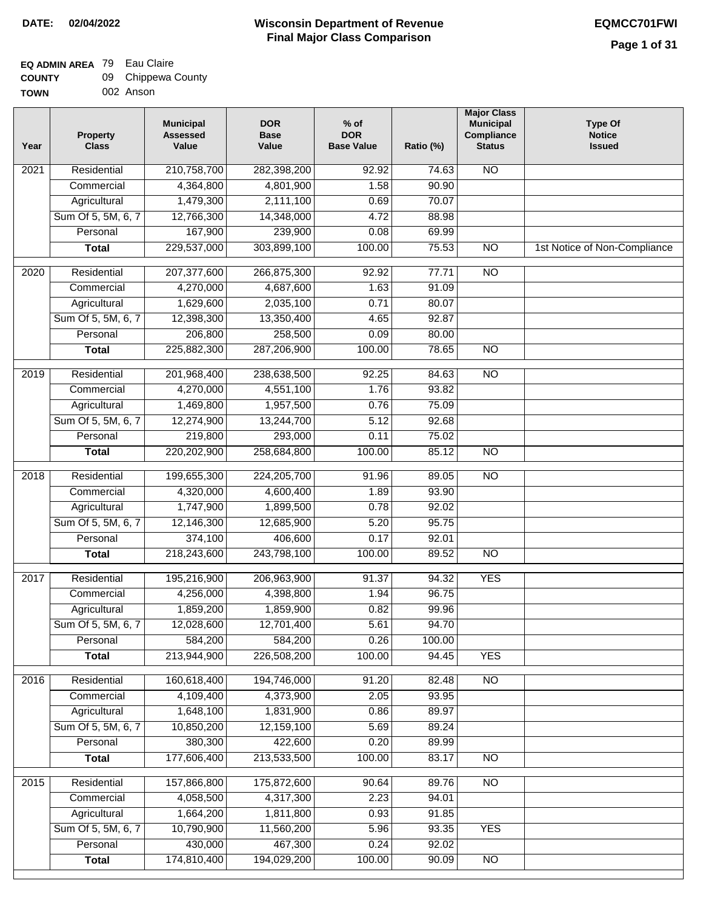**DATE:** 02/04/2022

# Wisconsin Department of Revenue
## Final Major Class Comparison

**EQMCC701FWI**

**EQ ADMIN AREA** 79 Eau Claire
**COUNTY** 09 Chippewa County
**TOWN** 002 Anson

| Year | Property Class | Municipal Assessed Value | DOR Base Value | % of DOR Base Value | Ratio (%) | Major Class Municipal Compliance Status | Type Of Notice Issued |
|---|---|---|---|---|---|---|---|
| 2021 | Residential | 210,758,700 | 282,398,200 | 92.92 | 74.63 | NO | |
| | Commercial | 4,364,800 | 4,801,900 | 1.58 | 90.90 | | |
| | Agricultural | 1,479,300 | 2,111,100 | 0.69 | 70.07 | | |
| | Sum Of 5, 5M, 6, 7 | 12,766,300 | 14,348,000 | 4.72 | 88.98 | | |
| | Personal | 167,900 | 239,900 | 0.08 | 69.99 | | |
| | **Total** | 229,537,000 | 303,899,100 | 100.00 | 75.53 | NO | 1st Notice of Non-Compliance |
| 2020 | Residential | 207,377,600 | 266,875,300 | 92.92 | 77.71 | NO | |
| | Commercial | 4,270,000 | 4,687,600 | 1.63 | 91.09 | | |
| | Agricultural | 1,629,600 | 2,035,100 | 0.71 | 80.07 | | |
| | Sum Of 5, 5M, 6, 7 | 12,398,300 | 13,350,400 | 4.65 | 92.87 | | |
| | Personal | 206,800 | 258,500 | 0.09 | 80.00 | | |
| | **Total** | 225,882,300 | 287,206,900 | 100.00 | 78.65 | NO | |
| 2019 | Residential | 201,968,400 | 238,638,500 | 92.25 | 84.63 | NO | |
| | Commercial | 4,270,000 | 4,551,100 | 1.76 | 93.82 | | |
| | Agricultural | 1,469,800 | 1,957,500 | 0.76 | 75.09 | | |
| | Sum Of 5, 5M, 6, 7 | 12,274,900 | 13,244,700 | 5.12 | 92.68 | | |
| | Personal | 219,800 | 293,000 | 0.11 | 75.02 | | |
| | **Total** | 220,202,900 | 258,684,800 | 100.00 | 85.12 | NO | |
| 2018 | Residential | 199,655,300 | 224,205,700 | 91.96 | 89.05 | NO | |
| | Commercial | 4,320,000 | 4,600,400 | 1.89 | 93.90 | | |
| | Agricultural | 1,747,900 | 1,899,500 | 0.78 | 92.02 | | |
| | Sum Of 5, 5M, 6, 7 | 12,146,300 | 12,685,900 | 5.20 | 95.75 | | |
| | Personal | 374,100 | 406,600 | 0.17 | 92.01 | | |
| | **Total** | 218,243,600 | 243,798,100 | 100.00 | 89.52 | NO | |
| 2017 | Residential | 195,216,900 | 206,963,900 | 91.37 | 94.32 | YES | |
| | Commercial | 4,256,000 | 4,398,800 | 1.94 | 96.75 | | |
| | Agricultural | 1,859,200 | 1,859,900 | 0.82 | 99.96 | | |
| | Sum Of 5, 5M, 6, 7 | 12,028,600 | 12,701,400 | 5.61 | 94.70 | | |
| | Personal | 584,200 | 584,200 | 0.26 | 100.00 | | |
| | **Total** | 213,944,900 | 226,508,200 | 100.00 | 94.45 | YES | |
| 2016 | Residential | 160,618,400 | 194,746,000 | 91.20 | 82.48 | NO | |
| | Commercial | 4,109,400 | 4,373,900 | 2.05 | 93.95 | | |
| | Agricultural | 1,648,100 | 1,831,900 | 0.86 | 89.97 | | |
| | Sum Of 5, 5M, 6, 7 | 10,850,200 | 12,159,100 | 5.69 | 89.24 | | |
| | Personal | 380,300 | 422,600 | 0.20 | 89.99 | | |
| | **Total** | 177,606,400 | 213,533,500 | 100.00 | 83.17 | NO | |
| 2015 | Residential | 157,866,800 | 175,872,600 | 90.64 | 89.76 | NO | |
| | Commercial | 4,058,500 | 4,317,300 | 2.23 | 94.01 | | |
| | Agricultural | 1,664,200 | 1,811,800 | 0.93 | 91.85 | | |
| | Sum Of 5, 5M, 6, 7 | 10,790,900 | 11,560,200 | 5.96 | 93.35 | YES | |
| | Personal | 430,000 | 467,300 | 0.24 | 92.02 | | |
| | **Total** | 174,810,400 | 194,029,200 | 100.00 | 90.09 | NO | |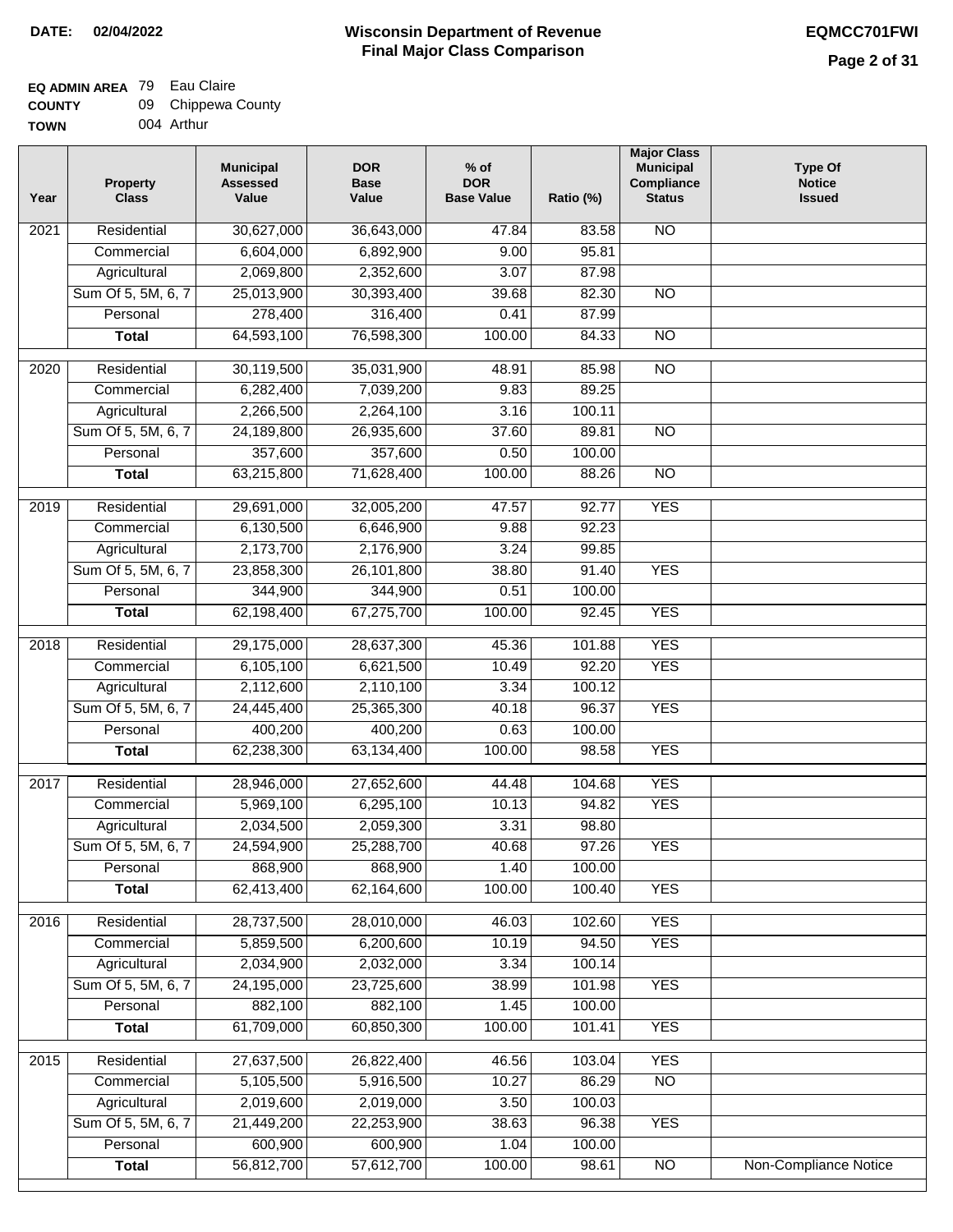**DATE: 02/04/2022**

# Wisconsin Department of Revenue
## Final Major Class Comparison

**EQMCC701FWI**

**EQ ADMIN AREA** 79 Eau Claire
**COUNTY** 09 Chippewa County
**TOWN** 004 Arthur

| Year | Property Class | Municipal Assessed Value | DOR Base Value | % of DOR Base Value | Ratio (%) | Major Class Municipal Compliance Status | Type Of Notice Issued |
|---|---|---|---|---|---|---|---|
| 2021 | Residential | 30,627,000 | 36,643,000 | 47.84 | 83.58 | NO | |
| | Commercial | 6,604,000 | 6,892,900 | 9.00 | 95.81 | | |
| | Agricultural | 2,069,800 | 2,352,600 | 3.07 | 87.98 | | |
| | Sum Of 5, 5M, 6, 7 | 25,013,900 | 30,393,400 | 39.68 | 82.30 | NO | |
| | Personal | 278,400 | 316,400 | 0.41 | 87.99 | | |
| | **Total** | 64,593,100 | 76,598,300 | 100.00 | 84.33 | NO | |
| 2020 | Residential | 30,119,500 | 35,031,900 | 48.91 | 85.98 | NO | |
| | Commercial | 6,282,400 | 7,039,200 | 9.83 | 89.25 | | |
| | Agricultural | 2,266,500 | 2,264,100 | 3.16 | 100.11 | | |
| | Sum Of 5, 5M, 6, 7 | 24,189,800 | 26,935,600 | 37.60 | 89.81 | NO | |
| | Personal | 357,600 | 357,600 | 0.50 | 100.00 | | |
| | **Total** | 63,215,800 | 71,628,400 | 100.00 | 88.26 | NO | |
| 2019 | Residential | 29,691,000 | 32,005,200 | 47.57 | 92.77 | YES | |
| | Commercial | 6,130,500 | 6,646,900 | 9.88 | 92.23 | | |
| | Agricultural | 2,173,700 | 2,176,900 | 3.24 | 99.85 | | |
| | Sum Of 5, 5M, 6, 7 | 23,858,300 | 26,101,800 | 38.80 | 91.40 | YES | |
| | Personal | 344,900 | 344,900 | 0.51 | 100.00 | | |
| | **Total** | 62,198,400 | 67,275,700 | 100.00 | 92.45 | YES | |
| 2018 | Residential | 29,175,000 | 28,637,300 | 45.36 | 101.88 | YES | |
| | Commercial | 6,105,100 | 6,621,500 | 10.49 | 92.20 | YES | |
| | Agricultural | 2,112,600 | 2,110,100 | 3.34 | 100.12 | | |
| | Sum Of 5, 5M, 6, 7 | 24,445,400 | 25,365,300 | 40.18 | 96.37 | YES | |
| | Personal | 400,200 | 400,200 | 0.63 | 100.00 | | |
| | **Total** | 62,238,300 | 63,134,400 | 100.00 | 98.58 | YES | |
| 2017 | Residential | 28,946,000 | 27,652,600 | 44.48 | 104.68 | YES | |
| | Commercial | 5,969,100 | 6,295,100 | 10.13 | 94.82 | YES | |
| | Agricultural | 2,034,500 | 2,059,300 | 3.31 | 98.80 | | |
| | Sum Of 5, 5M, 6, 7 | 24,594,900 | 25,288,700 | 40.68 | 97.26 | YES | |
| | Personal | 868,900 | 868,900 | 1.40 | 100.00 | | |
| | **Total** | 62,413,400 | 62,164,600 | 100.00 | 100.40 | YES | |
| 2016 | Residential | 28,737,500 | 28,010,000 | 46.03 | 102.60 | YES | |
| | Commercial | 5,859,500 | 6,200,600 | 10.19 | 94.50 | YES | |
| | Agricultural | 2,034,900 | 2,032,000 | 3.34 | 100.14 | | |
| | Sum Of 5, 5M, 6, 7 | 24,195,000 | 23,725,600 | 38.99 | 101.98 | YES | |
| | Personal | 882,100 | 882,100 | 1.45 | 100.00 | | |
| | **Total** | 61,709,000 | 60,850,300 | 100.00 | 101.41 | YES | |
| 2015 | Residential | 27,637,500 | 26,822,400 | 46.56 | 103.04 | YES | |
| | Commercial | 5,105,500 | 5,916,500 | 10.27 | 86.29 | NO | |
| | Agricultural | 2,019,600 | 2,019,000 | 3.50 | 100.03 | | |
| | Sum Of 5, 5M, 6, 7 | 21,449,200 | 22,253,900 | 38.63 | 96.38 | YES | |
| | Personal | 600,900 | 600,900 | 1.04 | 100.00 | | |
| | **Total** | 56,812,700 | 57,612,700 | 100.00 | 98.61 | NO | Non-Compliance Notice |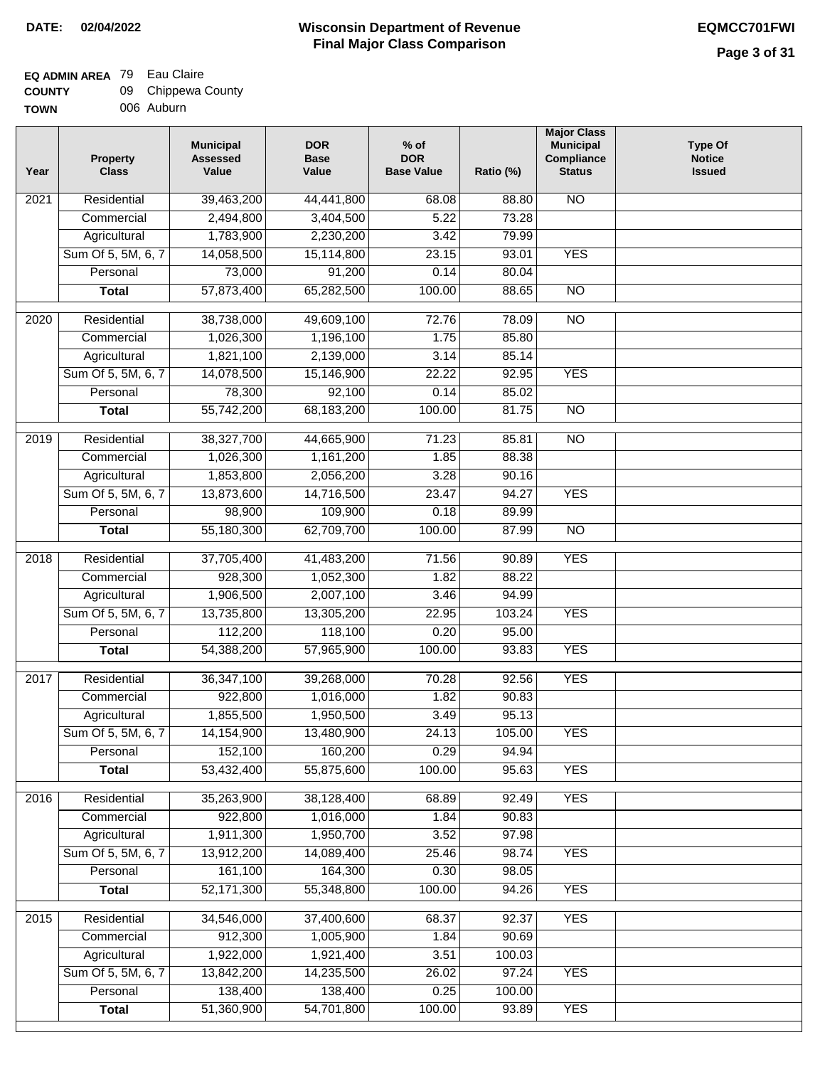**DATE:** 02/04/2022

# Wisconsin Department of Revenue
## Final Major Class Comparison

**EQMCC701FWI**

| | | |
|---|---|---|
| **EQ ADMIN AREA** | 79 | Eau Claire |
| **COUNTY** | 09 | Chippewa County |
| **TOWN** | 006 | Auburn |

| Year | Property Class | Municipal Assessed Value | DOR Base Value | % of DOR Base Value | Ratio (%) | Major Class Municipal Compliance Status | Type Of Notice Issued |
|---|---|---|---|---|---|---|---|
| 2021 | Residential | 39,463,200 | 44,441,800 | 68.08 | 88.80 | NO | |
| | Commercial | 2,494,800 | 3,404,500 | 5.22 | 73.28 | | |
| | Agricultural | 1,783,900 | 2,230,200 | 3.42 | 79.99 | | |
| | Sum Of 5, 5M, 6, 7 | 14,058,500 | 15,114,800 | 23.15 | 93.01 | YES | |
| | Personal | 73,000 | 91,200 | 0.14 | 80.04 | | |
| | **Total** | 57,873,400 | 65,282,500 | 100.00 | 88.65 | NO | |
| 2020 | Residential | 38,738,000 | 49,609,100 | 72.76 | 78.09 | NO | |
| | Commercial | 1,026,300 | 1,196,100 | 1.75 | 85.80 | | |
| | Agricultural | 1,821,100 | 2,139,000 | 3.14 | 85.14 | | |
| | Sum Of 5, 5M, 6, 7 | 14,078,500 | 15,146,900 | 22.22 | 92.95 | YES | |
| | Personal | 78,300 | 92,100 | 0.14 | 85.02 | | |
| | **Total** | 55,742,200 | 68,183,200 | 100.00 | 81.75 | NO | |
| 2019 | Residential | 38,327,700 | 44,665,900 | 71.23 | 85.81 | NO | |
| | Commercial | 1,026,300 | 1,161,200 | 1.85 | 88.38 | | |
| | Agricultural | 1,853,800 | 2,056,200 | 3.28 | 90.16 | | |
| | Sum Of 5, 5M, 6, 7 | 13,873,600 | 14,716,500 | 23.47 | 94.27 | YES | |
| | Personal | 98,900 | 109,900 | 0.18 | 89.99 | | |
| | **Total** | 55,180,300 | 62,709,700 | 100.00 | 87.99 | NO | |
| 2018 | Residential | 37,705,400 | 41,483,200 | 71.56 | 90.89 | YES | |
| | Commercial | 928,300 | 1,052,300 | 1.82 | 88.22 | | |
| | Agricultural | 1,906,500 | 2,007,100 | 3.46 | 94.99 | | |
| | Sum Of 5, 5M, 6, 7 | 13,735,800 | 13,305,200 | 22.95 | 103.24 | YES | |
| | Personal | 112,200 | 118,100 | 0.20 | 95.00 | | |
| | **Total** | 54,388,200 | 57,965,900 | 100.00 | 93.83 | YES | |
| 2017 | Residential | 36,347,100 | 39,268,000 | 70.28 | 92.56 | YES | |
| | Commercial | 922,800 | 1,016,000 | 1.82 | 90.83 | | |
| | Agricultural | 1,855,500 | 1,950,500 | 3.49 | 95.13 | | |
| | Sum Of 5, 5M, 6, 7 | 14,154,900 | 13,480,900 | 24.13 | 105.00 | YES | |
| | Personal | 152,100 | 160,200 | 0.29 | 94.94 | | |
| | **Total** | 53,432,400 | 55,875,600 | 100.00 | 95.63 | YES | |
| 2016 | Residential | 35,263,900 | 38,128,400 | 68.89 | 92.49 | YES | |
| | Commercial | 922,800 | 1,016,000 | 1.84 | 90.83 | | |
| | Agricultural | 1,911,300 | 1,950,700 | 3.52 | 97.98 | | |
| | Sum Of 5, 5M, 6, 7 | 13,912,200 | 14,089,400 | 25.46 | 98.74 | YES | |
| | Personal | 161,100 | 164,300 | 0.30 | 98.05 | | |
| | **Total** | 52,171,300 | 55,348,800 | 100.00 | 94.26 | YES | |
| 2015 | Residential | 34,546,000 | 37,400,600 | 68.37 | 92.37 | YES | |
| | Commercial | 912,300 | 1,005,900 | 1.84 | 90.69 | | |
| | Agricultural | 1,922,000 | 1,921,400 | 3.51 | 100.03 | | |
| | Sum Of 5, 5M, 6, 7 | 13,842,200 | 14,235,500 | 26.02 | 97.24 | YES | |
| | Personal | 138,400 | 138,400 | 0.25 | 100.00 | | |
| | **Total** | 51,360,900 | 54,701,800 | 100.00 | 93.89 | YES | |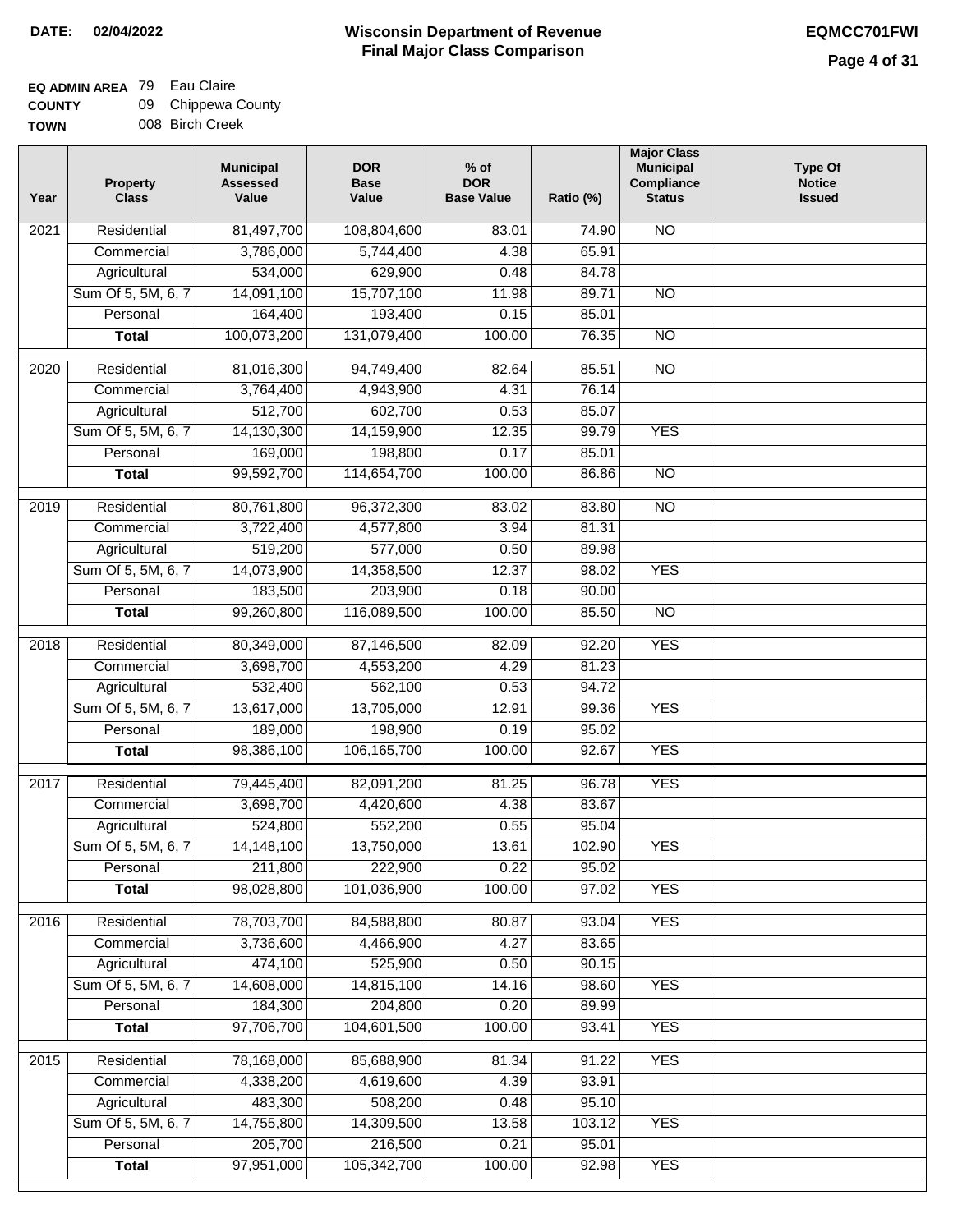**DATE: 02/04/2022**

# Wisconsin Department of Revenue
## Final Major Class Comparison

**EQMCC701FWI**

**EQ ADMIN AREA** 79 Eau Claire
**COUNTY** 09 Chippewa County
**TOWN** 008 Birch Creek

| Year | Property Class | Municipal Assessed Value | DOR Base Value | % of DOR Base Value | Ratio (%) | Major Class Municipal Compliance Status | Type Of Notice Issued |
|---|---|---|---|---|---|---|---|
| 2021 | Residential | 81,497,700 | 108,804,600 | 83.01 | 74.90 | NO | |
| | Commercial | 3,786,000 | 5,744,400 | 4.38 | 65.91 | | |
| | Agricultural | 534,000 | 629,900 | 0.48 | 84.78 | | |
| | Sum Of 5, 5M, 6, 7 | 14,091,100 | 15,707,100 | 11.98 | 89.71 | NO | |
| | Personal | 164,400 | 193,400 | 0.15 | 85.01 | | |
| | **Total** | 100,073,200 | 131,079,400 | 100.00 | 76.35 | NO | |
| 2020 | Residential | 81,016,300 | 94,749,400 | 82.64 | 85.51 | NO | |
| | Commercial | 3,764,400 | 4,943,900 | 4.31 | 76.14 | | |
| | Agricultural | 512,700 | 602,700 | 0.53 | 85.07 | | |
| | Sum Of 5, 5M, 6, 7 | 14,130,300 | 14,159,900 | 12.35 | 99.79 | YES | |
| | Personal | 169,000 | 198,800 | 0.17 | 85.01 | | |
| | **Total** | 99,592,700 | 114,654,700 | 100.00 | 86.86 | NO | |
| 2019 | Residential | 80,761,800 | 96,372,300 | 83.02 | 83.80 | NO | |
| | Commercial | 3,722,400 | 4,577,800 | 3.94 | 81.31 | | |
| | Agricultural | 519,200 | 577,000 | 0.50 | 89.98 | | |
| | Sum Of 5, 5M, 6, 7 | 14,073,900 | 14,358,500 | 12.37 | 98.02 | YES | |
| | Personal | 183,500 | 203,900 | 0.18 | 90.00 | | |
| | **Total** | 99,260,800 | 116,089,500 | 100.00 | 85.50 | NO | |
| 2018 | Residential | 80,349,000 | 87,146,500 | 82.09 | 92.20 | YES | |
| | Commercial | 3,698,700 | 4,553,200 | 4.29 | 81.23 | | |
| | Agricultural | 532,400 | 562,100 | 0.53 | 94.72 | | |
| | Sum Of 5, 5M, 6, 7 | 13,617,000 | 13,705,000 | 12.91 | 99.36 | YES | |
| | Personal | 189,000 | 198,900 | 0.19 | 95.02 | | |
| | **Total** | 98,386,100 | 106,165,700 | 100.00 | 92.67 | YES | |
| 2017 | Residential | 79,445,400 | 82,091,200 | 81.25 | 96.78 | YES | |
| | Commercial | 3,698,700 | 4,420,600 | 4.38 | 83.67 | | |
| | Agricultural | 524,800 | 552,200 | 0.55 | 95.04 | | |
| | Sum Of 5, 5M, 6, 7 | 14,148,100 | 13,750,000 | 13.61 | 102.90 | YES | |
| | Personal | 211,800 | 222,900 | 0.22 | 95.02 | | |
| | **Total** | 98,028,800 | 101,036,900 | 100.00 | 97.02 | YES | |
| 2016 | Residential | 78,703,700 | 84,588,800 | 80.87 | 93.04 | YES | |
| | Commercial | 3,736,600 | 4,466,900 | 4.27 | 83.65 | | |
| | Agricultural | 474,100 | 525,900 | 0.50 | 90.15 | | |
| | Sum Of 5, 5M, 6, 7 | 14,608,000 | 14,815,100 | 14.16 | 98.60 | YES | |
| | Personal | 184,300 | 204,800 | 0.20 | 89.99 | | |
| | **Total** | 97,706,700 | 104,601,500 | 100.00 | 93.41 | YES | |
| 2015 | Residential | 78,168,000 | 85,688,900 | 81.34 | 91.22 | YES | |
| | Commercial | 4,338,200 | 4,619,600 | 4.39 | 93.91 | | |
| | Agricultural | 483,300 | 508,200 | 0.48 | 95.10 | | |
| | Sum Of 5, 5M, 6, 7 | 14,755,800 | 14,309,500 | 13.58 | 103.12 | YES | |
| | Personal | 205,700 | 216,500 | 0.21 | 95.01 | | |
| | **Total** | 97,951,000 | 105,342,700 | 100.00 | 92.98 | YES | |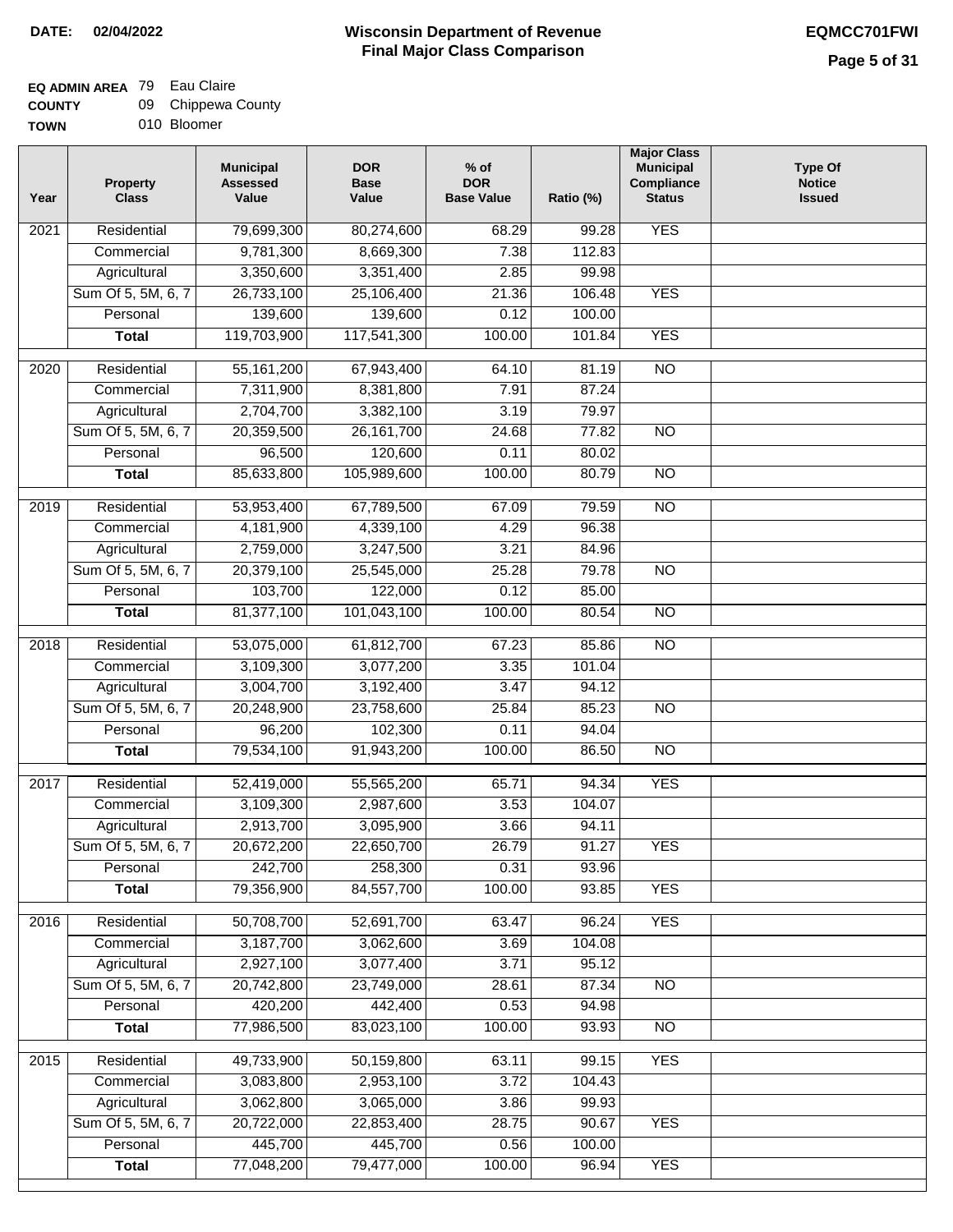**DATE: 02/04/2022**

# Wisconsin Department of Revenue
## Final Major Class Comparison

**EQMCC701FWI**

**EQ ADMIN AREA** 79 Eau Claire
**COUNTY** 09 Chippewa County
**TOWN** 010 Bloomer

| Year | Property Class | Municipal Assessed Value | DOR Base Value | % of DOR Base Value | Ratio (%) | Major Class Municipal Compliance Status | Type Of Notice Issued |
|---|---|---|---|---|---|---|---|
| 2021 | Residential | 79,699,300 | 80,274,600 | 68.29 | 99.28 | YES | |
| | Commercial | 9,781,300 | 8,669,300 | 7.38 | 112.83 | | |
| | Agricultural | 3,350,600 | 3,351,400 | 2.85 | 99.98 | | |
| | Sum Of 5, 5M, 6, 7 | 26,733,100 | 25,106,400 | 21.36 | 106.48 | YES | |
| | Personal | 139,600 | 139,600 | 0.12 | 100.00 | | |
| | **Total** | 119,703,900 | 117,541,300 | 100.00 | 101.84 | YES | |
| 2020 | Residential | 55,161,200 | 67,943,400 | 64.10 | 81.19 | NO | |
| | Commercial | 7,311,900 | 8,381,800 | 7.91 | 87.24 | | |
| | Agricultural | 2,704,700 | 3,382,100 | 3.19 | 79.97 | | |
| | Sum Of 5, 5M, 6, 7 | 20,359,500 | 26,161,700 | 24.68 | 77.82 | NO | |
| | Personal | 96,500 | 120,600 | 0.11 | 80.02 | | |
| | **Total** | 85,633,800 | 105,989,600 | 100.00 | 80.79 | NO | |
| 2019 | Residential | 53,953,400 | 67,789,500 | 67.09 | 79.59 | NO | |
| | Commercial | 4,181,900 | 4,339,100 | 4.29 | 96.38 | | |
| | Agricultural | 2,759,000 | 3,247,500 | 3.21 | 84.96 | | |
| | Sum Of 5, 5M, 6, 7 | 20,379,100 | 25,545,000 | 25.28 | 79.78 | NO | |
| | Personal | 103,700 | 122,000 | 0.12 | 85.00 | | |
| | **Total** | 81,377,100 | 101,043,100 | 100.00 | 80.54 | NO | |
| 2018 | Residential | 53,075,000 | 61,812,700 | 67.23 | 85.86 | NO | |
| | Commercial | 3,109,300 | 3,077,200 | 3.35 | 101.04 | | |
| | Agricultural | 3,004,700 | 3,192,400 | 3.47 | 94.12 | | |
| | Sum Of 5, 5M, 6, 7 | 20,248,900 | 23,758,600 | 25.84 | 85.23 | NO | |
| | Personal | 96,200 | 102,300 | 0.11 | 94.04 | | |
| | **Total** | 79,534,100 | 91,943,200 | 100.00 | 86.50 | NO | |
| 2017 | Residential | 52,419,000 | 55,565,200 | 65.71 | 94.34 | YES | |
| | Commercial | 3,109,300 | 2,987,600 | 3.53 | 104.07 | | |
| | Agricultural | 2,913,700 | 3,095,900 | 3.66 | 94.11 | | |
| | Sum Of 5, 5M, 6, 7 | 20,672,200 | 22,650,700 | 26.79 | 91.27 | YES | |
| | Personal | 242,700 | 258,300 | 0.31 | 93.96 | | |
| | **Total** | 79,356,900 | 84,557,700 | 100.00 | 93.85 | YES | |
| 2016 | Residential | 50,708,700 | 52,691,700 | 63.47 | 96.24 | YES | |
| | Commercial | 3,187,700 | 3,062,600 | 3.69 | 104.08 | | |
| | Agricultural | 2,927,100 | 3,077,400 | 3.71 | 95.12 | | |
| | Sum Of 5, 5M, 6, 7 | 20,742,800 | 23,749,000 | 28.61 | 87.34 | NO | |
| | Personal | 420,200 | 442,400 | 0.53 | 94.98 | | |
| | **Total** | 77,986,500 | 83,023,100 | 100.00 | 93.93 | NO | |
| 2015 | Residential | 49,733,900 | 50,159,800 | 63.11 | 99.15 | YES | |
| | Commercial | 3,083,800 | 2,953,100 | 3.72 | 104.43 | | |
| | Agricultural | 3,062,800 | 3,065,000 | 3.86 | 99.93 | | |
| | Sum Of 5, 5M, 6, 7 | 20,722,000 | 22,853,400 | 28.75 | 90.67 | YES | |
| | Personal | 445,700 | 445,700 | 0.56 | 100.00 | | |
| | **Total** | 77,048,200 | 79,477,000 | 100.00 | 96.94 | YES | |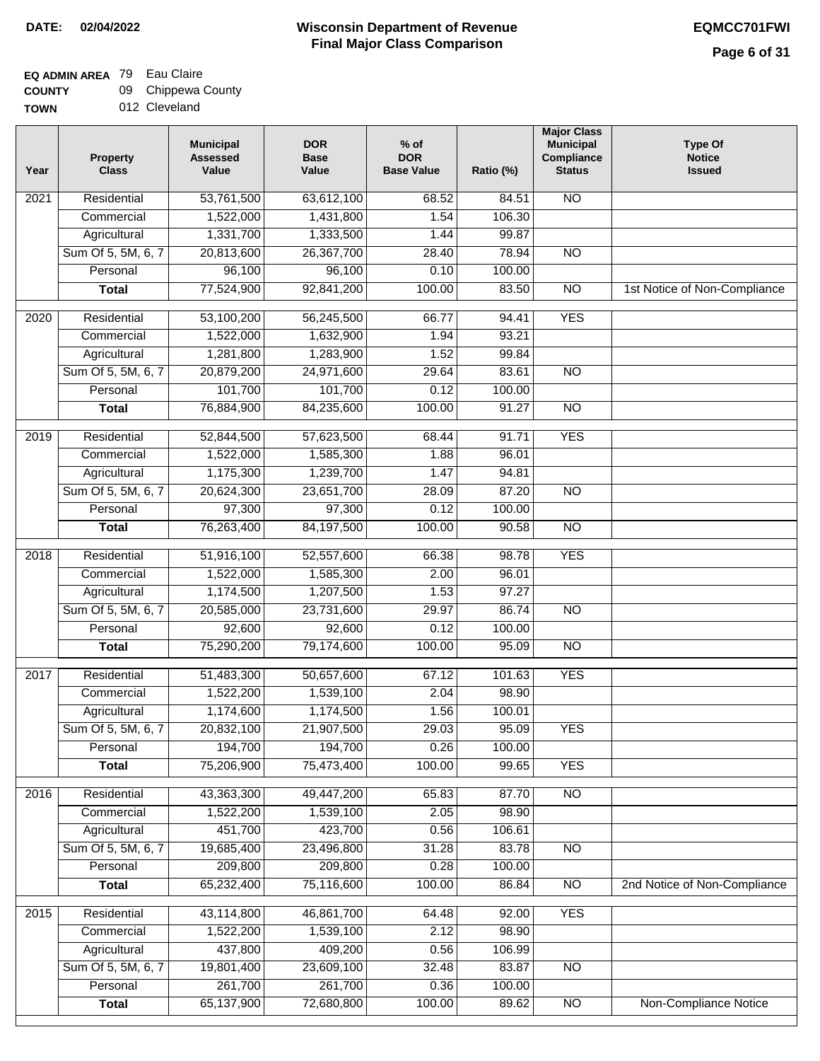**DATE:** 02/04/2022

# Wisconsin Department of Revenue
## Final Major Class Comparison

**EQMCC701FWI**

**EQ ADMIN AREA** 79 Eau Claire
**COUNTY** 09 Chippewa County
**TOWN** 012 Cleveland

| Year | Property Class | Municipal Assessed Value | DOR Base Value | % of DOR Base Value | Ratio (%) | Major Class Municipal Compliance Status | Type Of Notice Issued |
|---|---|---|---|---|---|---|---|
| 2021 | Residential | 53,761,500 | 63,612,100 | 68.52 | 84.51 | NO | |
| | Commercial | 1,522,000 | 1,431,800 | 1.54 | 106.30 | | |
| | Agricultural | 1,331,700 | 1,333,500 | 1.44 | 99.87 | | |
| | Sum Of 5, 5M, 6, 7 | 20,813,600 | 26,367,700 | 28.40 | 78.94 | NO | |
| | Personal | 96,100 | 96,100 | 0.10 | 100.00 | | |
| | **Total** | 77,524,900 | 92,841,200 | 100.00 | 83.50 | NO | 1st Notice of Non-Compliance |
| 2020 | Residential | 53,100,200 | 56,245,500 | 66.77 | 94.41 | YES | |
| | Commercial | 1,522,000 | 1,632,900 | 1.94 | 93.21 | | |
| | Agricultural | 1,281,800 | 1,283,900 | 1.52 | 99.84 | | |
| | Sum Of 5, 5M, 6, 7 | 20,879,200 | 24,971,600 | 29.64 | 83.61 | NO | |
| | Personal | 101,700 | 101,700 | 0.12 | 100.00 | | |
| | **Total** | 76,884,900 | 84,235,600 | 100.00 | 91.27 | NO | |
| 2019 | Residential | 52,844,500 | 57,623,500 | 68.44 | 91.71 | YES | |
| | Commercial | 1,522,000 | 1,585,300 | 1.88 | 96.01 | | |
| | Agricultural | 1,175,300 | 1,239,700 | 1.47 | 94.81 | | |
| | Sum Of 5, 5M, 6, 7 | 20,624,300 | 23,651,700 | 28.09 | 87.20 | NO | |
| | Personal | 97,300 | 97,300 | 0.12 | 100.00 | | |
| | **Total** | 76,263,400 | 84,197,500 | 100.00 | 90.58 | NO | |
| 2018 | Residential | 51,916,100 | 52,557,600 | 66.38 | 98.78 | YES | |
| | Commercial | 1,522,000 | 1,585,300 | 2.00 | 96.01 | | |
| | Agricultural | 1,174,500 | 1,207,500 | 1.53 | 97.27 | | |
| | Sum Of 5, 5M, 6, 7 | 20,585,000 | 23,731,600 | 29.97 | 86.74 | NO | |
| | Personal | 92,600 | 92,600 | 0.12 | 100.00 | | |
| | **Total** | 75,290,200 | 79,174,600 | 100.00 | 95.09 | NO | |
| 2017 | Residential | 51,483,300 | 50,657,600 | 67.12 | 101.63 | YES | |
| | Commercial | 1,522,200 | 1,539,100 | 2.04 | 98.90 | | |
| | Agricultural | 1,174,600 | 1,174,500 | 1.56 | 100.01 | | |
| | Sum Of 5, 5M, 6, 7 | 20,832,100 | 21,907,500 | 29.03 | 95.09 | YES | |
| | Personal | 194,700 | 194,700 | 0.26 | 100.00 | | |
| | **Total** | 75,206,900 | 75,473,400 | 100.00 | 99.65 | YES | |
| 2016 | Residential | 43,363,300 | 49,447,200 | 65.83 | 87.70 | NO | |
| | Commercial | 1,522,200 | 1,539,100 | 2.05 | 98.90 | | |
| | Agricultural | 451,700 | 423,700 | 0.56 | 106.61 | | |
| | Sum Of 5, 5M, 6, 7 | 19,685,400 | 23,496,800 | 31.28 | 83.78 | NO | |
| | Personal | 209,800 | 209,800 | 0.28 | 100.00 | | |
| | **Total** | 65,232,400 | 75,116,600 | 100.00 | 86.84 | NO | 2nd Notice of Non-Compliance |
| 2015 | Residential | 43,114,800 | 46,861,700 | 64.48 | 92.00 | YES | |
| | Commercial | 1,522,200 | 1,539,100 | 2.12 | 98.90 | | |
| | Agricultural | 437,800 | 409,200 | 0.56 | 106.99 | | |
| | Sum Of 5, 5M, 6, 7 | 19,801,400 | 23,609,100 | 32.48 | 83.87 | NO | |
| | Personal | 261,700 | 261,700 | 0.36 | 100.00 | | |
| | **Total** | 65,137,900 | 72,680,800 | 100.00 | 89.62 | NO | Non-Compliance Notice |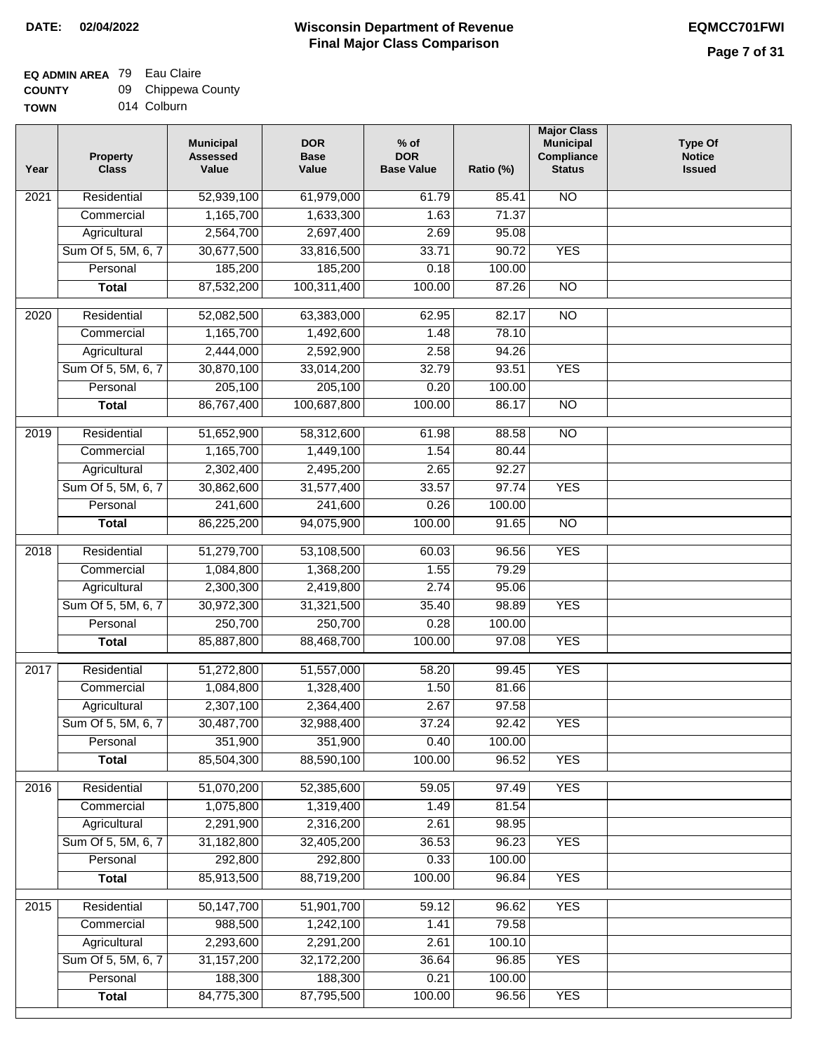**DATE: 02/04/2022**

# Wisconsin Department of Revenue
## Final Major Class Comparison

**EQMCC701FWI**

**EQ ADMIN AREA** 79 Eau Claire
**COUNTY** 09 Chippewa County
**TOWN** 014 Colburn

| Year | Property Class | Municipal Assessed Value | DOR Base Value | % of DOR Base Value | Ratio (%) | Major Class Municipal Compliance Status | Type Of Notice Issued |
|---|---|---|---|---|---|---|---|
| 2021 | Residential | 52,939,100 | 61,979,000 | 61.79 | 85.41 | NO | |
| | Commercial | 1,165,700 | 1,633,300 | 1.63 | 71.37 | | |
| | Agricultural | 2,564,700 | 2,697,400 | 2.69 | 95.08 | | |
| | Sum Of 5, 5M, 6, 7 | 30,677,500 | 33,816,500 | 33.71 | 90.72 | YES | |
| | Personal | 185,200 | 185,200 | 0.18 | 100.00 | | |
| | **Total** | 87,532,200 | 100,311,400 | 100.00 | 87.26 | NO | |
| 2020 | Residential | 52,082,500 | 63,383,000 | 62.95 | 82.17 | NO | |
| | Commercial | 1,165,700 | 1,492,600 | 1.48 | 78.10 | | |
| | Agricultural | 2,444,000 | 2,592,900 | 2.58 | 94.26 | | |
| | Sum Of 5, 5M, 6, 7 | 30,870,100 | 33,014,200 | 32.79 | 93.51 | YES | |
| | Personal | 205,100 | 205,100 | 0.20 | 100.00 | | |
| | **Total** | 86,767,400 | 100,687,800 | 100.00 | 86.17 | NO | |
| 2019 | Residential | 51,652,900 | 58,312,600 | 61.98 | 88.58 | NO | |
| | Commercial | 1,165,700 | 1,449,100 | 1.54 | 80.44 | | |
| | Agricultural | 2,302,400 | 2,495,200 | 2.65 | 92.27 | | |
| | Sum Of 5, 5M, 6, 7 | 30,862,600 | 31,577,400 | 33.57 | 97.74 | YES | |
| | Personal | 241,600 | 241,600 | 0.26 | 100.00 | | |
| | **Total** | 86,225,200 | 94,075,900 | 100.00 | 91.65 | NO | |
| 2018 | Residential | 51,279,700 | 53,108,500 | 60.03 | 96.56 | YES | |
| | Commercial | 1,084,800 | 1,368,200 | 1.55 | 79.29 | | |
| | Agricultural | 2,300,300 | 2,419,800 | 2.74 | 95.06 | | |
| | Sum Of 5, 5M, 6, 7 | 30,972,300 | 31,321,500 | 35.40 | 98.89 | YES | |
| | Personal | 250,700 | 250,700 | 0.28 | 100.00 | | |
| | **Total** | 85,887,800 | 88,468,700 | 100.00 | 97.08 | YES | |
| 2017 | Residential | 51,272,800 | 51,557,000 | 58.20 | 99.45 | YES | |
| | Commercial | 1,084,800 | 1,328,400 | 1.50 | 81.66 | | |
| | Agricultural | 2,307,100 | 2,364,400 | 2.67 | 97.58 | | |
| | Sum Of 5, 5M, 6, 7 | 30,487,700 | 32,988,400 | 37.24 | 92.42 | YES | |
| | Personal | 351,900 | 351,900 | 0.40 | 100.00 | | |
| | **Total** | 85,504,300 | 88,590,100 | 100.00 | 96.52 | YES | |
| 2016 | Residential | 51,070,200 | 52,385,600 | 59.05 | 97.49 | YES | |
| | Commercial | 1,075,800 | 1,319,400 | 1.49 | 81.54 | | |
| | Agricultural | 2,291,900 | 2,316,200 | 2.61 | 98.95 | | |
| | Sum Of 5, 5M, 6, 7 | 31,182,800 | 32,405,200 | 36.53 | 96.23 | YES | |
| | Personal | 292,800 | 292,800 | 0.33 | 100.00 | | |
| | **Total** | 85,913,500 | 88,719,200 | 100.00 | 96.84 | YES | |
| 2015 | Residential | 50,147,700 | 51,901,700 | 59.12 | 96.62 | YES | |
| | Commercial | 988,500 | 1,242,100 | 1.41 | 79.58 | | |
| | Agricultural | 2,293,600 | 2,291,200 | 2.61 | 100.10 | | |
| | Sum Of 5, 5M, 6, 7 | 31,157,200 | 32,172,200 | 36.64 | 96.85 | YES | |
| | Personal | 188,300 | 188,300 | 0.21 | 100.00 | | |
| | **Total** | 84,775,300 | 87,795,500 | 100.00 | 96.56 | YES | |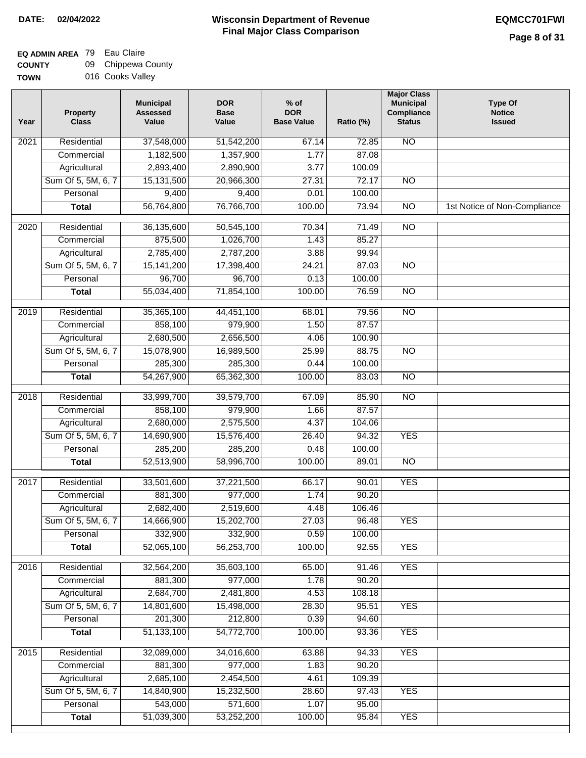**DATE: 02/04/2022**

# Wisconsin Department of Revenue
## Final Major Class Comparison

**EQMCC701FWI**

**EQ ADMIN AREA** 79 Eau Claire
**COUNTY** 09 Chippewa County
**TOWN** 016 Cooks Valley

| Year | Property Class | Municipal Assessed Value | DOR Base Value | % of DOR Base Value | Ratio (%) | Major Class Municipal Compliance Status | Type Of Notice Issued |
|---|---|---|---|---|---|---|---|
| 2021 | Residential | 37,548,000 | 51,542,200 | 67.14 | 72.85 | NO | |
| | Commercial | 1,182,500 | 1,357,900 | 1.77 | 87.08 | | |
| | Agricultural | 2,893,400 | 2,890,900 | 3.77 | 100.09 | | |
| | Sum Of 5, 5M, 6, 7 | 15,131,500 | 20,966,300 | 27.31 | 72.17 | NO | |
| | Personal | 9,400 | 9,400 | 0.01 | 100.00 | | |
| | **Total** | 56,764,800 | 76,766,700 | 100.00 | 73.94 | NO | 1st Notice of Non-Compliance |
| 2020 | Residential | 36,135,600 | 50,545,100 | 70.34 | 71.49 | NO | |
| | Commercial | 875,500 | 1,026,700 | 1.43 | 85.27 | | |
| | Agricultural | 2,785,400 | 2,787,200 | 3.88 | 99.94 | | |
| | Sum Of 5, 5M, 6, 7 | 15,141,200 | 17,398,400 | 24.21 | 87.03 | NO | |
| | Personal | 96,700 | 96,700 | 0.13 | 100.00 | | |
| | **Total** | 55,034,400 | 71,854,100 | 100.00 | 76.59 | NO | |
| 2019 | Residential | 35,365,100 | 44,451,100 | 68.01 | 79.56 | NO | |
| | Commercial | 858,100 | 979,900 | 1.50 | 87.57 | | |
| | Agricultural | 2,680,500 | 2,656,500 | 4.06 | 100.90 | | |
| | Sum Of 5, 5M, 6, 7 | 15,078,900 | 16,989,500 | 25.99 | 88.75 | NO | |
| | Personal | 285,300 | 285,300 | 0.44 | 100.00 | | |
| | **Total** | 54,267,900 | 65,362,300 | 100.00 | 83.03 | NO | |
| 2018 | Residential | 33,999,700 | 39,579,700 | 67.09 | 85.90 | NO | |
| | Commercial | 858,100 | 979,900 | 1.66 | 87.57 | | |
| | Agricultural | 2,680,000 | 2,575,500 | 4.37 | 104.06 | | |
| | Sum Of 5, 5M, 6, 7 | 14,690,900 | 15,576,400 | 26.40 | 94.32 | YES | |
| | Personal | 285,200 | 285,200 | 0.48 | 100.00 | | |
| | **Total** | 52,513,900 | 58,996,700 | 100.00 | 89.01 | NO | |
| 2017 | Residential | 33,501,600 | 37,221,500 | 66.17 | 90.01 | YES | |
| | Commercial | 881,300 | 977,000 | 1.74 | 90.20 | | |
| | Agricultural | 2,682,400 | 2,519,600 | 4.48 | 106.46 | | |
| | Sum Of 5, 5M, 6, 7 | 14,666,900 | 15,202,700 | 27.03 | 96.48 | YES | |
| | Personal | 332,900 | 332,900 | 0.59 | 100.00 | | |
| | **Total** | 52,065,100 | 56,253,700 | 100.00 | 92.55 | YES | |
| 2016 | Residential | 32,564,200 | 35,603,100 | 65.00 | 91.46 | YES | |
| | Commercial | 881,300 | 977,000 | 1.78 | 90.20 | | |
| | Agricultural | 2,684,700 | 2,481,800 | 4.53 | 108.18 | | |
| | Sum Of 5, 5M, 6, 7 | 14,801,600 | 15,498,000 | 28.30 | 95.51 | YES | |
| | Personal | 201,300 | 212,800 | 0.39 | 94.60 | | |
| | **Total** | 51,133,100 | 54,772,700 | 100.00 | 93.36 | YES | |
| 2015 | Residential | 32,089,000 | 34,016,600 | 63.88 | 94.33 | YES | |
| | Commercial | 881,300 | 977,000 | 1.83 | 90.20 | | |
| | Agricultural | 2,685,100 | 2,454,500 | 4.61 | 109.39 | | |
| | Sum Of 5, 5M, 6, 7 | 14,840,900 | 15,232,500 | 28.60 | 97.43 | YES | |
| | Personal | 543,000 | 571,600 | 1.07 | 95.00 | | |
| | **Total** | 51,039,300 | 53,252,200 | 100.00 | 95.84 | YES | |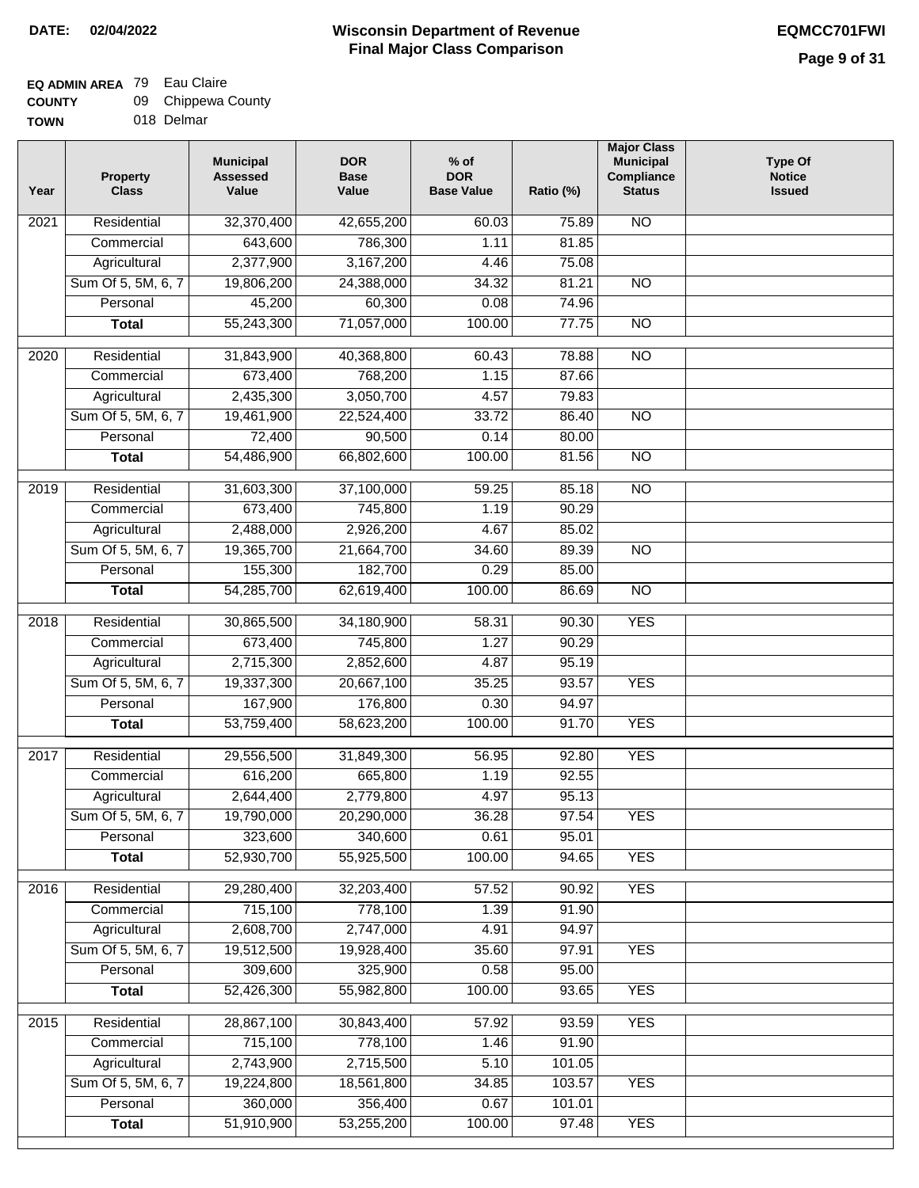**DATE: 02/04/2022**

# Wisconsin Department of Revenue
## Final Major Class Comparison

**EQMCC701FWI**

**EQ ADMIN AREA** 79 Eau Claire
**COUNTY** 09 Chippewa County
**TOWN** 018 Delmar

| Year | Property Class | Municipal Assessed Value | DOR Base Value | % of DOR Base Value | Ratio (%) | Major Class Municipal Compliance Status | Type Of Notice Issued |
|---|---|---|---|---|---|---|---|
| 2021 | Residential | 32,370,400 | 42,655,200 | 60.03 | 75.89 | NO | |
| | Commercial | 643,600 | 786,300 | 1.11 | 81.85 | | |
| | Agricultural | 2,377,900 | 3,167,200 | 4.46 | 75.08 | | |
| | Sum Of 5, 5M, 6, 7 | 19,806,200 | 24,388,000 | 34.32 | 81.21 | NO | |
| | Personal | 45,200 | 60,300 | 0.08 | 74.96 | | |
| | **Total** | 55,243,300 | 71,057,000 | 100.00 | 77.75 | NO | |
| 2020 | Residential | 31,843,900 | 40,368,800 | 60.43 | 78.88 | NO | |
| | Commercial | 673,400 | 768,200 | 1.15 | 87.66 | | |
| | Agricultural | 2,435,300 | 3,050,700 | 4.57 | 79.83 | | |
| | Sum Of 5, 5M, 6, 7 | 19,461,900 | 22,524,400 | 33.72 | 86.40 | NO | |
| | Personal | 72,400 | 90,500 | 0.14 | 80.00 | | |
| | **Total** | 54,486,900 | 66,802,600 | 100.00 | 81.56 | NO | |
| 2019 | Residential | 31,603,300 | 37,100,000 | 59.25 | 85.18 | NO | |
| | Commercial | 673,400 | 745,800 | 1.19 | 90.29 | | |
| | Agricultural | 2,488,000 | 2,926,200 | 4.67 | 85.02 | | |
| | Sum Of 5, 5M, 6, 7 | 19,365,700 | 21,664,700 | 34.60 | 89.39 | NO | |
| | Personal | 155,300 | 182,700 | 0.29 | 85.00 | | |
| | **Total** | 54,285,700 | 62,619,400 | 100.00 | 86.69 | NO | |
| 2018 | Residential | 30,865,500 | 34,180,900 | 58.31 | 90.30 | YES | |
| | Commercial | 673,400 | 745,800 | 1.27 | 90.29 | | |
| | Agricultural | 2,715,300 | 2,852,600 | 4.87 | 95.19 | | |
| | Sum Of 5, 5M, 6, 7 | 19,337,300 | 20,667,100 | 35.25 | 93.57 | YES | |
| | Personal | 167,900 | 176,800 | 0.30 | 94.97 | | |
| | **Total** | 53,759,400 | 58,623,200 | 100.00 | 91.70 | YES | |
| 2017 | Residential | 29,556,500 | 31,849,300 | 56.95 | 92.80 | YES | |
| | Commercial | 616,200 | 665,800 | 1.19 | 92.55 | | |
| | Agricultural | 2,644,400 | 2,779,800 | 4.97 | 95.13 | | |
| | Sum Of 5, 5M, 6, 7 | 19,790,000 | 20,290,000 | 36.28 | 97.54 | YES | |
| | Personal | 323,600 | 340,600 | 0.61 | 95.01 | | |
| | **Total** | 52,930,700 | 55,925,500 | 100.00 | 94.65 | YES | |
| 2016 | Residential | 29,280,400 | 32,203,400 | 57.52 | 90.92 | YES | |
| | Commercial | 715,100 | 778,100 | 1.39 | 91.90 | | |
| | Agricultural | 2,608,700 | 2,747,000 | 4.91 | 94.97 | | |
| | Sum Of 5, 5M, 6, 7 | 19,512,500 | 19,928,400 | 35.60 | 97.91 | YES | |
| | Personal | 309,600 | 325,900 | 0.58 | 95.00 | | |
| | **Total** | 52,426,300 | 55,982,800 | 100.00 | 93.65 | YES | |
| 2015 | Residential | 28,867,100 | 30,843,400 | 57.92 | 93.59 | YES | |
| | Commercial | 715,100 | 778,100 | 1.46 | 91.90 | | |
| | Agricultural | 2,743,900 | 2,715,500 | 5.10 | 101.05 | | |
| | Sum Of 5, 5M, 6, 7 | 19,224,800 | 18,561,800 | 34.85 | 103.57 | YES | |
| | Personal | 360,000 | 356,400 | 0.67 | 101.01 | | |
| | **Total** | 51,910,900 | 53,255,200 | 100.00 | 97.48 | YES | |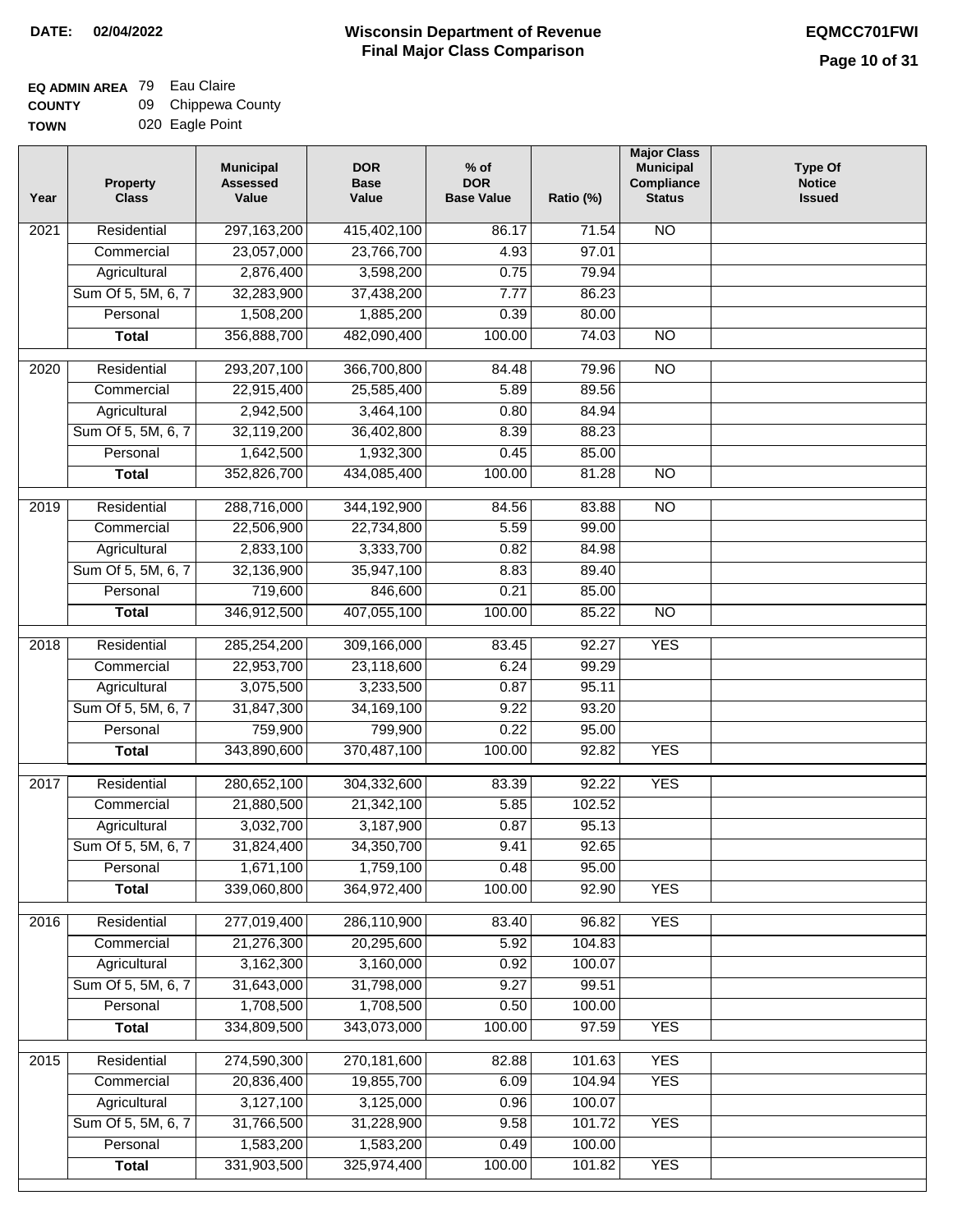**DATE:** 02/04/2022

# Wisconsin Department of Revenue
## Final Major Class Comparison

**EQMCC701FWI**

**EQ ADMIN AREA** 79 Eau Claire
**COUNTY** 09 Chippewa County
**TOWN** 020 Eagle Point

| Year | Property Class | Municipal Assessed Value | DOR Base Value | % of DOR Base Value | Ratio (%) | Major Class Municipal Compliance Status | Type Of Notice Issued |
|---|---|---|---|---|---|---|---|
| 2021 | Residential | 297,163,200 | 415,402,100 | 86.17 | 71.54 | NO | |
| | Commercial | 23,057,000 | 23,766,700 | 4.93 | 97.01 | | |
| | Agricultural | 2,876,400 | 3,598,200 | 0.75 | 79.94 | | |
| | Sum Of 5, 5M, 6, 7 | 32,283,900 | 37,438,200 | 7.77 | 86.23 | | |
| | Personal | 1,508,200 | 1,885,200 | 0.39 | 80.00 | | |
| | **Total** | 356,888,700 | 482,090,400 | 100.00 | 74.03 | NO | |
| 2020 | Residential | 293,207,100 | 366,700,800 | 84.48 | 79.96 | NO | |
| | Commercial | 22,915,400 | 25,585,400 | 5.89 | 89.56 | | |
| | Agricultural | 2,942,500 | 3,464,100 | 0.80 | 84.94 | | |
| | Sum Of 5, 5M, 6, 7 | 32,119,200 | 36,402,800 | 8.39 | 88.23 | | |
| | Personal | 1,642,500 | 1,932,300 | 0.45 | 85.00 | | |
| | **Total** | 352,826,700 | 434,085,400 | 100.00 | 81.28 | NO | |
| 2019 | Residential | 288,716,000 | 344,192,900 | 84.56 | 83.88 | NO | |
| | Commercial | 22,506,900 | 22,734,800 | 5.59 | 99.00 | | |
| | Agricultural | 2,833,100 | 3,333,700 | 0.82 | 84.98 | | |
| | Sum Of 5, 5M, 6, 7 | 32,136,900 | 35,947,100 | 8.83 | 89.40 | | |
| | Personal | 719,600 | 846,600 | 0.21 | 85.00 | | |
| | **Total** | 346,912,500 | 407,055,100 | 100.00 | 85.22 | NO | |
| 2018 | Residential | 285,254,200 | 309,166,000 | 83.45 | 92.27 | YES | |
| | Commercial | 22,953,700 | 23,118,600 | 6.24 | 99.29 | | |
| | Agricultural | 3,075,500 | 3,233,500 | 0.87 | 95.11 | | |
| | Sum Of 5, 5M, 6, 7 | 31,847,300 | 34,169,100 | 9.22 | 93.20 | | |
| | Personal | 759,900 | 799,900 | 0.22 | 95.00 | | |
| | **Total** | 343,890,600 | 370,487,100 | 100.00 | 92.82 | YES | |
| 2017 | Residential | 280,652,100 | 304,332,600 | 83.39 | 92.22 | YES | |
| | Commercial | 21,880,500 | 21,342,100 | 5.85 | 102.52 | | |
| | Agricultural | 3,032,700 | 3,187,900 | 0.87 | 95.13 | | |
| | Sum Of 5, 5M, 6, 7 | 31,824,400 | 34,350,700 | 9.41 | 92.65 | | |
| | Personal | 1,671,100 | 1,759,100 | 0.48 | 95.00 | | |
| | **Total** | 339,060,800 | 364,972,400 | 100.00 | 92.90 | YES | |
| 2016 | Residential | 277,019,400 | 286,110,900 | 83.40 | 96.82 | YES | |
| | Commercial | 21,276,300 | 20,295,600 | 5.92 | 104.83 | | |
| | Agricultural | 3,162,300 | 3,160,000 | 0.92 | 100.07 | | |
| | Sum Of 5, 5M, 6, 7 | 31,643,000 | 31,798,000 | 9.27 | 99.51 | | |
| | Personal | 1,708,500 | 1,708,500 | 0.50 | 100.00 | | |
| | **Total** | 334,809,500 | 343,073,000 | 100.00 | 97.59 | YES | |
| 2015 | Residential | 274,590,300 | 270,181,600 | 82.88 | 101.63 | YES | |
| | Commercial | 20,836,400 | 19,855,700 | 6.09 | 104.94 | YES | |
| | Agricultural | 3,127,100 | 3,125,000 | 0.96 | 100.07 | | |
| | Sum Of 5, 5M, 6, 7 | 31,766,500 | 31,228,900 | 9.58 | 101.72 | YES | |
| | Personal | 1,583,200 | 1,583,200 | 0.49 | 100.00 | | |
| | **Total** | 331,903,500 | 325,974,400 | 100.00 | 101.82 | YES | |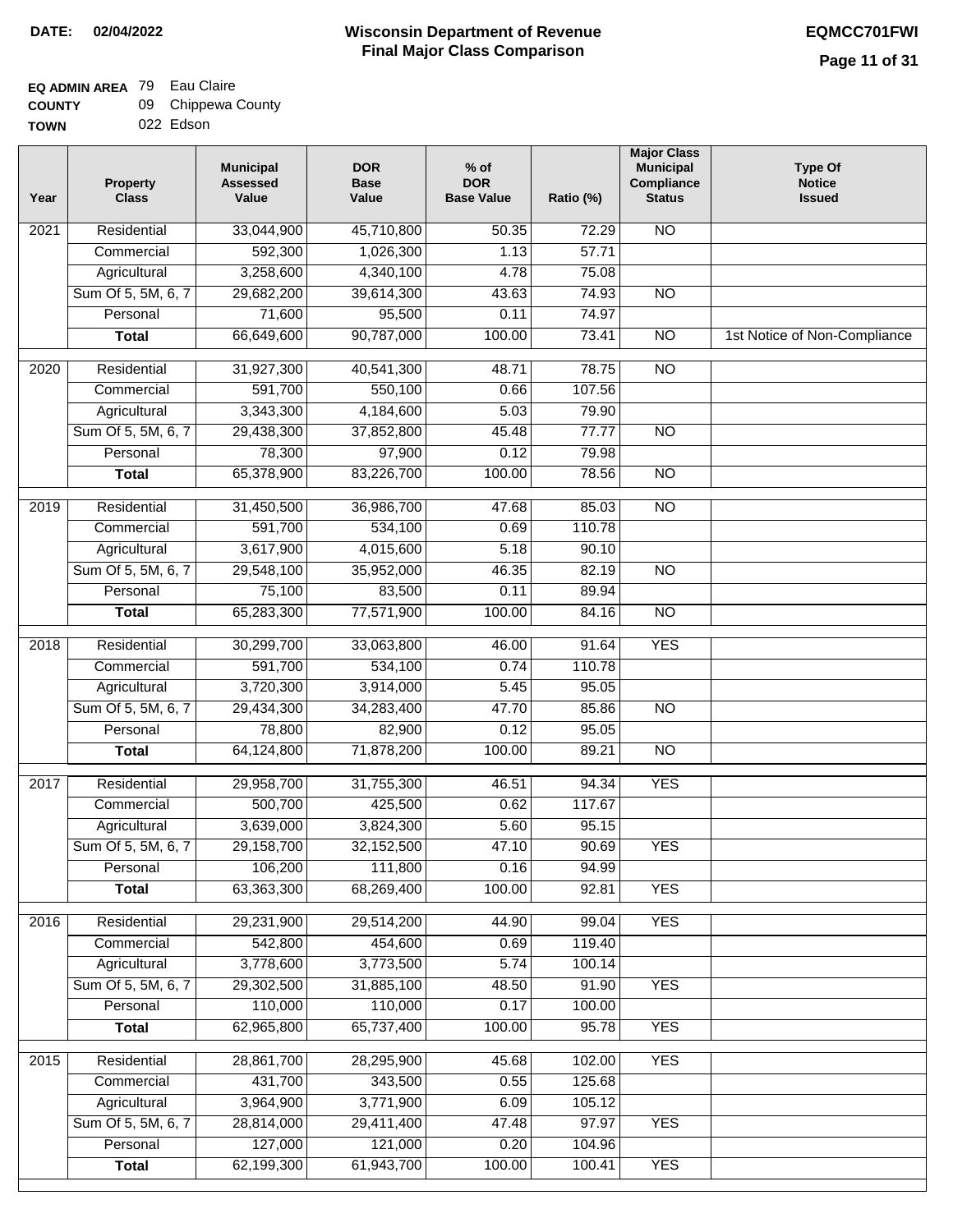**DATE:** 02/04/2022

# Wisconsin Department of Revenue
## Final Major Class Comparison

**EQMCC701FWI**

**EQ ADMIN AREA** 79 Eau Claire
**COUNTY** 09 Chippewa County
**TOWN** 022 Edson

| Year | Property Class | Municipal Assessed Value | DOR Base Value | % of DOR Base Value | Ratio (%) | Major Class Municipal Compliance Status | Type Of Notice Issued |
|---|---|---|---|---|---|---|---|
| 2021 | Residential | 33,044,900 | 45,710,800 | 50.35 | 72.29 | NO | |
| | Commercial | 592,300 | 1,026,300 | 1.13 | 57.71 | | |
| | Agricultural | 3,258,600 | 4,340,100 | 4.78 | 75.08 | | |
| | Sum Of 5, 5M, 6, 7 | 29,682,200 | 39,614,300 | 43.63 | 74.93 | NO | |
| | Personal | 71,600 | 95,500 | 0.11 | 74.97 | | |
| | **Total** | 66,649,600 | 90,787,000 | 100.00 | 73.41 | NO | 1st Notice of Non-Compliance |
| 2020 | Residential | 31,927,300 | 40,541,300 | 48.71 | 78.75 | NO | |
| | Commercial | 591,700 | 550,100 | 0.66 | 107.56 | | |
| | Agricultural | 3,343,300 | 4,184,600 | 5.03 | 79.90 | | |
| | Sum Of 5, 5M, 6, 7 | 29,438,300 | 37,852,800 | 45.48 | 77.77 | NO | |
| | Personal | 78,300 | 97,900 | 0.12 | 79.98 | | |
| | **Total** | 65,378,900 | 83,226,700 | 100.00 | 78.56 | NO | |
| 2019 | Residential | 31,450,500 | 36,986,700 | 47.68 | 85.03 | NO | |
| | Commercial | 591,700 | 534,100 | 0.69 | 110.78 | | |
| | Agricultural | 3,617,900 | 4,015,600 | 5.18 | 90.10 | | |
| | Sum Of 5, 5M, 6, 7 | 29,548,100 | 35,952,000 | 46.35 | 82.19 | NO | |
| | Personal | 75,100 | 83,500 | 0.11 | 89.94 | | |
| | **Total** | 65,283,300 | 77,571,900 | 100.00 | 84.16 | NO | |
| 2018 | Residential | 30,299,700 | 33,063,800 | 46.00 | 91.64 | YES | |
| | Commercial | 591,700 | 534,100 | 0.74 | 110.78 | | |
| | Agricultural | 3,720,300 | 3,914,000 | 5.45 | 95.05 | | |
| | Sum Of 5, 5M, 6, 7 | 29,434,300 | 34,283,400 | 47.70 | 85.86 | NO | |
| | Personal | 78,800 | 82,900 | 0.12 | 95.05 | | |
| | **Total** | 64,124,800 | 71,878,200 | 100.00 | 89.21 | NO | |
| 2017 | Residential | 29,958,700 | 31,755,300 | 46.51 | 94.34 | YES | |
| | Commercial | 500,700 | 425,500 | 0.62 | 117.67 | | |
| | Agricultural | 3,639,000 | 3,824,300 | 5.60 | 95.15 | | |
| | Sum Of 5, 5M, 6, 7 | 29,158,700 | 32,152,500 | 47.10 | 90.69 | YES | |
| | Personal | 106,200 | 111,800 | 0.16 | 94.99 | | |
| | **Total** | 63,363,300 | 68,269,400 | 100.00 | 92.81 | YES | |
| 2016 | Residential | 29,231,900 | 29,514,200 | 44.90 | 99.04 | YES | |
| | Commercial | 542,800 | 454,600 | 0.69 | 119.40 | | |
| | Agricultural | 3,778,600 | 3,773,500 | 5.74 | 100.14 | | |
| | Sum Of 5, 5M, 6, 7 | 29,302,500 | 31,885,100 | 48.50 | 91.90 | YES | |
| | Personal | 110,000 | 110,000 | 0.17 | 100.00 | | |
| | **Total** | 62,965,800 | 65,737,400 | 100.00 | 95.78 | YES | |
| 2015 | Residential | 28,861,700 | 28,295,900 | 45.68 | 102.00 | YES | |
| | Commercial | 431,700 | 343,500 | 0.55 | 125.68 | | |
| | Agricultural | 3,964,900 | 3,771,900 | 6.09 | 105.12 | | |
| | Sum Of 5, 5M, 6, 7 | 28,814,000 | 29,411,400 | 47.48 | 97.97 | YES | |
| | Personal | 127,000 | 121,000 | 0.20 | 104.96 | | |
| | **Total** | 62,199,300 | 61,943,700 | 100.00 | 100.41 | YES | |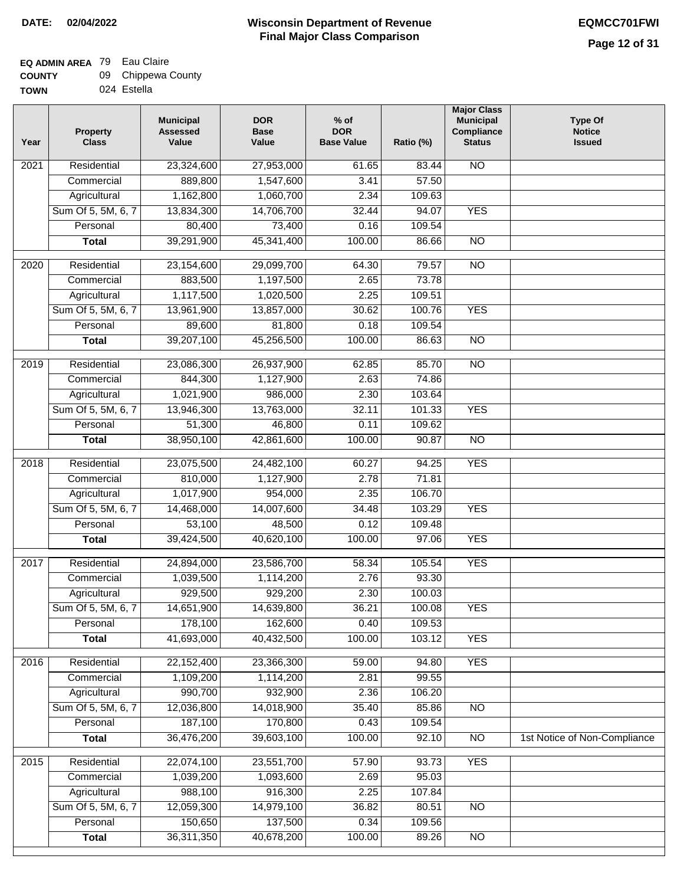**DATE:** 02/04/2022

# Wisconsin Department of Revenue
## Final Major Class Comparison

**EQMCC701FWI**

**EQ ADMIN AREA** 79 Eau Claire
**COUNTY** 09 Chippewa County
**TOWN** 024 Estella

| Year | Property Class | Municipal Assessed Value | DOR Base Value | % of DOR Base Value | Ratio (%) | Major Class Municipal Compliance Status | Type Of Notice Issued |
|---|---|---|---|---|---|---|---|
| 2021 | Residential | 23,324,600 | 27,953,000 | 61.65 | 83.44 | NO | |
| | Commercial | 889,800 | 1,547,600 | 3.41 | 57.50 | | |
| | Agricultural | 1,162,800 | 1,060,700 | 2.34 | 109.63 | | |
| | Sum Of 5, 5M, 6, 7 | 13,834,300 | 14,706,700 | 32.44 | 94.07 | YES | |
| | Personal | 80,400 | 73,400 | 0.16 | 109.54 | | |
| | **Total** | 39,291,900 | 45,341,400 | 100.00 | 86.66 | NO | |
| 2020 | Residential | 23,154,600 | 29,099,700 | 64.30 | 79.57 | NO | |
| | Commercial | 883,500 | 1,197,500 | 2.65 | 73.78 | | |
| | Agricultural | 1,117,500 | 1,020,500 | 2.25 | 109.51 | | |
| | Sum Of 5, 5M, 6, 7 | 13,961,900 | 13,857,000 | 30.62 | 100.76 | YES | |
| | Personal | 89,600 | 81,800 | 0.18 | 109.54 | | |
| | **Total** | 39,207,100 | 45,256,500 | 100.00 | 86.63 | NO | |
| 2019 | Residential | 23,086,300 | 26,937,900 | 62.85 | 85.70 | NO | |
| | Commercial | 844,300 | 1,127,900 | 2.63 | 74.86 | | |
| | Agricultural | 1,021,900 | 986,000 | 2.30 | 103.64 | | |
| | Sum Of 5, 5M, 6, 7 | 13,946,300 | 13,763,000 | 32.11 | 101.33 | YES | |
| | Personal | 51,300 | 46,800 | 0.11 | 109.62 | | |
| | **Total** | 38,950,100 | 42,861,600 | 100.00 | 90.87 | NO | |
| 2018 | Residential | 23,075,500 | 24,482,100 | 60.27 | 94.25 | YES | |
| | Commercial | 810,000 | 1,127,900 | 2.78 | 71.81 | | |
| | Agricultural | 1,017,900 | 954,000 | 2.35 | 106.70 | | |
| | Sum Of 5, 5M, 6, 7 | 14,468,000 | 14,007,600 | 34.48 | 103.29 | YES | |
| | Personal | 53,100 | 48,500 | 0.12 | 109.48 | | |
| | **Total** | 39,424,500 | 40,620,100 | 100.00 | 97.06 | YES | |
| 2017 | Residential | 24,894,000 | 23,586,700 | 58.34 | 105.54 | YES | |
| | Commercial | 1,039,500 | 1,114,200 | 2.76 | 93.30 | | |
| | Agricultural | 929,500 | 929,200 | 2.30 | 100.03 | | |
| | Sum Of 5, 5M, 6, 7 | 14,651,900 | 14,639,800 | 36.21 | 100.08 | YES | |
| | Personal | 178,100 | 162,600 | 0.40 | 109.53 | | |
| | **Total** | 41,693,000 | 40,432,500 | 100.00 | 103.12 | YES | |
| 2016 | Residential | 22,152,400 | 23,366,300 | 59.00 | 94.80 | YES | |
| | Commercial | 1,109,200 | 1,114,200 | 2.81 | 99.55 | | |
| | Agricultural | 990,700 | 932,900 | 2.36 | 106.20 | | |
| | Sum Of 5, 5M, 6, 7 | 12,036,800 | 14,018,900 | 35.40 | 85.86 | NO | |
| | Personal | 187,100 | 170,800 | 0.43 | 109.54 | | |
| | **Total** | 36,476,200 | 39,603,100 | 100.00 | 92.10 | NO | 1st Notice of Non-Compliance |
| 2015 | Residential | 22,074,100 | 23,551,700 | 57.90 | 93.73 | YES | |
| | Commercial | 1,039,200 | 1,093,600 | 2.69 | 95.03 | | |
| | Agricultural | 988,100 | 916,300 | 2.25 | 107.84 | | |
| | Sum Of 5, 5M, 6, 7 | 12,059,300 | 14,979,100 | 36.82 | 80.51 | NO | |
| | Personal | 150,650 | 137,500 | 0.34 | 109.56 | | |
| | **Total** | 36,311,350 | 40,678,200 | 100.00 | 89.26 | NO | |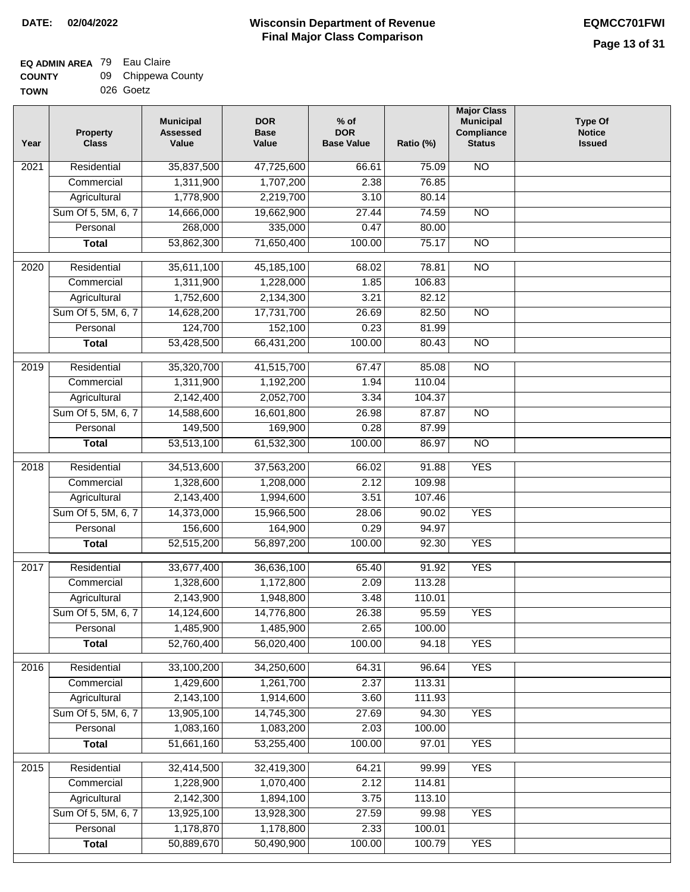**DATE: 02/04/2022**

# Wisconsin Department of Revenue
## Final Major Class Comparison

**EQMCC701FWI**

**EQ ADMIN AREA** 79 Eau Claire
**COUNTY** 09 Chippewa County
**TOWN** 026 Goetz

| Year | Property Class | Municipal Assessed Value | DOR Base Value | % of DOR Base Value | Ratio (%) | Major Class Municipal Compliance Status | Type Of Notice Issued |
|---|---|---|---|---|---|---|---|
| 2021 | Residential | 35,837,500 | 47,725,600 | 66.61 | 75.09 | NO | |
| | Commercial | 1,311,900 | 1,707,200 | 2.38 | 76.85 | | |
| | Agricultural | 1,778,900 | 2,219,700 | 3.10 | 80.14 | | |
| | Sum Of 5, 5M, 6, 7 | 14,666,000 | 19,662,900 | 27.44 | 74.59 | NO | |
| | Personal | 268,000 | 335,000 | 0.47 | 80.00 | | |
| | **Total** | 53,862,300 | 71,650,400 | 100.00 | 75.17 | NO | |
| 2020 | Residential | 35,611,100 | 45,185,100 | 68.02 | 78.81 | NO | |
| | Commercial | 1,311,900 | 1,228,000 | 1.85 | 106.83 | | |
| | Agricultural | 1,752,600 | 2,134,300 | 3.21 | 82.12 | | |
| | Sum Of 5, 5M, 6, 7 | 14,628,200 | 17,731,700 | 26.69 | 82.50 | NO | |
| | Personal | 124,700 | 152,100 | 0.23 | 81.99 | | |
| | **Total** | 53,428,500 | 66,431,200 | 100.00 | 80.43 | NO | |
| 2019 | Residential | 35,320,700 | 41,515,700 | 67.47 | 85.08 | NO | |
| | Commercial | 1,311,900 | 1,192,200 | 1.94 | 110.04 | | |
| | Agricultural | 2,142,400 | 2,052,700 | 3.34 | 104.37 | | |
| | Sum Of 5, 5M, 6, 7 | 14,588,600 | 16,601,800 | 26.98 | 87.87 | NO | |
| | Personal | 149,500 | 169,900 | 0.28 | 87.99 | | |
| | **Total** | 53,513,100 | 61,532,300 | 100.00 | 86.97 | NO | |
| 2018 | Residential | 34,513,600 | 37,563,200 | 66.02 | 91.88 | YES | |
| | Commercial | 1,328,600 | 1,208,000 | 2.12 | 109.98 | | |
| | Agricultural | 2,143,400 | 1,994,600 | 3.51 | 107.46 | | |
| | Sum Of 5, 5M, 6, 7 | 14,373,000 | 15,966,500 | 28.06 | 90.02 | YES | |
| | Personal | 156,600 | 164,900 | 0.29 | 94.97 | | |
| | **Total** | 52,515,200 | 56,897,200 | 100.00 | 92.30 | YES | |
| 2017 | Residential | 33,677,400 | 36,636,100 | 65.40 | 91.92 | YES | |
| | Commercial | 1,328,600 | 1,172,800 | 2.09 | 113.28 | | |
| | Agricultural | 2,143,900 | 1,948,800 | 3.48 | 110.01 | | |
| | Sum Of 5, 5M, 6, 7 | 14,124,600 | 14,776,800 | 26.38 | 95.59 | YES | |
| | Personal | 1,485,900 | 1,485,900 | 2.65 | 100.00 | | |
| | **Total** | 52,760,400 | 56,020,400 | 100.00 | 94.18 | YES | |
| 2016 | Residential | 33,100,200 | 34,250,600 | 64.31 | 96.64 | YES | |
| | Commercial | 1,429,600 | 1,261,700 | 2.37 | 113.31 | | |
| | Agricultural | 2,143,100 | 1,914,600 | 3.60 | 111.93 | | |
| | Sum Of 5, 5M, 6, 7 | 13,905,100 | 14,745,300 | 27.69 | 94.30 | YES | |
| | Personal | 1,083,160 | 1,083,200 | 2.03 | 100.00 | | |
| | **Total** | 51,661,160 | 53,255,400 | 100.00 | 97.01 | YES | |
| 2015 | Residential | 32,414,500 | 32,419,300 | 64.21 | 99.99 | YES | |
| | Commercial | 1,228,900 | 1,070,400 | 2.12 | 114.81 | | |
| | Agricultural | 2,142,300 | 1,894,100 | 3.75 | 113.10 | | |
| | Sum Of 5, 5M, 6, 7 | 13,925,100 | 13,928,300 | 27.59 | 99.98 | YES | |
| | Personal | 1,178,870 | 1,178,800 | 2.33 | 100.01 | | |
| | **Total** | 50,889,670 | 50,490,900 | 100.00 | 100.79 | YES | |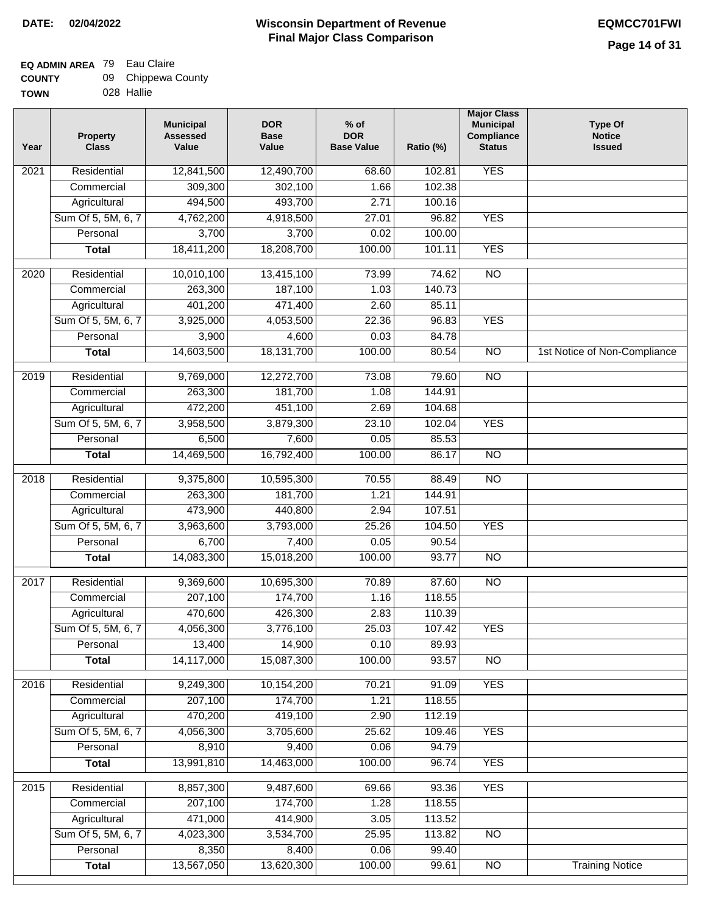**DATE:** 02/04/2022

# Wisconsin Department of Revenue
## Final Major Class Comparison

**EQMCC701FWI**

**EQ ADMIN AREA** 79 Eau Claire
**COUNTY** 09 Chippewa County
**TOWN** 028 Hallie

| Year | Property Class | Municipal Assessed Value | DOR Base Value | % of DOR Base Value | Ratio (%) | Major Class Municipal Compliance Status | Type Of Notice Issued |
|---|---|---|---|---|---|---|---|
| 2021 | Residential | 12,841,500 | 12,490,700 | 68.60 | 102.81 | YES | |
| | Commercial | 309,300 | 302,100 | 1.66 | 102.38 | | |
| | Agricultural | 494,500 | 493,700 | 2.71 | 100.16 | | |
| | Sum Of 5, 5M, 6, 7 | 4,762,200 | 4,918,500 | 27.01 | 96.82 | YES | |
| | Personal | 3,700 | 3,700 | 0.02 | 100.00 | | |
| | **Total** | 18,411,200 | 18,208,700 | 100.00 | 101.11 | YES | |
| 2020 | Residential | 10,010,100 | 13,415,100 | 73.99 | 74.62 | NO | |
| | Commercial | 263,300 | 187,100 | 1.03 | 140.73 | | |
| | Agricultural | 401,200 | 471,400 | 2.60 | 85.11 | | |
| | Sum Of 5, 5M, 6, 7 | 3,925,000 | 4,053,500 | 22.36 | 96.83 | YES | |
| | Personal | 3,900 | 4,600 | 0.03 | 84.78 | | |
| | **Total** | 14,603,500 | 18,131,700 | 100.00 | 80.54 | NO | 1st Notice of Non-Compliance |
| 2019 | Residential | 9,769,000 | 12,272,700 | 73.08 | 79.60 | NO | |
| | Commercial | 263,300 | 181,700 | 1.08 | 144.91 | | |
| | Agricultural | 472,200 | 451,100 | 2.69 | 104.68 | | |
| | Sum Of 5, 5M, 6, 7 | 3,958,500 | 3,879,300 | 23.10 | 102.04 | YES | |
| | Personal | 6,500 | 7,600 | 0.05 | 85.53 | | |
| | **Total** | 14,469,500 | 16,792,400 | 100.00 | 86.17 | NO | |
| 2018 | Residential | 9,375,800 | 10,595,300 | 70.55 | 88.49 | NO | |
| | Commercial | 263,300 | 181,700 | 1.21 | 144.91 | | |
| | Agricultural | 473,900 | 440,800 | 2.94 | 107.51 | | |
| | Sum Of 5, 5M, 6, 7 | 3,963,600 | 3,793,000 | 25.26 | 104.50 | YES | |
| | Personal | 6,700 | 7,400 | 0.05 | 90.54 | | |
| | **Total** | 14,083,300 | 15,018,200 | 100.00 | 93.77 | NO | |
| 2017 | Residential | 9,369,600 | 10,695,300 | 70.89 | 87.60 | NO | |
| | Commercial | 207,100 | 174,700 | 1.16 | 118.55 | | |
| | Agricultural | 470,600 | 426,300 | 2.83 | 110.39 | | |
| | Sum Of 5, 5M, 6, 7 | 4,056,300 | 3,776,100 | 25.03 | 107.42 | YES | |
| | Personal | 13,400 | 14,900 | 0.10 | 89.93 | | |
| | **Total** | 14,117,000 | 15,087,300 | 100.00 | 93.57 | NO | |
| 2016 | Residential | 9,249,300 | 10,154,200 | 70.21 | 91.09 | YES | |
| | Commercial | 207,100 | 174,700 | 1.21 | 118.55 | | |
| | Agricultural | 470,200 | 419,100 | 2.90 | 112.19 | | |
| | Sum Of 5, 5M, 6, 7 | 4,056,300 | 3,705,600 | 25.62 | 109.46 | YES | |
| | Personal | 8,910 | 9,400 | 0.06 | 94.79 | | |
| | **Total** | 13,991,810 | 14,463,000 | 100.00 | 96.74 | YES | |
| 2015 | Residential | 8,857,300 | 9,487,600 | 69.66 | 93.36 | YES | |
| | Commercial | 207,100 | 174,700 | 1.28 | 118.55 | | |
| | Agricultural | 471,000 | 414,900 | 3.05 | 113.52 | | |
| | Sum Of 5, 5M, 6, 7 | 4,023,300 | 3,534,700 | 25.95 | 113.82 | NO | |
| | Personal | 8,350 | 8,400 | 0.06 | 99.40 | | |
| | **Total** | 13,567,050 | 13,620,300 | 100.00 | 99.61 | NO | Training Notice |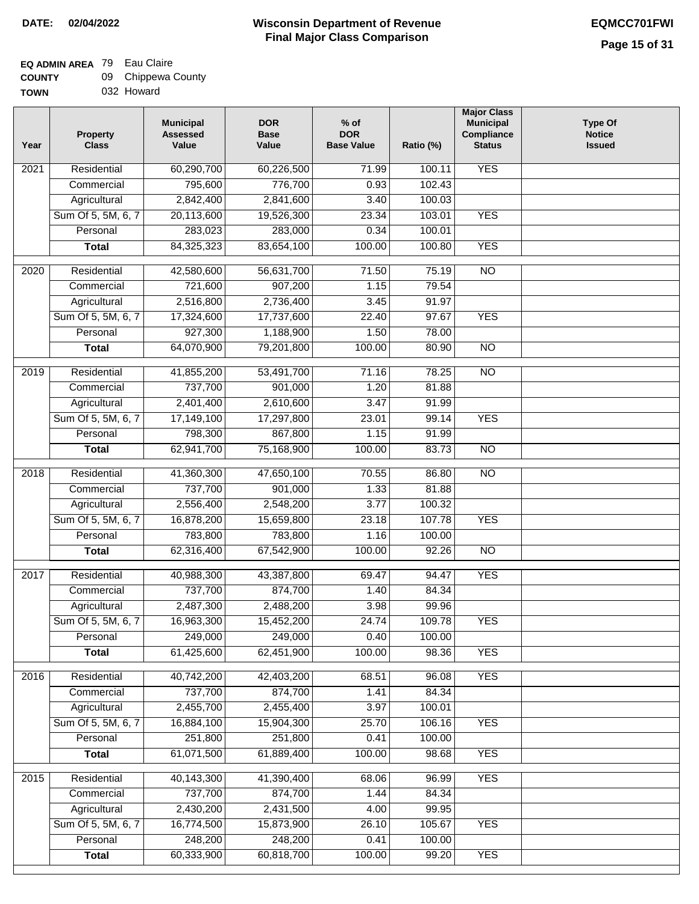**DATE: 02/04/2022**

# Wisconsin Department of Revenue
## Final Major Class Comparison

**EQMCC701FWI**

**EQ ADMIN AREA** 79 Eau Claire
**COUNTY** 09 Chippewa County
**TOWN** 032 Howard

| Year | Property Class | Municipal Assessed Value | DOR Base Value | % of DOR Base Value | Ratio (%) | Major Class Municipal Compliance Status | Type Of Notice Issued |
|---|---|---|---|---|---|---|---|
| 2021 | Residential | 60,290,700 | 60,226,500 | 71.99 | 100.11 | YES | |
| | Commercial | 795,600 | 776,700 | 0.93 | 102.43 | | |
| | Agricultural | 2,842,400 | 2,841,600 | 3.40 | 100.03 | | |
| | Sum Of 5, 5M, 6, 7 | 20,113,600 | 19,526,300 | 23.34 | 103.01 | YES | |
| | Personal | 283,023 | 283,000 | 0.34 | 100.01 | | |
| | **Total** | 84,325,323 | 83,654,100 | 100.00 | 100.80 | YES | |
| 2020 | Residential | 42,580,600 | 56,631,700 | 71.50 | 75.19 | NO | |
| | Commercial | 721,600 | 907,200 | 1.15 | 79.54 | | |
| | Agricultural | 2,516,800 | 2,736,400 | 3.45 | 91.97 | | |
| | Sum Of 5, 5M, 6, 7 | 17,324,600 | 17,737,600 | 22.40 | 97.67 | YES | |
| | Personal | 927,300 | 1,188,900 | 1.50 | 78.00 | | |
| | **Total** | 64,070,900 | 79,201,800 | 100.00 | 80.90 | NO | |
| 2019 | Residential | 41,855,200 | 53,491,700 | 71.16 | 78.25 | NO | |
| | Commercial | 737,700 | 901,000 | 1.20 | 81.88 | | |
| | Agricultural | 2,401,400 | 2,610,600 | 3.47 | 91.99 | | |
| | Sum Of 5, 5M, 6, 7 | 17,149,100 | 17,297,800 | 23.01 | 99.14 | YES | |
| | Personal | 798,300 | 867,800 | 1.15 | 91.99 | | |
| | **Total** | 62,941,700 | 75,168,900 | 100.00 | 83.73 | NO | |
| 2018 | Residential | 41,360,300 | 47,650,100 | 70.55 | 86.80 | NO | |
| | Commercial | 737,700 | 901,000 | 1.33 | 81.88 | | |
| | Agricultural | 2,556,400 | 2,548,200 | 3.77 | 100.32 | | |
| | Sum Of 5, 5M, 6, 7 | 16,878,200 | 15,659,800 | 23.18 | 107.78 | YES | |
| | Personal | 783,800 | 783,800 | 1.16 | 100.00 | | |
| | **Total** | 62,316,400 | 67,542,900 | 100.00 | 92.26 | NO | |
| 2017 | Residential | 40,988,300 | 43,387,800 | 69.47 | 94.47 | YES | |
| | Commercial | 737,700 | 874,700 | 1.40 | 84.34 | | |
| | Agricultural | 2,487,300 | 2,488,200 | 3.98 | 99.96 | | |
| | Sum Of 5, 5M, 6, 7 | 16,963,300 | 15,452,200 | 24.74 | 109.78 | YES | |
| | Personal | 249,000 | 249,000 | 0.40 | 100.00 | | |
| | **Total** | 61,425,600 | 62,451,900 | 100.00 | 98.36 | YES | |
| 2016 | Residential | 40,742,200 | 42,403,200 | 68.51 | 96.08 | YES | |
| | Commercial | 737,700 | 874,700 | 1.41 | 84.34 | | |
| | Agricultural | 2,455,700 | 2,455,400 | 3.97 | 100.01 | | |
| | Sum Of 5, 5M, 6, 7 | 16,884,100 | 15,904,300 | 25.70 | 106.16 | YES | |
| | Personal | 251,800 | 251,800 | 0.41 | 100.00 | | |
| | **Total** | 61,071,500 | 61,889,400 | 100.00 | 98.68 | YES | |
| 2015 | Residential | 40,143,300 | 41,390,400 | 68.06 | 96.99 | YES | |
| | Commercial | 737,700 | 874,700 | 1.44 | 84.34 | | |
| | Agricultural | 2,430,200 | 2,431,500 | 4.00 | 99.95 | | |
| | Sum Of 5, 5M, 6, 7 | 16,774,500 | 15,873,900 | 26.10 | 105.67 | YES | |
| | Personal | 248,200 | 248,200 | 0.41 | 100.00 | | |
| | **Total** | 60,333,900 | 60,818,700 | 100.00 | 99.20 | YES | |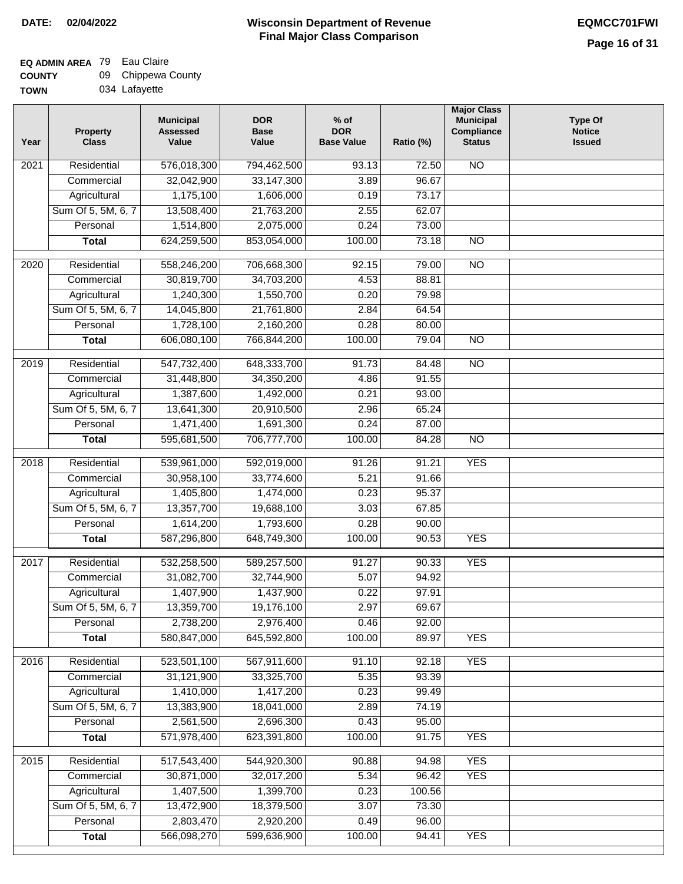**DATE: 02/04/2022**

# Wisconsin Department of Revenue
## Final Major Class Comparison

**EQMCC701FWI**

**EQ ADMIN AREA** 79 Eau Claire
**COUNTY** 09 Chippewa County
**TOWN** 034 Lafayette

| Year | Property Class | Municipal Assessed Value | DOR Base Value | % of DOR Base Value | Ratio (%) | Major Class Municipal Compliance Status | Type Of Notice Issued |
|---|---|---|---|---|---|---|---|
| 2021 | Residential | 576,018,300 | 794,462,500 | 93.13 | 72.50 | NO | |
| | Commercial | 32,042,900 | 33,147,300 | 3.89 | 96.67 | | |
| | Agricultural | 1,175,100 | 1,606,000 | 0.19 | 73.17 | | |
| | Sum Of 5, 5M, 6, 7 | 13,508,400 | 21,763,200 | 2.55 | 62.07 | | |
| | Personal | 1,514,800 | 2,075,000 | 0.24 | 73.00 | | |
| | **Total** | 624,259,500 | 853,054,000 | 100.00 | 73.18 | NO | |
| 2020 | Residential | 558,246,200 | 706,668,300 | 92.15 | 79.00 | NO | |
| | Commercial | 30,819,700 | 34,703,200 | 4.53 | 88.81 | | |
| | Agricultural | 1,240,300 | 1,550,700 | 0.20 | 79.98 | | |
| | Sum Of 5, 5M, 6, 7 | 14,045,800 | 21,761,800 | 2.84 | 64.54 | | |
| | Personal | 1,728,100 | 2,160,200 | 0.28 | 80.00 | | |
| | **Total** | 606,080,100 | 766,844,200 | 100.00 | 79.04 | NO | |
| 2019 | Residential | 547,732,400 | 648,333,700 | 91.73 | 84.48 | NO | |
| | Commercial | 31,448,800 | 34,350,200 | 4.86 | 91.55 | | |
| | Agricultural | 1,387,600 | 1,492,000 | 0.21 | 93.00 | | |
| | Sum Of 5, 5M, 6, 7 | 13,641,300 | 20,910,500 | 2.96 | 65.24 | | |
| | Personal | 1,471,400 | 1,691,300 | 0.24 | 87.00 | | |
| | **Total** | 595,681,500 | 706,777,700 | 100.00 | 84.28 | NO | |
| 2018 | Residential | 539,961,000 | 592,019,000 | 91.26 | 91.21 | YES | |
| | Commercial | 30,958,100 | 33,774,600 | 5.21 | 91.66 | | |
| | Agricultural | 1,405,800 | 1,474,000 | 0.23 | 95.37 | | |
| | Sum Of 5, 5M, 6, 7 | 13,357,700 | 19,688,100 | 3.03 | 67.85 | | |
| | Personal | 1,614,200 | 1,793,600 | 0.28 | 90.00 | | |
| | **Total** | 587,296,800 | 648,749,300 | 100.00 | 90.53 | YES | |
| 2017 | Residential | 532,258,500 | 589,257,500 | 91.27 | 90.33 | YES | |
| | Commercial | 31,082,700 | 32,744,900 | 5.07 | 94.92 | | |
| | Agricultural | 1,407,900 | 1,437,900 | 0.22 | 97.91 | | |
| | Sum Of 5, 5M, 6, 7 | 13,359,700 | 19,176,100 | 2.97 | 69.67 | | |
| | Personal | 2,738,200 | 2,976,400 | 0.46 | 92.00 | | |
| | **Total** | 580,847,000 | 645,592,800 | 100.00 | 89.97 | YES | |
| 2016 | Residential | 523,501,100 | 567,911,600 | 91.10 | 92.18 | YES | |
| | Commercial | 31,121,900 | 33,325,700 | 5.35 | 93.39 | | |
| | Agricultural | 1,410,000 | 1,417,200 | 0.23 | 99.49 | | |
| | Sum Of 5, 5M, 6, 7 | 13,383,900 | 18,041,000 | 2.89 | 74.19 | | |
| | Personal | 2,561,500 | 2,696,300 | 0.43 | 95.00 | | |
| | **Total** | 571,978,400 | 623,391,800 | 100.00 | 91.75 | YES | |
| 2015 | Residential | 517,543,400 | 544,920,300 | 90.88 | 94.98 | YES | |
| | Commercial | 30,871,000 | 32,017,200 | 5.34 | 96.42 | YES | |
| | Agricultural | 1,407,500 | 1,399,700 | 0.23 | 100.56 | | |
| | Sum Of 5, 5M, 6, 7 | 13,472,900 | 18,379,500 | 3.07 | 73.30 | | |
| | Personal | 2,803,470 | 2,920,200 | 0.49 | 96.00 | | |
| | **Total** | 566,098,270 | 599,636,900 | 100.00 | 94.41 | YES | |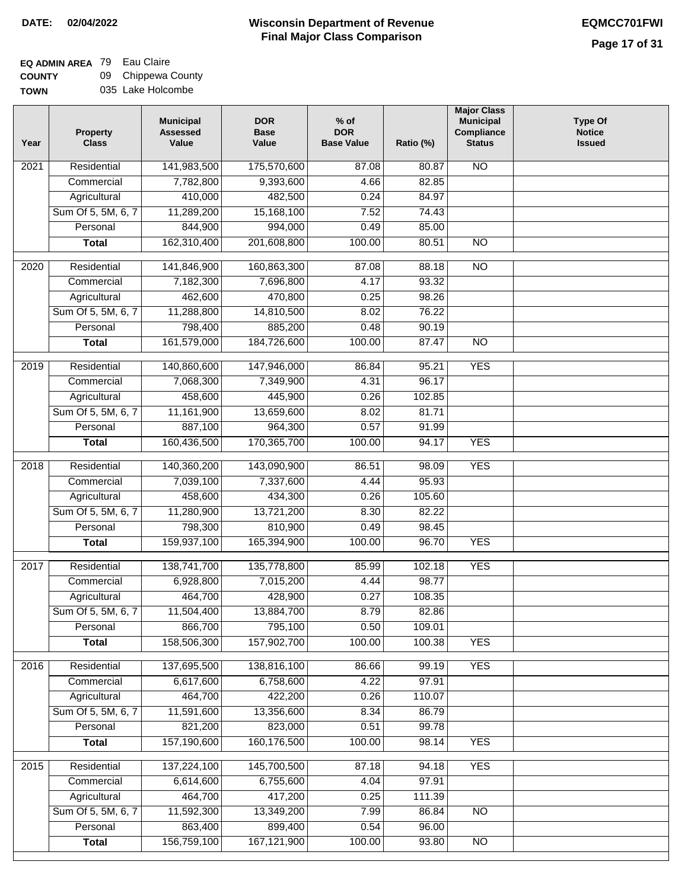**DATE: 02/04/2022**

# Wisconsin Department of Revenue
## Final Major Class Comparison

**EQMCC701FWI**

**EQ ADMIN AREA** 79 Eau Claire
**COUNTY** 09 Chippewa County
**TOWN** 035 Lake Holcombe

| Year | Property Class | Municipal Assessed Value | DOR Base Value | % of DOR Base Value | Ratio (%) | Major Class Municipal Compliance Status | Type Of Notice Issued |
|---|---|---|---|---|---|---|---|
| 2021 | Residential | 141,983,500 | 175,570,600 | 87.08 | 80.87 | NO | |
| | Commercial | 7,782,800 | 9,393,600 | 4.66 | 82.85 | | |
| | Agricultural | 410,000 | 482,500 | 0.24 | 84.97 | | |
| | Sum Of 5, 5M, 6, 7 | 11,289,200 | 15,168,100 | 7.52 | 74.43 | | |
| | Personal | 844,900 | 994,000 | 0.49 | 85.00 | | |
| | **Total** | 162,310,400 | 201,608,800 | 100.00 | 80.51 | NO | |
| 2020 | Residential | 141,846,900 | 160,863,300 | 87.08 | 88.18 | NO | |
| | Commercial | 7,182,300 | 7,696,800 | 4.17 | 93.32 | | |
| | Agricultural | 462,600 | 470,800 | 0.25 | 98.26 | | |
| | Sum Of 5, 5M, 6, 7 | 11,288,800 | 14,810,500 | 8.02 | 76.22 | | |
| | Personal | 798,400 | 885,200 | 0.48 | 90.19 | | |
| | **Total** | 161,579,000 | 184,726,600 | 100.00 | 87.47 | NO | |
| 2019 | Residential | 140,860,600 | 147,946,000 | 86.84 | 95.21 | YES | |
| | Commercial | 7,068,300 | 7,349,900 | 4.31 | 96.17 | | |
| | Agricultural | 458,600 | 445,900 | 0.26 | 102.85 | | |
| | Sum Of 5, 5M, 6, 7 | 11,161,900 | 13,659,600 | 8.02 | 81.71 | | |
| | Personal | 887,100 | 964,300 | 0.57 | 91.99 | | |
| | **Total** | 160,436,500 | 170,365,700 | 100.00 | 94.17 | YES | |
| 2018 | Residential | 140,360,200 | 143,090,900 | 86.51 | 98.09 | YES | |
| | Commercial | 7,039,100 | 7,337,600 | 4.44 | 95.93 | | |
| | Agricultural | 458,600 | 434,300 | 0.26 | 105.60 | | |
| | Sum Of 5, 5M, 6, 7 | 11,280,900 | 13,721,200 | 8.30 | 82.22 | | |
| | Personal | 798,300 | 810,900 | 0.49 | 98.45 | | |
| | **Total** | 159,937,100 | 165,394,900 | 100.00 | 96.70 | YES | |
| 2017 | Residential | 138,741,700 | 135,778,800 | 85.99 | 102.18 | YES | |
| | Commercial | 6,928,800 | 7,015,200 | 4.44 | 98.77 | | |
| | Agricultural | 464,700 | 428,900 | 0.27 | 108.35 | | |
| | Sum Of 5, 5M, 6, 7 | 11,504,400 | 13,884,700 | 8.79 | 82.86 | | |
| | Personal | 866,700 | 795,100 | 0.50 | 109.01 | | |
| | **Total** | 158,506,300 | 157,902,700 | 100.00 | 100.38 | YES | |
| 2016 | Residential | 137,695,500 | 138,816,100 | 86.66 | 99.19 | YES | |
| | Commercial | 6,617,600 | 6,758,600 | 4.22 | 97.91 | | |
| | Agricultural | 464,700 | 422,200 | 0.26 | 110.07 | | |
| | Sum Of 5, 5M, 6, 7 | 11,591,600 | 13,356,600 | 8.34 | 86.79 | | |
| | Personal | 821,200 | 823,000 | 0.51 | 99.78 | | |
| | **Total** | 157,190,600 | 160,176,500 | 100.00 | 98.14 | YES | |
| 2015 | Residential | 137,224,100 | 145,700,500 | 87.18 | 94.18 | YES | |
| | Commercial | 6,614,600 | 6,755,600 | 4.04 | 97.91 | | |
| | Agricultural | 464,700 | 417,200 | 0.25 | 111.39 | | |
| | Sum Of 5, 5M, 6, 7 | 11,592,300 | 13,349,200 | 7.99 | 86.84 | NO | |
| | Personal | 863,400 | 899,400 | 0.54 | 96.00 | | |
| | **Total** | 156,759,100 | 167,121,900 | 100.00 | 93.80 | NO | |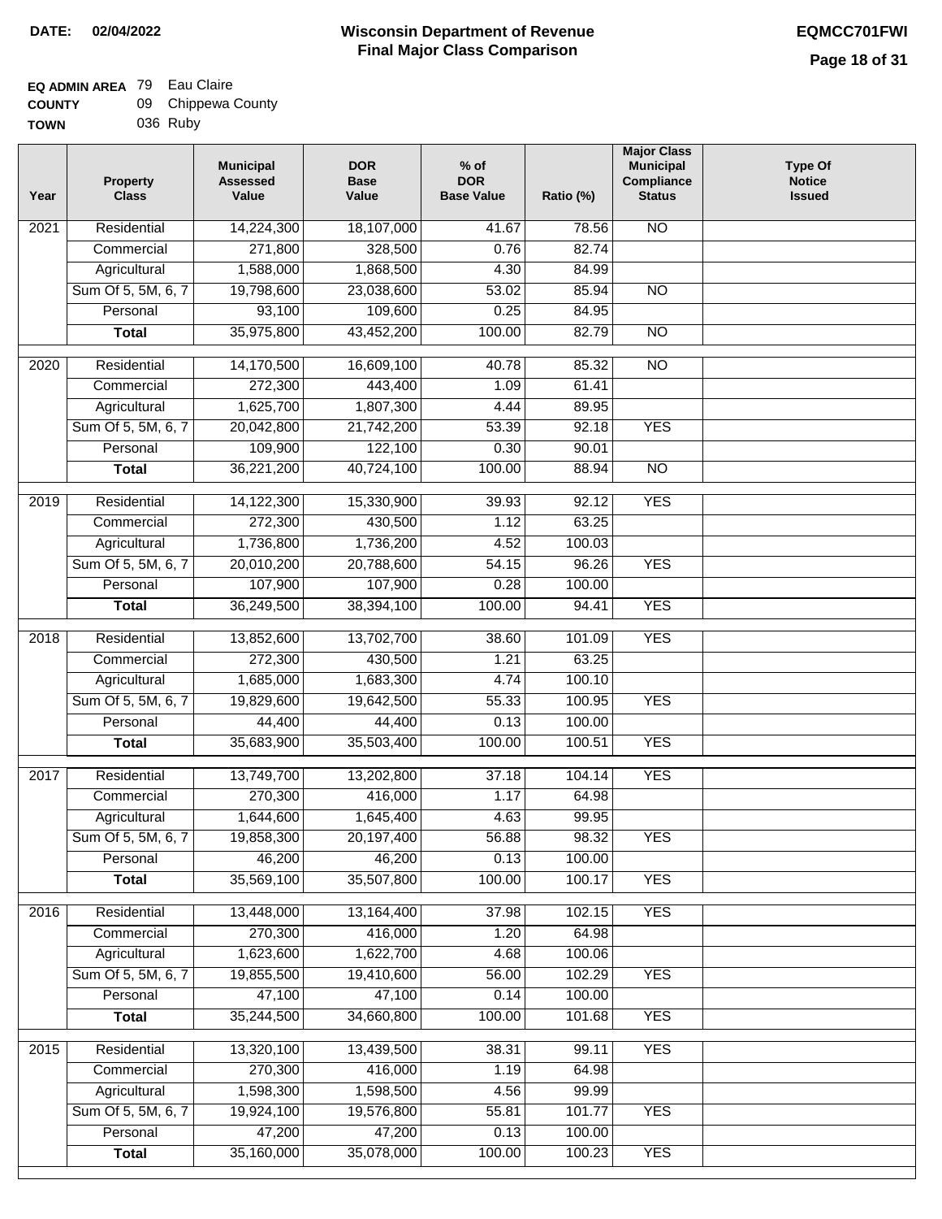**DATE: 02/04/2022**

# Wisconsin Department of Revenue
## Final Major Class Comparison

**EQMCC701FWI**

**EQ ADMIN AREA** 79 Eau Claire
**COUNTY** 09 Chippewa County
**TOWN** 036 Ruby

| Year | Property Class | Municipal Assessed Value | DOR Base Value | % of DOR Base Value | Ratio (%) | Major Class Municipal Compliance Status | Type Of Notice Issued |
|---|---|---|---|---|---|---|---|
| 2021 | Residential | 14,224,300 | 18,107,000 | 41.67 | 78.56 | NO | |
| | Commercial | 271,800 | 328,500 | 0.76 | 82.74 | | |
| | Agricultural | 1,588,000 | 1,868,500 | 4.30 | 84.99 | | |
| | Sum Of 5, 5M, 6, 7 | 19,798,600 | 23,038,600 | 53.02 | 85.94 | NO | |
| | Personal | 93,100 | 109,600 | 0.25 | 84.95 | | |
| | **Total** | 35,975,800 | 43,452,200 | 100.00 | 82.79 | NO | |
| 2020 | Residential | 14,170,500 | 16,609,100 | 40.78 | 85.32 | NO | |
| | Commercial | 272,300 | 443,400 | 1.09 | 61.41 | | |
| | Agricultural | 1,625,700 | 1,807,300 | 4.44 | 89.95 | | |
| | Sum Of 5, 5M, 6, 7 | 20,042,800 | 21,742,200 | 53.39 | 92.18 | YES | |
| | Personal | 109,900 | 122,100 | 0.30 | 90.01 | | |
| | **Total** | 36,221,200 | 40,724,100 | 100.00 | 88.94 | NO | |
| 2019 | Residential | 14,122,300 | 15,330,900 | 39.93 | 92.12 | YES | |
| | Commercial | 272,300 | 430,500 | 1.12 | 63.25 | | |
| | Agricultural | 1,736,800 | 1,736,200 | 4.52 | 100.03 | | |
| | Sum Of 5, 5M, 6, 7 | 20,010,200 | 20,788,600 | 54.15 | 96.26 | YES | |
| | Personal | 107,900 | 107,900 | 0.28 | 100.00 | | |
| | **Total** | 36,249,500 | 38,394,100 | 100.00 | 94.41 | YES | |
| 2018 | Residential | 13,852,600 | 13,702,700 | 38.60 | 101.09 | YES | |
| | Commercial | 272,300 | 430,500 | 1.21 | 63.25 | | |
| | Agricultural | 1,685,000 | 1,683,300 | 4.74 | 100.10 | | |
| | Sum Of 5, 5M, 6, 7 | 19,829,600 | 19,642,500 | 55.33 | 100.95 | YES | |
| | Personal | 44,400 | 44,400 | 0.13 | 100.00 | | |
| | **Total** | 35,683,900 | 35,503,400 | 100.00 | 100.51 | YES | |
| 2017 | Residential | 13,749,700 | 13,202,800 | 37.18 | 104.14 | YES | |
| | Commercial | 270,300 | 416,000 | 1.17 | 64.98 | | |
| | Agricultural | 1,644,600 | 1,645,400 | 4.63 | 99.95 | | |
| | Sum Of 5, 5M, 6, 7 | 19,858,300 | 20,197,400 | 56.88 | 98.32 | YES | |
| | Personal | 46,200 | 46,200 | 0.13 | 100.00 | | |
| | **Total** | 35,569,100 | 35,507,800 | 100.00 | 100.17 | YES | |
| 2016 | Residential | 13,448,000 | 13,164,400 | 37.98 | 102.15 | YES | |
| | Commercial | 270,300 | 416,000 | 1.20 | 64.98 | | |
| | Agricultural | 1,623,600 | 1,622,700 | 4.68 | 100.06 | | |
| | Sum Of 5, 5M, 6, 7 | 19,855,500 | 19,410,600 | 56.00 | 102.29 | YES | |
| | Personal | 47,100 | 47,100 | 0.14 | 100.00 | | |
| | **Total** | 35,244,500 | 34,660,800 | 100.00 | 101.68 | YES | |
| 2015 | Residential | 13,320,100 | 13,439,500 | 38.31 | 99.11 | YES | |
| | Commercial | 270,300 | 416,000 | 1.19 | 64.98 | | |
| | Agricultural | 1,598,300 | 1,598,500 | 4.56 | 99.99 | | |
| | Sum Of 5, 5M, 6, 7 | 19,924,100 | 19,576,800 | 55.81 | 101.77 | YES | |
| | Personal | 47,200 | 47,200 | 0.13 | 100.00 | | |
| | **Total** | 35,160,000 | 35,078,000 | 100.00 | 100.23 | YES | |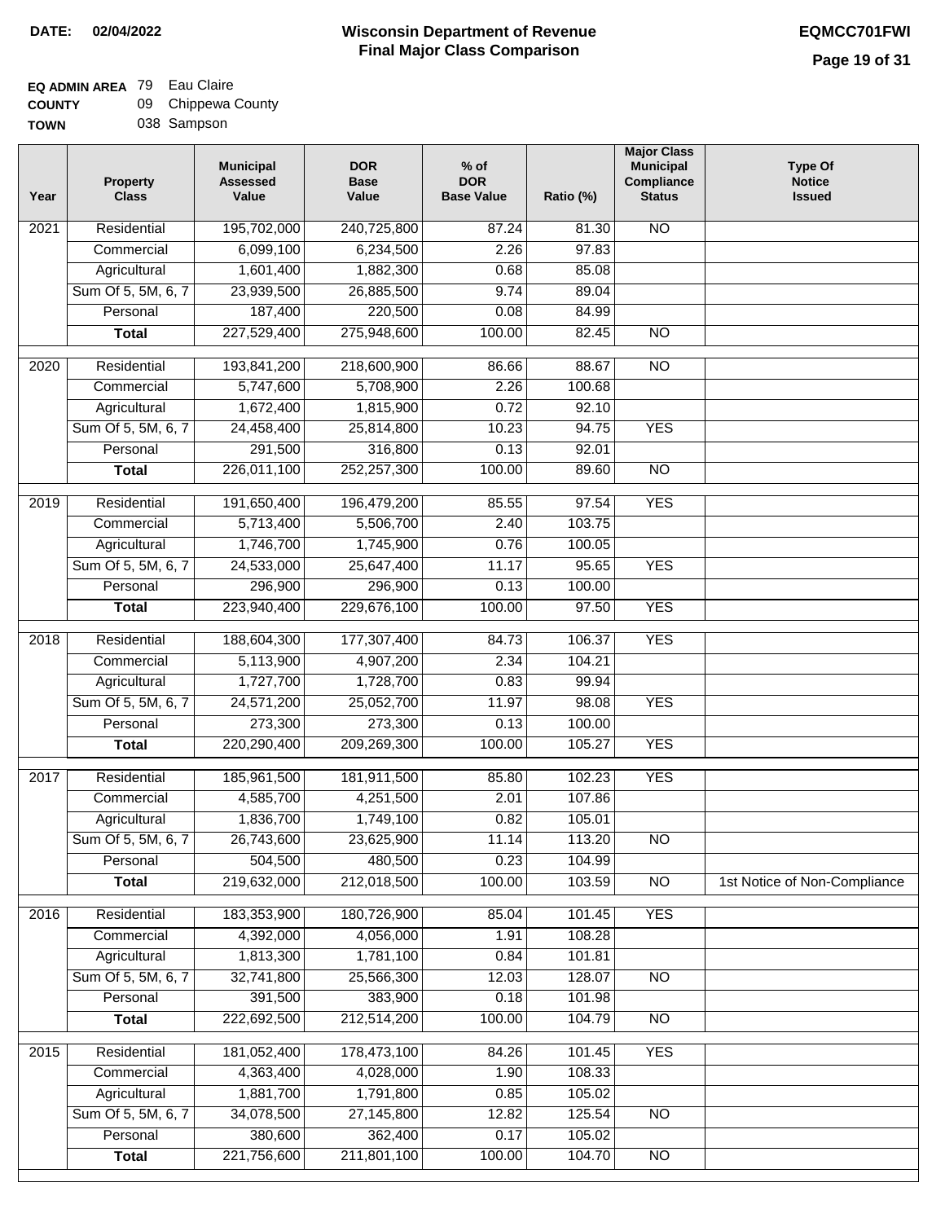**DATE: 02/04/2022**

# Wisconsin Department of Revenue
## Final Major Class Comparison

**EQMCC701FWI**

**EQ ADMIN AREA** 79 Eau Claire
**COUNTY** 09 Chippewa County
**TOWN** 038 Sampson

| Year | Property Class | Municipal Assessed Value | DOR Base Value | % of DOR Base Value | Ratio (%) | Major Class Municipal Compliance Status | Type Of Notice Issued |
|---|---|---|---|---|---|---|---|
| 2021 | Residential | 195,702,000 | 240,725,800 | 87.24 | 81.30 | NO | |
| | Commercial | 6,099,100 | 6,234,500 | 2.26 | 97.83 | | |
| | Agricultural | 1,601,400 | 1,882,300 | 0.68 | 85.08 | | |
| | Sum Of 5, 5M, 6, 7 | 23,939,500 | 26,885,500 | 9.74 | 89.04 | | |
| | Personal | 187,400 | 220,500 | 0.08 | 84.99 | | |
| | **Total** | 227,529,400 | 275,948,600 | 100.00 | 82.45 | NO | |
| 2020 | Residential | 193,841,200 | 218,600,900 | 86.66 | 88.67 | NO | |
| | Commercial | 5,747,600 | 5,708,900 | 2.26 | 100.68 | | |
| | Agricultural | 1,672,400 | 1,815,900 | 0.72 | 92.10 | | |
| | Sum Of 5, 5M, 6, 7 | 24,458,400 | 25,814,800 | 10.23 | 94.75 | YES | |
| | Personal | 291,500 | 316,800 | 0.13 | 92.01 | | |
| | **Total** | 226,011,100 | 252,257,300 | 100.00 | 89.60 | NO | |
| 2019 | Residential | 191,650,400 | 196,479,200 | 85.55 | 97.54 | YES | |
| | Commercial | 5,713,400 | 5,506,700 | 2.40 | 103.75 | | |
| | Agricultural | 1,746,700 | 1,745,900 | 0.76 | 100.05 | | |
| | Sum Of 5, 5M, 6, 7 | 24,533,000 | 25,647,400 | 11.17 | 95.65 | YES | |
| | Personal | 296,900 | 296,900 | 0.13 | 100.00 | | |
| | **Total** | 223,940,400 | 229,676,100 | 100.00 | 97.50 | YES | |
| 2018 | Residential | 188,604,300 | 177,307,400 | 84.73 | 106.37 | YES | |
| | Commercial | 5,113,900 | 4,907,200 | 2.34 | 104.21 | | |
| | Agricultural | 1,727,700 | 1,728,700 | 0.83 | 99.94 | | |
| | Sum Of 5, 5M, 6, 7 | 24,571,200 | 25,052,700 | 11.97 | 98.08 | YES | |
| | Personal | 273,300 | 273,300 | 0.13 | 100.00 | | |
| | **Total** | 220,290,400 | 209,269,300 | 100.00 | 105.27 | YES | |
| 2017 | Residential | 185,961,500 | 181,911,500 | 85.80 | 102.23 | YES | |
| | Commercial | 4,585,700 | 4,251,500 | 2.01 | 107.86 | | |
| | Agricultural | 1,836,700 | 1,749,100 | 0.82 | 105.01 | | |
| | Sum Of 5, 5M, 6, 7 | 26,743,600 | 23,625,900 | 11.14 | 113.20 | NO | |
| | Personal | 504,500 | 480,500 | 0.23 | 104.99 | | |
| | **Total** | 219,632,000 | 212,018,500 | 100.00 | 103.59 | NO | 1st Notice of Non-Compliance |
| 2016 | Residential | 183,353,900 | 180,726,900 | 85.04 | 101.45 | YES | |
| | Commercial | 4,392,000 | 4,056,000 | 1.91 | 108.28 | | |
| | Agricultural | 1,813,300 | 1,781,100 | 0.84 | 101.81 | | |
| | Sum Of 5, 5M, 6, 7 | 32,741,800 | 25,566,300 | 12.03 | 128.07 | NO | |
| | Personal | 391,500 | 383,900 | 0.18 | 101.98 | | |
| | **Total** | 222,692,500 | 212,514,200 | 100.00 | 104.79 | NO | |
| 2015 | Residential | 181,052,400 | 178,473,100 | 84.26 | 101.45 | YES | |
| | Commercial | 4,363,400 | 4,028,000 | 1.90 | 108.33 | | |
| | Agricultural | 1,881,700 | 1,791,800 | 0.85 | 105.02 | | |
| | Sum Of 5, 5M, 6, 7 | 34,078,500 | 27,145,800 | 12.82 | 125.54 | NO | |
| | Personal | 380,600 | 362,400 | 0.17 | 105.02 | | |
| | **Total** | 221,756,600 | 211,801,100 | 100.00 | 104.70 | NO | |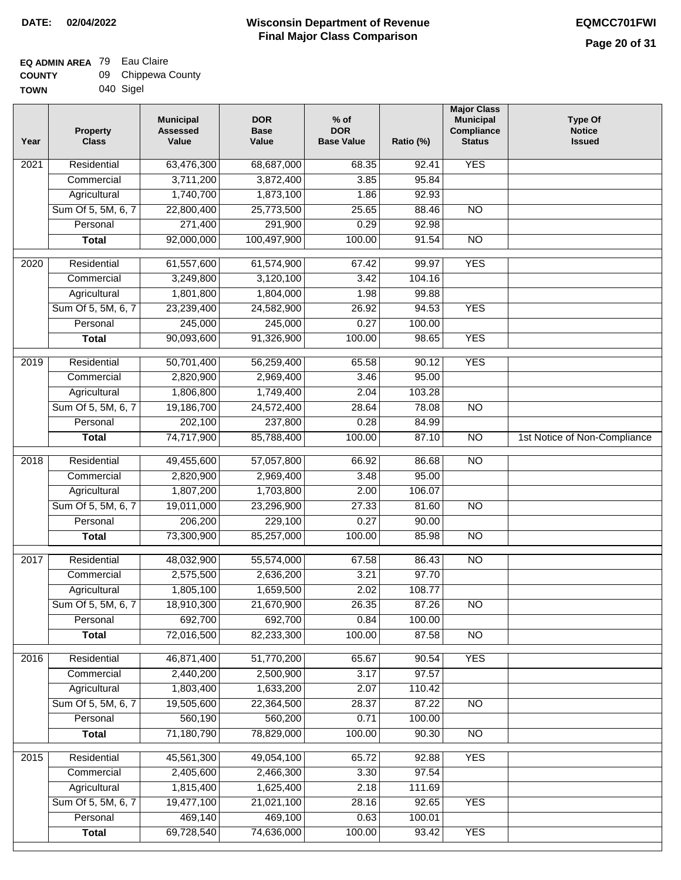**DATE: 02/04/2022**

# Wisconsin Department of Revenue
## Final Major Class Comparison

**EQMCC701FWI**

**EQ ADMIN AREA** 79 Eau Claire
**COUNTY** 09 Chippewa County
**TOWN** 040 Sigel

| Year | Property Class | Municipal Assessed Value | DOR Base Value | % of DOR Base Value | Ratio (%) | Major Class Municipal Compliance Status | Type Of Notice Issued |
|---|---|---|---|---|---|---|---|
| 2021 | Residential | 63,476,300 | 68,687,000 | 68.35 | 92.41 | YES | |
| | Commercial | 3,711,200 | 3,872,400 | 3.85 | 95.84 | | |
| | Agricultural | 1,740,700 | 1,873,100 | 1.86 | 92.93 | | |
| | Sum Of 5, 5M, 6, 7 | 22,800,400 | 25,773,500 | 25.65 | 88.46 | NO | |
| | Personal | 271,400 | 291,900 | 0.29 | 92.98 | | |
| | **Total** | 92,000,000 | 100,497,900 | 100.00 | 91.54 | NO | |
| 2020 | Residential | 61,557,600 | 61,574,900 | 67.42 | 99.97 | YES | |
| | Commercial | 3,249,800 | 3,120,100 | 3.42 | 104.16 | | |
| | Agricultural | 1,801,800 | 1,804,000 | 1.98 | 99.88 | | |
| | Sum Of 5, 5M, 6, 7 | 23,239,400 | 24,582,900 | 26.92 | 94.53 | YES | |
| | Personal | 245,000 | 245,000 | 0.27 | 100.00 | | |
| | **Total** | 90,093,600 | 91,326,900 | 100.00 | 98.65 | YES | |
| 2019 | Residential | 50,701,400 | 56,259,400 | 65.58 | 90.12 | YES | |
| | Commercial | 2,820,900 | 2,969,400 | 3.46 | 95.00 | | |
| | Agricultural | 1,806,800 | 1,749,400 | 2.04 | 103.28 | | |
| | Sum Of 5, 5M, 6, 7 | 19,186,700 | 24,572,400 | 28.64 | 78.08 | NO | |
| | Personal | 202,100 | 237,800 | 0.28 | 84.99 | | |
| | **Total** | 74,717,900 | 85,788,400 | 100.00 | 87.10 | NO | 1st Notice of Non-Compliance |
| 2018 | Residential | 49,455,600 | 57,057,800 | 66.92 | 86.68 | NO | |
| | Commercial | 2,820,900 | 2,969,400 | 3.48 | 95.00 | | |
| | Agricultural | 1,807,200 | 1,703,800 | 2.00 | 106.07 | | |
| | Sum Of 5, 5M, 6, 7 | 19,011,000 | 23,296,900 | 27.33 | 81.60 | NO | |
| | Personal | 206,200 | 229,100 | 0.27 | 90.00 | | |
| | **Total** | 73,300,900 | 85,257,000 | 100.00 | 85.98 | NO | |
| 2017 | Residential | 48,032,900 | 55,574,000 | 67.58 | 86.43 | NO | |
| | Commercial | 2,575,500 | 2,636,200 | 3.21 | 97.70 | | |
| | Agricultural | 1,805,100 | 1,659,500 | 2.02 | 108.77 | | |
| | Sum Of 5, 5M, 6, 7 | 18,910,300 | 21,670,900 | 26.35 | 87.26 | NO | |
| | Personal | 692,700 | 692,700 | 0.84 | 100.00 | | |
| | **Total** | 72,016,500 | 82,233,300 | 100.00 | 87.58 | NO | |
| 2016 | Residential | 46,871,400 | 51,770,200 | 65.67 | 90.54 | YES | |
| | Commercial | 2,440,200 | 2,500,900 | 3.17 | 97.57 | | |
| | Agricultural | 1,803,400 | 1,633,200 | 2.07 | 110.42 | | |
| | Sum Of 5, 5M, 6, 7 | 19,505,600 | 22,364,500 | 28.37 | 87.22 | NO | |
| | Personal | 560,190 | 560,200 | 0.71 | 100.00 | | |
| | **Total** | 71,180,790 | 78,829,000 | 100.00 | 90.30 | NO | |
| 2015 | Residential | 45,561,300 | 49,054,100 | 65.72 | 92.88 | YES | |
| | Commercial | 2,405,600 | 2,466,300 | 3.30 | 97.54 | | |
| | Agricultural | 1,815,400 | 1,625,400 | 2.18 | 111.69 | | |
| | Sum Of 5, 5M, 6, 7 | 19,477,100 | 21,021,100 | 28.16 | 92.65 | YES | |
| | Personal | 469,140 | 469,100 | 0.63 | 100.01 | | |
| | **Total** | 69,728,540 | 74,636,000 | 100.00 | 93.42 | YES | |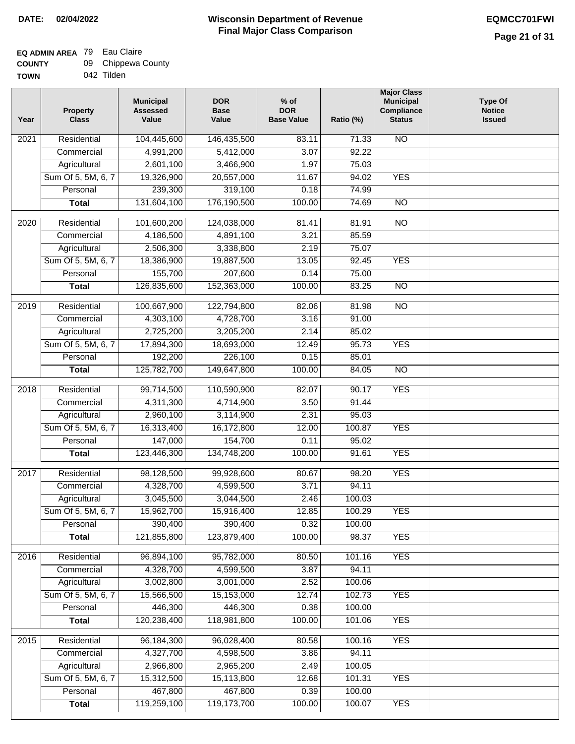DATE: 02/04/2022

# Wisconsin Department of Revenue
## Final Major Class Comparison

EQMCC701FWI

**EQ ADMIN AREA** 79 Eau Claire
**COUNTY** 09 Chippewa County
**TOWN** 042 Tilden

| Year | Property Class | Municipal Assessed Value | DOR Base Value | % of DOR Base Value | Ratio (%) | Major Class Municipal Compliance Status | Type Of Notice Issued |
|---|---|---|---|---|---|---|---|
| 2021 | Residential | 104,445,600 | 146,435,500 | 83.11 | 71.33 | NO | |
| | Commercial | 4,991,200 | 5,412,000 | 3.07 | 92.22 | | |
| | Agricultural | 2,601,100 | 3,466,900 | 1.97 | 75.03 | | |
| | Sum Of 5, 5M, 6, 7 | 19,326,900 | 20,557,000 | 11.67 | 94.02 | YES | |
| | Personal | 239,300 | 319,100 | 0.18 | 74.99 | | |
| | **Total** | 131,604,100 | 176,190,500 | 100.00 | 74.69 | NO | |
| 2020 | Residential | 101,600,200 | 124,038,000 | 81.41 | 81.91 | NO | |
| | Commercial | 4,186,500 | 4,891,100 | 3.21 | 85.59 | | |
| | Agricultural | 2,506,300 | 3,338,800 | 2.19 | 75.07 | | |
| | Sum Of 5, 5M, 6, 7 | 18,386,900 | 19,887,500 | 13.05 | 92.45 | YES | |
| | Personal | 155,700 | 207,600 | 0.14 | 75.00 | | |
| | **Total** | 126,835,600 | 152,363,000 | 100.00 | 83.25 | NO | |
| 2019 | Residential | 100,667,900 | 122,794,800 | 82.06 | 81.98 | NO | |
| | Commercial | 4,303,100 | 4,728,700 | 3.16 | 91.00 | | |
| | Agricultural | 2,725,200 | 3,205,200 | 2.14 | 85.02 | | |
| | Sum Of 5, 5M, 6, 7 | 17,894,300 | 18,693,000 | 12.49 | 95.73 | YES | |
| | Personal | 192,200 | 226,100 | 0.15 | 85.01 | | |
| | **Total** | 125,782,700 | 149,647,800 | 100.00 | 84.05 | NO | |
| 2018 | Residential | 99,714,500 | 110,590,900 | 82.07 | 90.17 | YES | |
| | Commercial | 4,311,300 | 4,714,900 | 3.50 | 91.44 | | |
| | Agricultural | 2,960,100 | 3,114,900 | 2.31 | 95.03 | | |
| | Sum Of 5, 5M, 6, 7 | 16,313,400 | 16,172,800 | 12.00 | 100.87 | YES | |
| | Personal | 147,000 | 154,700 | 0.11 | 95.02 | | |
| | **Total** | 123,446,300 | 134,748,200 | 100.00 | 91.61 | YES | |
| 2017 | Residential | 98,128,500 | 99,928,600 | 80.67 | 98.20 | YES | |
| | Commercial | 4,328,700 | 4,599,500 | 3.71 | 94.11 | | |
| | Agricultural | 3,045,500 | 3,044,500 | 2.46 | 100.03 | | |
| | Sum Of 5, 5M, 6, 7 | 15,962,700 | 15,916,400 | 12.85 | 100.29 | YES | |
| | Personal | 390,400 | 390,400 | 0.32 | 100.00 | | |
| | **Total** | 121,855,800 | 123,879,400 | 100.00 | 98.37 | YES | |
| 2016 | Residential | 96,894,100 | 95,782,000 | 80.50 | 101.16 | YES | |
| | Commercial | 4,328,700 | 4,599,500 | 3.87 | 94.11 | | |
| | Agricultural | 3,002,800 | 3,001,000 | 2.52 | 100.06 | | |
| | Sum Of 5, 5M, 6, 7 | 15,566,500 | 15,153,000 | 12.74 | 102.73 | YES | |
| | Personal | 446,300 | 446,300 | 0.38 | 100.00 | | |
| | **Total** | 120,238,400 | 118,981,800 | 100.00 | 101.06 | YES | |
| 2015 | Residential | 96,184,300 | 96,028,400 | 80.58 | 100.16 | YES | |
| | Commercial | 4,327,700 | 4,598,500 | 3.86 | 94.11 | | |
| | Agricultural | 2,966,800 | 2,965,200 | 2.49 | 100.05 | | |
| | Sum Of 5, 5M, 6, 7 | 15,312,500 | 15,113,800 | 12.68 | 101.31 | YES | |
| | Personal | 467,800 | 467,800 | 0.39 | 100.00 | | |
| | **Total** | 119,259,100 | 119,173,700 | 100.00 | 100.07 | YES | |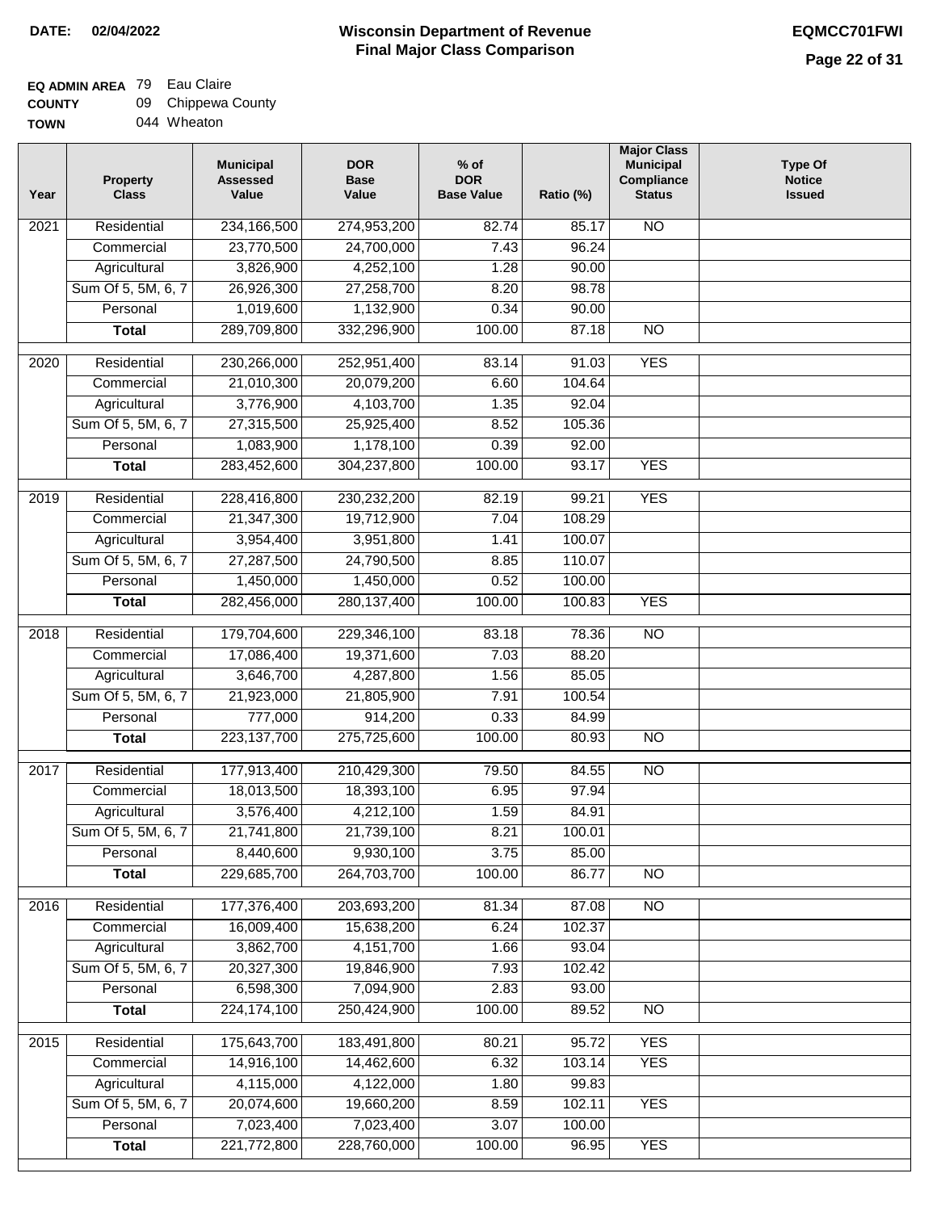**DATE: 02/04/2022**

# Wisconsin Department of Revenue
## Final Major Class Comparison

**EQMCC701FWI**

**EQ ADMIN AREA** 79 Eau Claire
**COUNTY** 09 Chippewa County
**TOWN** 044 Wheaton

| Year | Property Class | Municipal Assessed Value | DOR Base Value | % of DOR Base Value | Ratio (%) | Major Class Municipal Compliance Status | Type Of Notice Issued |
|---|---|---|---|---|---|---|---|
| 2021 | Residential | 234,166,500 | 274,953,200 | 82.74 | 85.17 | NO | |
| | Commercial | 23,770,500 | 24,700,000 | 7.43 | 96.24 | | |
| | Agricultural | 3,826,900 | 4,252,100 | 1.28 | 90.00 | | |
| | Sum Of 5, 5M, 6, 7 | 26,926,300 | 27,258,700 | 8.20 | 98.78 | | |
| | Personal | 1,019,600 | 1,132,900 | 0.34 | 90.00 | | |
| | **Total** | 289,709,800 | 332,296,900 | 100.00 | 87.18 | NO | |
| 2020 | Residential | 230,266,000 | 252,951,400 | 83.14 | 91.03 | YES | |
| | Commercial | 21,010,300 | 20,079,200 | 6.60 | 104.64 | | |
| | Agricultural | 3,776,900 | 4,103,700 | 1.35 | 92.04 | | |
| | Sum Of 5, 5M, 6, 7 | 27,315,500 | 25,925,400 | 8.52 | 105.36 | | |
| | Personal | 1,083,900 | 1,178,100 | 0.39 | 92.00 | | |
| | **Total** | 283,452,600 | 304,237,800 | 100.00 | 93.17 | YES | |
| 2019 | Residential | 228,416,800 | 230,232,200 | 82.19 | 99.21 | YES | |
| | Commercial | 21,347,300 | 19,712,900 | 7.04 | 108.29 | | |
| | Agricultural | 3,954,400 | 3,951,800 | 1.41 | 100.07 | | |
| | Sum Of 5, 5M, 6, 7 | 27,287,500 | 24,790,500 | 8.85 | 110.07 | | |
| | Personal | 1,450,000 | 1,450,000 | 0.52 | 100.00 | | |
| | **Total** | 282,456,000 | 280,137,400 | 100.00 | 100.83 | YES | |
| 2018 | Residential | 179,704,600 | 229,346,100 | 83.18 | 78.36 | NO | |
| | Commercial | 17,086,400 | 19,371,600 | 7.03 | 88.20 | | |
| | Agricultural | 3,646,700 | 4,287,800 | 1.56 | 85.05 | | |
| | Sum Of 5, 5M, 6, 7 | 21,923,000 | 21,805,900 | 7.91 | 100.54 | | |
| | Personal | 777,000 | 914,200 | 0.33 | 84.99 | | |
| | **Total** | 223,137,700 | 275,725,600 | 100.00 | 80.93 | NO | |
| 2017 | Residential | 177,913,400 | 210,429,300 | 79.50 | 84.55 | NO | |
| | Commercial | 18,013,500 | 18,393,100 | 6.95 | 97.94 | | |
| | Agricultural | 3,576,400 | 4,212,100 | 1.59 | 84.91 | | |
| | Sum Of 5, 5M, 6, 7 | 21,741,800 | 21,739,100 | 8.21 | 100.01 | | |
| | Personal | 8,440,600 | 9,930,100 | 3.75 | 85.00 | | |
| | **Total** | 229,685,700 | 264,703,700 | 100.00 | 86.77 | NO | |
| 2016 | Residential | 177,376,400 | 203,693,200 | 81.34 | 87.08 | NO | |
| | Commercial | 16,009,400 | 15,638,200 | 6.24 | 102.37 | | |
| | Agricultural | 3,862,700 | 4,151,700 | 1.66 | 93.04 | | |
| | Sum Of 5, 5M, 6, 7 | 20,327,300 | 19,846,900 | 7.93 | 102.42 | | |
| | Personal | 6,598,300 | 7,094,900 | 2.83 | 93.00 | | |
| | **Total** | 224,174,100 | 250,424,900 | 100.00 | 89.52 | NO | |
| 2015 | Residential | 175,643,700 | 183,491,800 | 80.21 | 95.72 | YES | |
| | Commercial | 14,916,100 | 14,462,600 | 6.32 | 103.14 | YES | |
| | Agricultural | 4,115,000 | 4,122,000 | 1.80 | 99.83 | | |
| | Sum Of 5, 5M, 6, 7 | 20,074,600 | 19,660,200 | 8.59 | 102.11 | YES | |
| | Personal | 7,023,400 | 7,023,400 | 3.07 | 100.00 | | |
| | **Total** | 221,772,800 | 228,760,000 | 100.00 | 96.95 | YES | |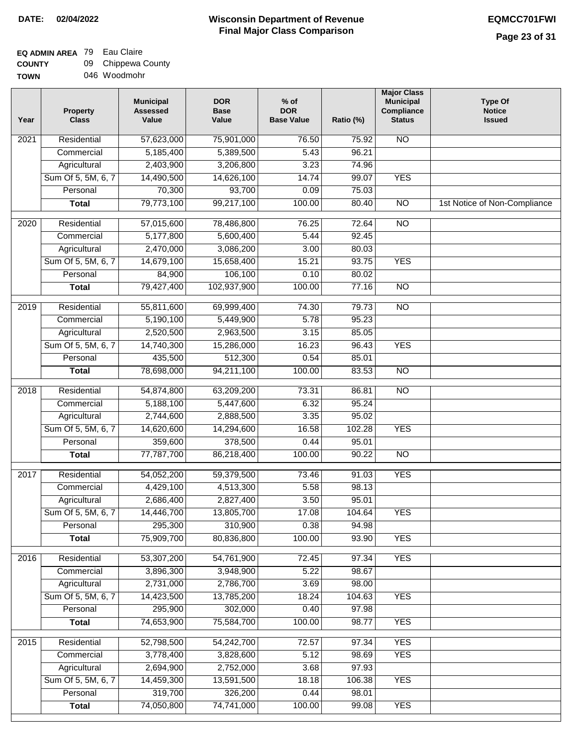**DATE: 02/04/2022**

# Wisconsin Department of Revenue
## Final Major Class Comparison

**EQMCC701FWI**

**EQ ADMIN AREA** 79 Eau Claire
**COUNTY** 09 Chippewa County
**TOWN** 046 Woodmohr

| Year | Property Class | Municipal Assessed Value | DOR Base Value | % of DOR Base Value | Ratio (%) | Major Class Municipal Compliance Status | Type Of Notice Issued |
|---|---|---|---|---|---|---|---|
| 2021 | Residential | 57,623,000 | 75,901,000 | 76.50 | 75.92 | NO | |
| | Commercial | 5,185,400 | 5,389,500 | 5.43 | 96.21 | | |
| | Agricultural | 2,403,900 | 3,206,800 | 3.23 | 74.96 | | |
| | Sum Of 5, 5M, 6, 7 | 14,490,500 | 14,626,100 | 14.74 | 99.07 | YES | |
| | Personal | 70,300 | 93,700 | 0.09 | 75.03 | | |
| | **Total** | 79,773,100 | 99,217,100 | 100.00 | 80.40 | NO | 1st Notice of Non-Compliance |
| 2020 | Residential | 57,015,600 | 78,486,800 | 76.25 | 72.64 | NO | |
| | Commercial | 5,177,800 | 5,600,400 | 5.44 | 92.45 | | |
| | Agricultural | 2,470,000 | 3,086,200 | 3.00 | 80.03 | | |
| | Sum Of 5, 5M, 6, 7 | 14,679,100 | 15,658,400 | 15.21 | 93.75 | YES | |
| | Personal | 84,900 | 106,100 | 0.10 | 80.02 | | |
| | **Total** | 79,427,400 | 102,937,900 | 100.00 | 77.16 | NO | |
| 2019 | Residential | 55,811,600 | 69,999,400 | 74.30 | 79.73 | NO | |
| | Commercial | 5,190,100 | 5,449,900 | 5.78 | 95.23 | | |
| | Agricultural | 2,520,500 | 2,963,500 | 3.15 | 85.05 | | |
| | Sum Of 5, 5M, 6, 7 | 14,740,300 | 15,286,000 | 16.23 | 96.43 | YES | |
| | Personal | 435,500 | 512,300 | 0.54 | 85.01 | | |
| | **Total** | 78,698,000 | 94,211,100 | 100.00 | 83.53 | NO | |
| 2018 | Residential | 54,874,800 | 63,209,200 | 73.31 | 86.81 | NO | |
| | Commercial | 5,188,100 | 5,447,600 | 6.32 | 95.24 | | |
| | Agricultural | 2,744,600 | 2,888,500 | 3.35 | 95.02 | | |
| | Sum Of 5, 5M, 6, 7 | 14,620,600 | 14,294,600 | 16.58 | 102.28 | YES | |
| | Personal | 359,600 | 378,500 | 0.44 | 95.01 | | |
| | **Total** | 77,787,700 | 86,218,400 | 100.00 | 90.22 | NO | |
| 2017 | Residential | 54,052,200 | 59,379,500 | 73.46 | 91.03 | YES | |
| | Commercial | 4,429,100 | 4,513,300 | 5.58 | 98.13 | | |
| | Agricultural | 2,686,400 | 2,827,400 | 3.50 | 95.01 | | |
| | Sum Of 5, 5M, 6, 7 | 14,446,700 | 13,805,700 | 17.08 | 104.64 | YES | |
| | Personal | 295,300 | 310,900 | 0.38 | 94.98 | | |
| | **Total** | 75,909,700 | 80,836,800 | 100.00 | 93.90 | YES | |
| 2016 | Residential | 53,307,200 | 54,761,900 | 72.45 | 97.34 | YES | |
| | Commercial | 3,896,300 | 3,948,900 | 5.22 | 98.67 | | |
| | Agricultural | 2,731,000 | 2,786,700 | 3.69 | 98.00 | | |
| | Sum Of 5, 5M, 6, 7 | 14,423,500 | 13,785,200 | 18.24 | 104.63 | YES | |
| | Personal | 295,900 | 302,000 | 0.40 | 97.98 | | |
| | **Total** | 74,653,900 | 75,584,700 | 100.00 | 98.77 | YES | |
| 2015 | Residential | 52,798,500 | 54,242,700 | 72.57 | 97.34 | YES | |
| | Commercial | 3,778,400 | 3,828,600 | 5.12 | 98.69 | YES | |
| | Agricultural | 2,694,900 | 2,752,000 | 3.68 | 97.93 | | |
| | Sum Of 5, 5M, 6, 7 | 14,459,300 | 13,591,500 | 18.18 | 106.38 | YES | |
| | Personal | 319,700 | 326,200 | 0.44 | 98.01 | | |
| | **Total** | 74,050,800 | 74,741,000 | 100.00 | 99.08 | YES | |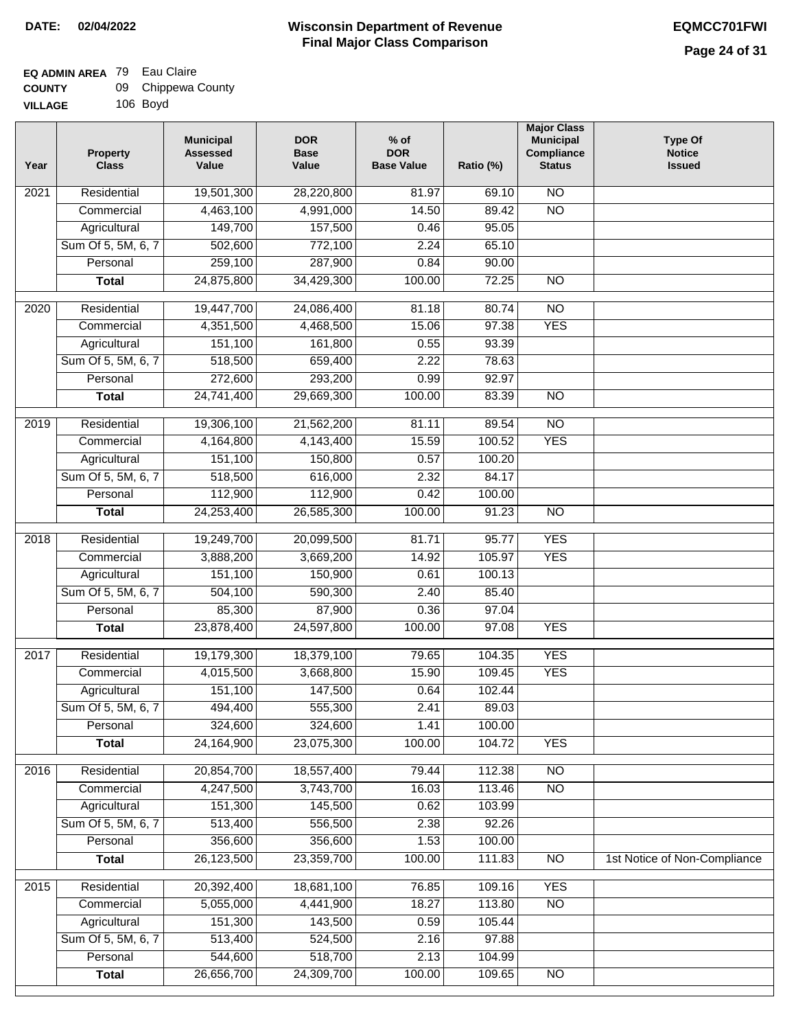**DATE:** 02/04/2022

# Wisconsin Department of Revenue
## Final Major Class Comparison

**EQMCC701FWI**

**EQ ADMIN AREA** 79 Eau Claire
**COUNTY** 09 Chippewa County
**VILLAGE** 106 Boyd

| Year | Property Class | Municipal Assessed Value | DOR Base Value | % of DOR Base Value | Ratio (%) | Major Class Municipal Compliance Status | Type Of Notice Issued |
|---|---|---|---|---|---|---|---|
| 2021 | Residential | 19,501,300 | 28,220,800 | 81.97 | 69.10 | NO | |
| | Commercial | 4,463,100 | 4,991,000 | 14.50 | 89.42 | NO | |
| | Agricultural | 149,700 | 157,500 | 0.46 | 95.05 | | |
| | Sum Of 5, 5M, 6, 7 | 502,600 | 772,100 | 2.24 | 65.10 | | |
| | Personal | 259,100 | 287,900 | 0.84 | 90.00 | | |
| | **Total** | 24,875,800 | 34,429,300 | 100.00 | 72.25 | NO | |
| 2020 | Residential | 19,447,700 | 24,086,400 | 81.18 | 80.74 | NO | |
| | Commercial | 4,351,500 | 4,468,500 | 15.06 | 97.38 | YES | |
| | Agricultural | 151,100 | 161,800 | 0.55 | 93.39 | | |
| | Sum Of 5, 5M, 6, 7 | 518,500 | 659,400 | 2.22 | 78.63 | | |
| | Personal | 272,600 | 293,200 | 0.99 | 92.97 | | |
| | **Total** | 24,741,400 | 29,669,300 | 100.00 | 83.39 | NO | |
| 2019 | Residential | 19,306,100 | 21,562,200 | 81.11 | 89.54 | NO | |
| | Commercial | 4,164,800 | 4,143,400 | 15.59 | 100.52 | YES | |
| | Agricultural | 151,100 | 150,800 | 0.57 | 100.20 | | |
| | Sum Of 5, 5M, 6, 7 | 518,500 | 616,000 | 2.32 | 84.17 | | |
| | Personal | 112,900 | 112,900 | 0.42 | 100.00 | | |
| | **Total** | 24,253,400 | 26,585,300 | 100.00 | 91.23 | NO | |
| 2018 | Residential | 19,249,700 | 20,099,500 | 81.71 | 95.77 | YES | |
| | Commercial | 3,888,200 | 3,669,200 | 14.92 | 105.97 | YES | |
| | Agricultural | 151,100 | 150,900 | 0.61 | 100.13 | | |
| | Sum Of 5, 5M, 6, 7 | 504,100 | 590,300 | 2.40 | 85.40 | | |
| | Personal | 85,300 | 87,900 | 0.36 | 97.04 | | |
| | **Total** | 23,878,400 | 24,597,800 | 100.00 | 97.08 | YES | |
| 2017 | Residential | 19,179,300 | 18,379,100 | 79.65 | 104.35 | YES | |
| | Commercial | 4,015,500 | 3,668,800 | 15.90 | 109.45 | YES | |
| | Agricultural | 151,100 | 147,500 | 0.64 | 102.44 | | |
| | Sum Of 5, 5M, 6, 7 | 494,400 | 555,300 | 2.41 | 89.03 | | |
| | Personal | 324,600 | 324,600 | 1.41 | 100.00 | | |
| | **Total** | 24,164,900 | 23,075,300 | 100.00 | 104.72 | YES | |
| 2016 | Residential | 20,854,700 | 18,557,400 | 79.44 | 112.38 | NO | |
| | Commercial | 4,247,500 | 3,743,700 | 16.03 | 113.46 | NO | |
| | Agricultural | 151,300 | 145,500 | 0.62 | 103.99 | | |
| | Sum Of 5, 5M, 6, 7 | 513,400 | 556,500 | 2.38 | 92.26 | | |
| | Personal | 356,600 | 356,600 | 1.53 | 100.00 | | |
| | **Total** | 26,123,500 | 23,359,700 | 100.00 | 111.83 | NO | 1st Notice of Non-Compliance |
| 2015 | Residential | 20,392,400 | 18,681,100 | 76.85 | 109.16 | YES | |
| | Commercial | 5,055,000 | 4,441,900 | 18.27 | 113.80 | NO | |
| | Agricultural | 151,300 | 143,500 | 0.59 | 105.44 | | |
| | Sum Of 5, 5M, 6, 7 | 513,400 | 524,500 | 2.16 | 97.88 | | |
| | Personal | 544,600 | 518,700 | 2.13 | 104.99 | | |
| | **Total** | 26,656,700 | 24,309,700 | 100.00 | 109.65 | NO | |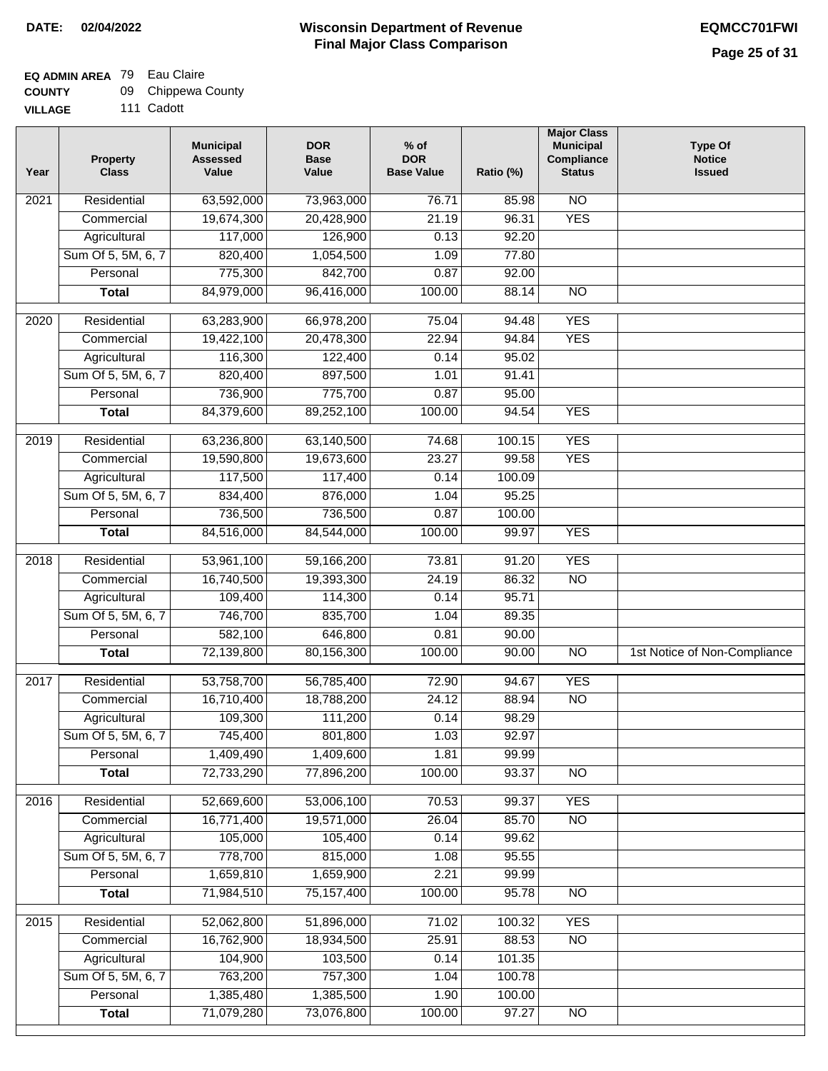**DATE: 02/04/2022**

# Wisconsin Department of Revenue
## Final Major Class Comparison

**EQMCC701FWI**

**EQ ADMIN AREA** 79 Eau Claire
**COUNTY** 09 Chippewa County
**VILLAGE** 111 Cadott

| Year | Property Class | Municipal Assessed Value | DOR Base Value | % of DOR Base Value | Ratio (%) | Major Class Municipal Compliance Status | Type Of Notice Issued |
|---|---|---|---|---|---|---|---|
| 2021 | Residential | 63,592,000 | 73,963,000 | 76.71 | 85.98 | NO | |
| | Commercial | 19,674,300 | 20,428,900 | 21.19 | 96.31 | YES | |
| | Agricultural | 117,000 | 126,900 | 0.13 | 92.20 | | |
| | Sum Of 5, 5M, 6, 7 | 820,400 | 1,054,500 | 1.09 | 77.80 | | |
| | Personal | 775,300 | 842,700 | 0.87 | 92.00 | | |
| | **Total** | 84,979,000 | 96,416,000 | 100.00 | 88.14 | NO | |
| 2020 | Residential | 63,283,900 | 66,978,200 | 75.04 | 94.48 | YES | |
| | Commercial | 19,422,100 | 20,478,300 | 22.94 | 94.84 | YES | |
| | Agricultural | 116,300 | 122,400 | 0.14 | 95.02 | | |
| | Sum Of 5, 5M, 6, 7 | 820,400 | 897,500 | 1.01 | 91.41 | | |
| | Personal | 736,900 | 775,700 | 0.87 | 95.00 | | |
| | **Total** | 84,379,600 | 89,252,100 | 100.00 | 94.54 | YES | |
| 2019 | Residential | 63,236,800 | 63,140,500 | 74.68 | 100.15 | YES | |
| | Commercial | 19,590,800 | 19,673,600 | 23.27 | 99.58 | YES | |
| | Agricultural | 117,500 | 117,400 | 0.14 | 100.09 | | |
| | Sum Of 5, 5M, 6, 7 | 834,400 | 876,000 | 1.04 | 95.25 | | |
| | Personal | 736,500 | 736,500 | 0.87 | 100.00 | | |
| | **Total** | 84,516,000 | 84,544,000 | 100.00 | 99.97 | YES | |
| 2018 | Residential | 53,961,100 | 59,166,200 | 73.81 | 91.20 | YES | |
| | Commercial | 16,740,500 | 19,393,300 | 24.19 | 86.32 | NO | |
| | Agricultural | 109,400 | 114,300 | 0.14 | 95.71 | | |
| | Sum Of 5, 5M, 6, 7 | 746,700 | 835,700 | 1.04 | 89.35 | | |
| | Personal | 582,100 | 646,800 | 0.81 | 90.00 | | |
| | **Total** | 72,139,800 | 80,156,300 | 100.00 | 90.00 | NO | 1st Notice of Non-Compliance |
| 2017 | Residential | 53,758,700 | 56,785,400 | 72.90 | 94.67 | YES | |
| | Commercial | 16,710,400 | 18,788,200 | 24.12 | 88.94 | NO | |
| | Agricultural | 109,300 | 111,200 | 0.14 | 98.29 | | |
| | Sum Of 5, 5M, 6, 7 | 745,400 | 801,800 | 1.03 | 92.97 | | |
| | Personal | 1,409,490 | 1,409,600 | 1.81 | 99.99 | | |
| | **Total** | 72,733,290 | 77,896,200 | 100.00 | 93.37 | NO | |
| 2016 | Residential | 52,669,600 | 53,006,100 | 70.53 | 99.37 | YES | |
| | Commercial | 16,771,400 | 19,571,000 | 26.04 | 85.70 | NO | |
| | Agricultural | 105,000 | 105,400 | 0.14 | 99.62 | | |
| | Sum Of 5, 5M, 6, 7 | 778,700 | 815,000 | 1.08 | 95.55 | | |
| | Personal | 1,659,810 | 1,659,900 | 2.21 | 99.99 | | |
| | **Total** | 71,984,510 | 75,157,400 | 100.00 | 95.78 | NO | |
| 2015 | Residential | 52,062,800 | 51,896,000 | 71.02 | 100.32 | YES | |
| | Commercial | 16,762,900 | 18,934,500 | 25.91 | 88.53 | NO | |
| | Agricultural | 104,900 | 103,500 | 0.14 | 101.35 | | |
| | Sum Of 5, 5M, 6, 7 | 763,200 | 757,300 | 1.04 | 100.78 | | |
| | Personal | 1,385,480 | 1,385,500 | 1.90 | 100.00 | | |
| | **Total** | 71,079,280 | 73,076,800 | 100.00 | 97.27 | NO | |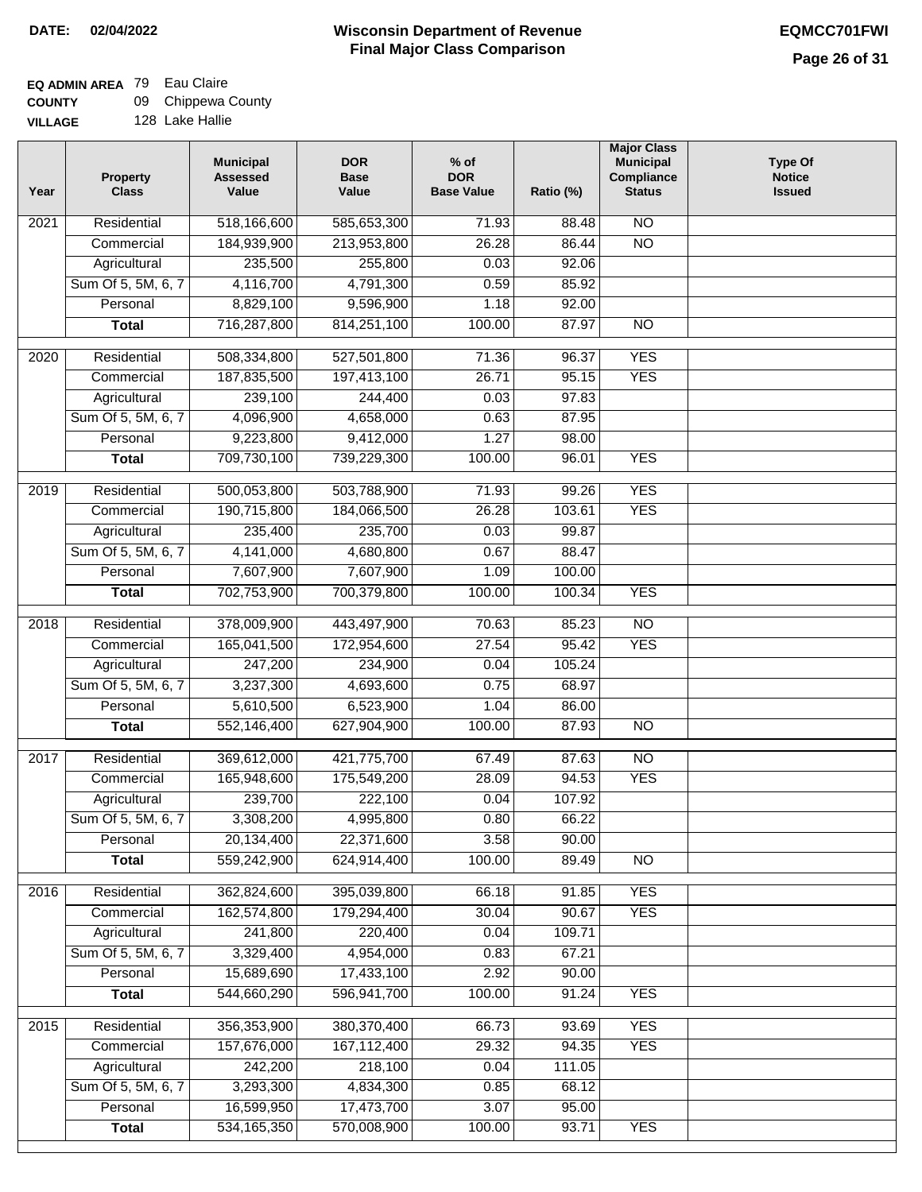**DATE: 02/04/2022**

# Wisconsin Department of Revenue
## Final Major Class Comparison

**EQMCC701FWI**

**EQ ADMIN AREA** 79 Eau Claire
**COUNTY** 09 Chippewa County
**VILLAGE** 128 Lake Hallie

| Year | Property Class | Municipal Assessed Value | DOR Base Value | % of DOR Base Value | Ratio (%) | Major Class Municipal Compliance Status | Type Of Notice Issued |
|---|---|---|---|---|---|---|---|
| 2021 | Residential | 518,166,600 | 585,653,300 | 71.93 | 88.48 | NO | |
| | Commercial | 184,939,900 | 213,953,800 | 26.28 | 86.44 | NO | |
| | Agricultural | 235,500 | 255,800 | 0.03 | 92.06 | | |
| | Sum Of 5, 5M, 6, 7 | 4,116,700 | 4,791,300 | 0.59 | 85.92 | | |
| | Personal | 8,829,100 | 9,596,900 | 1.18 | 92.00 | | |
| | **Total** | 716,287,800 | 814,251,100 | 100.00 | 87.97 | NO | |
| 2020 | Residential | 508,334,800 | 527,501,800 | 71.36 | 96.37 | YES | |
| | Commercial | 187,835,500 | 197,413,100 | 26.71 | 95.15 | YES | |
| | Agricultural | 239,100 | 244,400 | 0.03 | 97.83 | | |
| | Sum Of 5, 5M, 6, 7 | 4,096,900 | 4,658,000 | 0.63 | 87.95 | | |
| | Personal | 9,223,800 | 9,412,000 | 1.27 | 98.00 | | |
| | **Total** | 709,730,100 | 739,229,300 | 100.00 | 96.01 | YES | |
| 2019 | Residential | 500,053,800 | 503,788,900 | 71.93 | 99.26 | YES | |
| | Commercial | 190,715,800 | 184,066,500 | 26.28 | 103.61 | YES | |
| | Agricultural | 235,400 | 235,700 | 0.03 | 99.87 | | |
| | Sum Of 5, 5M, 6, 7 | 4,141,000 | 4,680,800 | 0.67 | 88.47 | | |
| | Personal | 7,607,900 | 7,607,900 | 1.09 | 100.00 | | |
| | **Total** | 702,753,900 | 700,379,800 | 100.00 | 100.34 | YES | |
| 2018 | Residential | 378,009,900 | 443,497,900 | 70.63 | 85.23 | NO | |
| | Commercial | 165,041,500 | 172,954,600 | 27.54 | 95.42 | YES | |
| | Agricultural | 247,200 | 234,900 | 0.04 | 105.24 | | |
| | Sum Of 5, 5M, 6, 7 | 3,237,300 | 4,693,600 | 0.75 | 68.97 | | |
| | Personal | 5,610,500 | 6,523,900 | 1.04 | 86.00 | | |
| | **Total** | 552,146,400 | 627,904,900 | 100.00 | 87.93 | NO | |
| 2017 | Residential | 369,612,000 | 421,775,700 | 67.49 | 87.63 | NO | |
| | Commercial | 165,948,600 | 175,549,200 | 28.09 | 94.53 | YES | |
| | Agricultural | 239,700 | 222,100 | 0.04 | 107.92 | | |
| | Sum Of 5, 5M, 6, 7 | 3,308,200 | 4,995,800 | 0.80 | 66.22 | | |
| | Personal | 20,134,400 | 22,371,600 | 3.58 | 90.00 | | |
| | **Total** | 559,242,900 | 624,914,400 | 100.00 | 89.49 | NO | |
| 2016 | Residential | 362,824,600 | 395,039,800 | 66.18 | 91.85 | YES | |
| | Commercial | 162,574,800 | 179,294,400 | 30.04 | 90.67 | YES | |
| | Agricultural | 241,800 | 220,400 | 0.04 | 109.71 | | |
| | Sum Of 5, 5M, 6, 7 | 3,329,400 | 4,954,000 | 0.83 | 67.21 | | |
| | Personal | 15,689,690 | 17,433,100 | 2.92 | 90.00 | | |
| | **Total** | 544,660,290 | 596,941,700 | 100.00 | 91.24 | YES | |
| 2015 | Residential | 356,353,900 | 380,370,400 | 66.73 | 93.69 | YES | |
| | Commercial | 157,676,000 | 167,112,400 | 29.32 | 94.35 | YES | |
| | Agricultural | 242,200 | 218,100 | 0.04 | 111.05 | | |
| | Sum Of 5, 5M, 6, 7 | 3,293,300 | 4,834,300 | 0.85 | 68.12 | | |
| | Personal | 16,599,950 | 17,473,700 | 3.07 | 95.00 | | |
| | **Total** | 534,165,350 | 570,008,900 | 100.00 | 93.71 | YES | |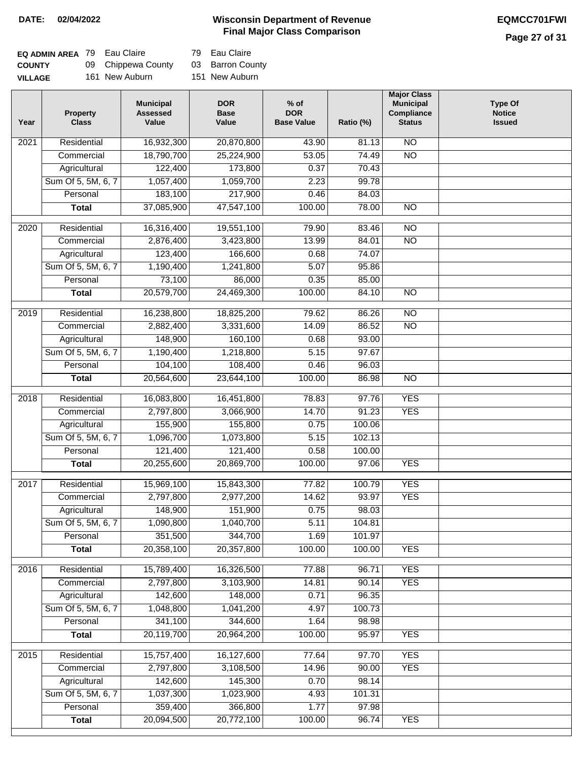**DATE: 02/04/2022**

# Wisconsin Department of Revenue
## Final Major Class Comparison

**EQMCC701FWI**

| | | | | |
|---|---|---|---|---|
| **EQ ADMIN AREA** | 79 | Eau Claire | 79 | Eau Claire |
| **COUNTY** | 09 | Chippewa County | 03 | Barron County |
| **VILLAGE** | 161 | New Auburn | 151 | New Auburn |

| Year | Property Class | Municipal Assessed Value | DOR Base Value | % of DOR Base Value | Ratio (%) | Major Class Municipal Compliance Status | Type Of Notice Issued |
|---|---|---|---|---|---|---|---|
| 2021 | Residential | 16,932,300 | 20,870,800 | 43.90 | 81.13 | NO | |
| | Commercial | 18,790,700 | 25,224,900 | 53.05 | 74.49 | NO | |
| | Agricultural | 122,400 | 173,800 | 0.37 | 70.43 | | |
| | Sum Of 5, 5M, 6, 7 | 1,057,400 | 1,059,700 | 2.23 | 99.78 | | |
| | Personal | 183,100 | 217,900 | 0.46 | 84.03 | | |
| | **Total** | 37,085,900 | 47,547,100 | 100.00 | 78.00 | NO | |
| 2020 | Residential | 16,316,400 | 19,551,100 | 79.90 | 83.46 | NO | |
| | Commercial | 2,876,400 | 3,423,800 | 13.99 | 84.01 | NO | |
| | Agricultural | 123,400 | 166,600 | 0.68 | 74.07 | | |
| | Sum Of 5, 5M, 6, 7 | 1,190,400 | 1,241,800 | 5.07 | 95.86 | | |
| | Personal | 73,100 | 86,000 | 0.35 | 85.00 | | |
| | **Total** | 20,579,700 | 24,469,300 | 100.00 | 84.10 | NO | |
| 2019 | Residential | 16,238,800 | 18,825,200 | 79.62 | 86.26 | NO | |
| | Commercial | 2,882,400 | 3,331,600 | 14.09 | 86.52 | NO | |
| | Agricultural | 148,900 | 160,100 | 0.68 | 93.00 | | |
| | Sum Of 5, 5M, 6, 7 | 1,190,400 | 1,218,800 | 5.15 | 97.67 | | |
| | Personal | 104,100 | 108,400 | 0.46 | 96.03 | | |
| | **Total** | 20,564,600 | 23,644,100 | 100.00 | 86.98 | NO | |
| 2018 | Residential | 16,083,800 | 16,451,800 | 78.83 | 97.76 | YES | |
| | Commercial | 2,797,800 | 3,066,900 | 14.70 | 91.23 | YES | |
| | Agricultural | 155,900 | 155,800 | 0.75 | 100.06 | | |
| | Sum Of 5, 5M, 6, 7 | 1,096,700 | 1,073,800 | 5.15 | 102.13 | | |
| | Personal | 121,400 | 121,400 | 0.58 | 100.00 | | |
| | **Total** | 20,255,600 | 20,869,700 | 100.00 | 97.06 | YES | |
| 2017 | Residential | 15,969,100 | 15,843,300 | 77.82 | 100.79 | YES | |
| | Commercial | 2,797,800 | 2,977,200 | 14.62 | 93.97 | YES | |
| | Agricultural | 148,900 | 151,900 | 0.75 | 98.03 | | |
| | Sum Of 5, 5M, 6, 7 | 1,090,800 | 1,040,700 | 5.11 | 104.81 | | |
| | Personal | 351,500 | 344,700 | 1.69 | 101.97 | | |
| | **Total** | 20,358,100 | 20,357,800 | 100.00 | 100.00 | YES | |
| 2016 | Residential | 15,789,400 | 16,326,500 | 77.88 | 96.71 | YES | |
| | Commercial | 2,797,800 | 3,103,900 | 14.81 | 90.14 | YES | |
| | Agricultural | 142,600 | 148,000 | 0.71 | 96.35 | | |
| | Sum Of 5, 5M, 6, 7 | 1,048,800 | 1,041,200 | 4.97 | 100.73 | | |
| | Personal | 341,100 | 344,600 | 1.64 | 98.98 | | |
| | **Total** | 20,119,700 | 20,964,200 | 100.00 | 95.97 | YES | |
| 2015 | Residential | 15,757,400 | 16,127,600 | 77.64 | 97.70 | YES | |
| | Commercial | 2,797,800 | 3,108,500 | 14.96 | 90.00 | YES | |
| | Agricultural | 142,600 | 145,300 | 0.70 | 98.14 | | |
| | Sum Of 5, 5M, 6, 7 | 1,037,300 | 1,023,900 | 4.93 | 101.31 | | |
| | Personal | 359,400 | 366,800 | 1.77 | 97.98 | | |
| | **Total** | 20,094,500 | 20,772,100 | 100.00 | 96.74 | YES | |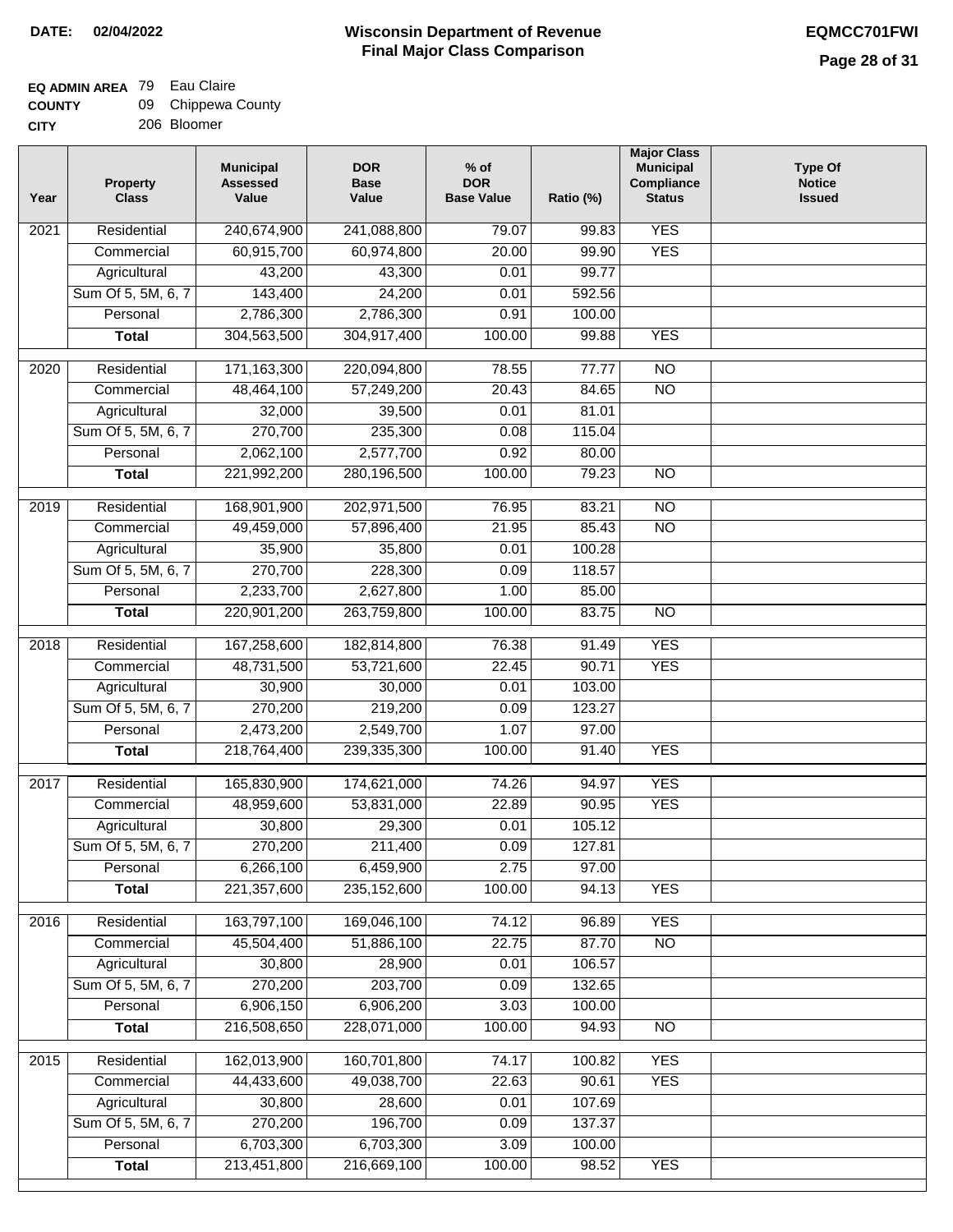**DATE:** 02/04/2022

# Wisconsin Department of Revenue
## Final Major Class Comparison

**EQMCC701FWI**

**EQ ADMIN AREA** 79 Eau Claire
**COUNTY** 09 Chippewa County
**CITY** 206 Bloomer

| Year | Property Class | Municipal Assessed Value | DOR Base Value | % of DOR Base Value | Ratio (%) | Major Class Municipal Compliance Status | Type Of Notice Issued |
|---|---|---|---|---|---|---|---|
| 2021 | Residential | 240,674,900 | 241,088,800 | 79.07 | 99.83 | YES | |
| | Commercial | 60,915,700 | 60,974,800 | 20.00 | 99.90 | YES | |
| | Agricultural | 43,200 | 43,300 | 0.01 | 99.77 | | |
| | Sum Of 5, 5M, 6, 7 | 143,400 | 24,200 | 0.01 | 592.56 | | |
| | Personal | 2,786,300 | 2,786,300 | 0.91 | 100.00 | | |
| | **Total** | 304,563,500 | 304,917,400 | 100.00 | 99.88 | YES | |
| 2020 | Residential | 171,163,300 | 220,094,800 | 78.55 | 77.77 | NO | |
| | Commercial | 48,464,100 | 57,249,200 | 20.43 | 84.65 | NO | |
| | Agricultural | 32,000 | 39,500 | 0.01 | 81.01 | | |
| | Sum Of 5, 5M, 6, 7 | 270,700 | 235,300 | 0.08 | 115.04 | | |
| | Personal | 2,062,100 | 2,577,700 | 0.92 | 80.00 | | |
| | **Total** | 221,992,200 | 280,196,500 | 100.00 | 79.23 | NO | |
| 2019 | Residential | 168,901,900 | 202,971,500 | 76.95 | 83.21 | NO | |
| | Commercial | 49,459,000 | 57,896,400 | 21.95 | 85.43 | NO | |
| | Agricultural | 35,900 | 35,800 | 0.01 | 100.28 | | |
| | Sum Of 5, 5M, 6, 7 | 270,700 | 228,300 | 0.09 | 118.57 | | |
| | Personal | 2,233,700 | 2,627,800 | 1.00 | 85.00 | | |
| | **Total** | 220,901,200 | 263,759,800 | 100.00 | 83.75 | NO | |
| 2018 | Residential | 167,258,600 | 182,814,800 | 76.38 | 91.49 | YES | |
| | Commercial | 48,731,500 | 53,721,600 | 22.45 | 90.71 | YES | |
| | Agricultural | 30,900 | 30,000 | 0.01 | 103.00 | | |
| | Sum Of 5, 5M, 6, 7 | 270,200 | 219,200 | 0.09 | 123.27 | | |
| | Personal | 2,473,200 | 2,549,700 | 1.07 | 97.00 | | |
| | **Total** | 218,764,400 | 239,335,300 | 100.00 | 91.40 | YES | |
| 2017 | Residential | 165,830,900 | 174,621,000 | 74.26 | 94.97 | YES | |
| | Commercial | 48,959,600 | 53,831,000 | 22.89 | 90.95 | YES | |
| | Agricultural | 30,800 | 29,300 | 0.01 | 105.12 | | |
| | Sum Of 5, 5M, 6, 7 | 270,200 | 211,400 | 0.09 | 127.81 | | |
| | Personal | 6,266,100 | 6,459,900 | 2.75 | 97.00 | | |
| | **Total** | 221,357,600 | 235,152,600 | 100.00 | 94.13 | YES | |
| 2016 | Residential | 163,797,100 | 169,046,100 | 74.12 | 96.89 | YES | |
| | Commercial | 45,504,400 | 51,886,100 | 22.75 | 87.70 | NO | |
| | Agricultural | 30,800 | 28,900 | 0.01 | 106.57 | | |
| | Sum Of 5, 5M, 6, 7 | 270,200 | 203,700 | 0.09 | 132.65 | | |
| | Personal | 6,906,150 | 6,906,200 | 3.03 | 100.00 | | |
| | **Total** | 216,508,650 | 228,071,000 | 100.00 | 94.93 | NO | |
| 2015 | Residential | 162,013,900 | 160,701,800 | 74.17 | 100.82 | YES | |
| | Commercial | 44,433,600 | 49,038,700 | 22.63 | 90.61 | YES | |
| | Agricultural | 30,800 | 28,600 | 0.01 | 107.69 | | |
| | Sum Of 5, 5M, 6, 7 | 270,200 | 196,700 | 0.09 | 137.37 | | |
| | Personal | 6,703,300 | 6,703,300 | 3.09 | 100.00 | | |
| | **Total** | 213,451,800 | 216,669,100 | 100.00 | 98.52 | YES | |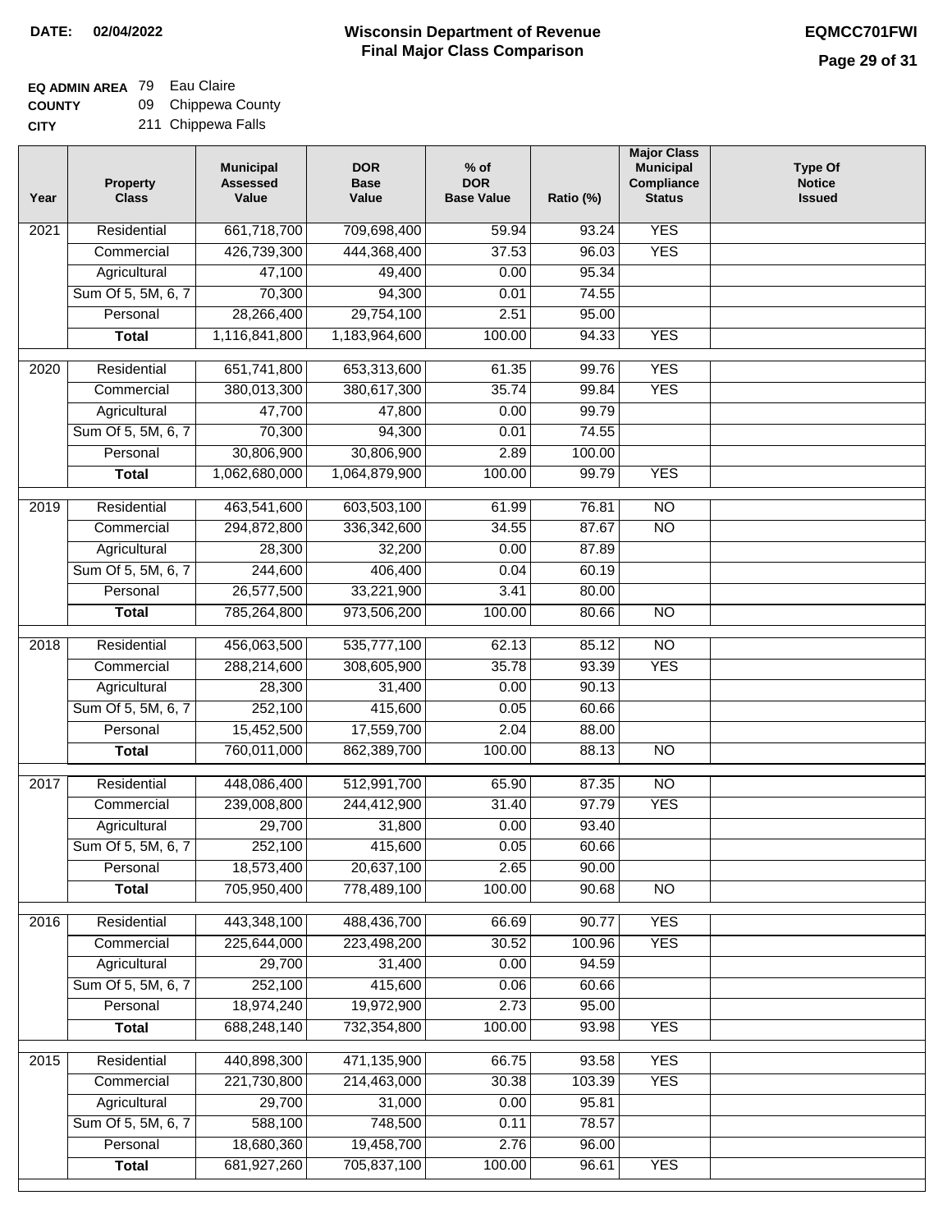**DATE:** 02/04/2022

# Wisconsin Department of Revenue
## Final Major Class Comparison

**EQMCC701FWI**

**EQ ADMIN AREA** 79 Eau Claire
**COUNTY** 09 Chippewa County
**CITY** 211 Chippewa Falls

| Year | Property Class | Municipal Assessed Value | DOR Base Value | % of DOR Base Value | Ratio (%) | Major Class Municipal Compliance Status | Type Of Notice Issued |
|---|---|---|---|---|---|---|---|
| 2021 | Residential | 661,718,700 | 709,698,400 | 59.94 | 93.24 | YES | |
| | Commercial | 426,739,300 | 444,368,400 | 37.53 | 96.03 | YES | |
| | Agricultural | 47,100 | 49,400 | 0.00 | 95.34 | | |
| | Sum Of 5, 5M, 6, 7 | 70,300 | 94,300 | 0.01 | 74.55 | | |
| | Personal | 28,266,400 | 29,754,100 | 2.51 | 95.00 | | |
| | **Total** | 1,116,841,800 | 1,183,964,600 | 100.00 | 94.33 | YES | |
| 2020 | Residential | 651,741,800 | 653,313,600 | 61.35 | 99.76 | YES | |
| | Commercial | 380,013,300 | 380,617,300 | 35.74 | 99.84 | YES | |
| | Agricultural | 47,700 | 47,800 | 0.00 | 99.79 | | |
| | Sum Of 5, 5M, 6, 7 | 70,300 | 94,300 | 0.01 | 74.55 | | |
| | Personal | 30,806,900 | 30,806,900 | 2.89 | 100.00 | | |
| | **Total** | 1,062,680,000 | 1,064,879,900 | 100.00 | 99.79 | YES | |
| 2019 | Residential | 463,541,600 | 603,503,100 | 61.99 | 76.81 | NO | |
| | Commercial | 294,872,800 | 336,342,600 | 34.55 | 87.67 | NO | |
| | Agricultural | 28,300 | 32,200 | 0.00 | 87.89 | | |
| | Sum Of 5, 5M, 6, 7 | 244,600 | 406,400 | 0.04 | 60.19 | | |
| | Personal | 26,577,500 | 33,221,900 | 3.41 | 80.00 | | |
| | **Total** | 785,264,800 | 973,506,200 | 100.00 | 80.66 | NO | |
| 2018 | Residential | 456,063,500 | 535,777,100 | 62.13 | 85.12 | NO | |
| | Commercial | 288,214,600 | 308,605,900 | 35.78 | 93.39 | YES | |
| | Agricultural | 28,300 | 31,400 | 0.00 | 90.13 | | |
| | Sum Of 5, 5M, 6, 7 | 252,100 | 415,600 | 0.05 | 60.66 | | |
| | Personal | 15,452,500 | 17,559,700 | 2.04 | 88.00 | | |
| | **Total** | 760,011,000 | 862,389,700 | 100.00 | 88.13 | NO | |
| 2017 | Residential | 448,086,400 | 512,991,700 | 65.90 | 87.35 | NO | |
| | Commercial | 239,008,800 | 244,412,900 | 31.40 | 97.79 | YES | |
| | Agricultural | 29,700 | 31,800 | 0.00 | 93.40 | | |
| | Sum Of 5, 5M, 6, 7 | 252,100 | 415,600 | 0.05 | 60.66 | | |
| | Personal | 18,573,400 | 20,637,100 | 2.65 | 90.00 | | |
| | **Total** | 705,950,400 | 778,489,100 | 100.00 | 90.68 | NO | |
| 2016 | Residential | 443,348,100 | 488,436,700 | 66.69 | 90.77 | YES | |
| | Commercial | 225,644,000 | 223,498,200 | 30.52 | 100.96 | YES | |
| | Agricultural | 29,700 | 31,400 | 0.00 | 94.59 | | |
| | Sum Of 5, 5M, 6, 7 | 252,100 | 415,600 | 0.06 | 60.66 | | |
| | Personal | 18,974,240 | 19,972,900 | 2.73 | 95.00 | | |
| | **Total** | 688,248,140 | 732,354,800 | 100.00 | 93.98 | YES | |
| 2015 | Residential | 440,898,300 | 471,135,900 | 66.75 | 93.58 | YES | |
| | Commercial | 221,730,800 | 214,463,000 | 30.38 | 103.39 | YES | |
| | Agricultural | 29,700 | 31,000 | 0.00 | 95.81 | | |
| | Sum Of 5, 5M, 6, 7 | 588,100 | 748,500 | 0.11 | 78.57 | | |
| | Personal | 18,680,360 | 19,458,700 | 2.76 | 96.00 | | |
| | **Total** | 681,927,260 | 705,837,100 | 100.00 | 96.61 | YES | |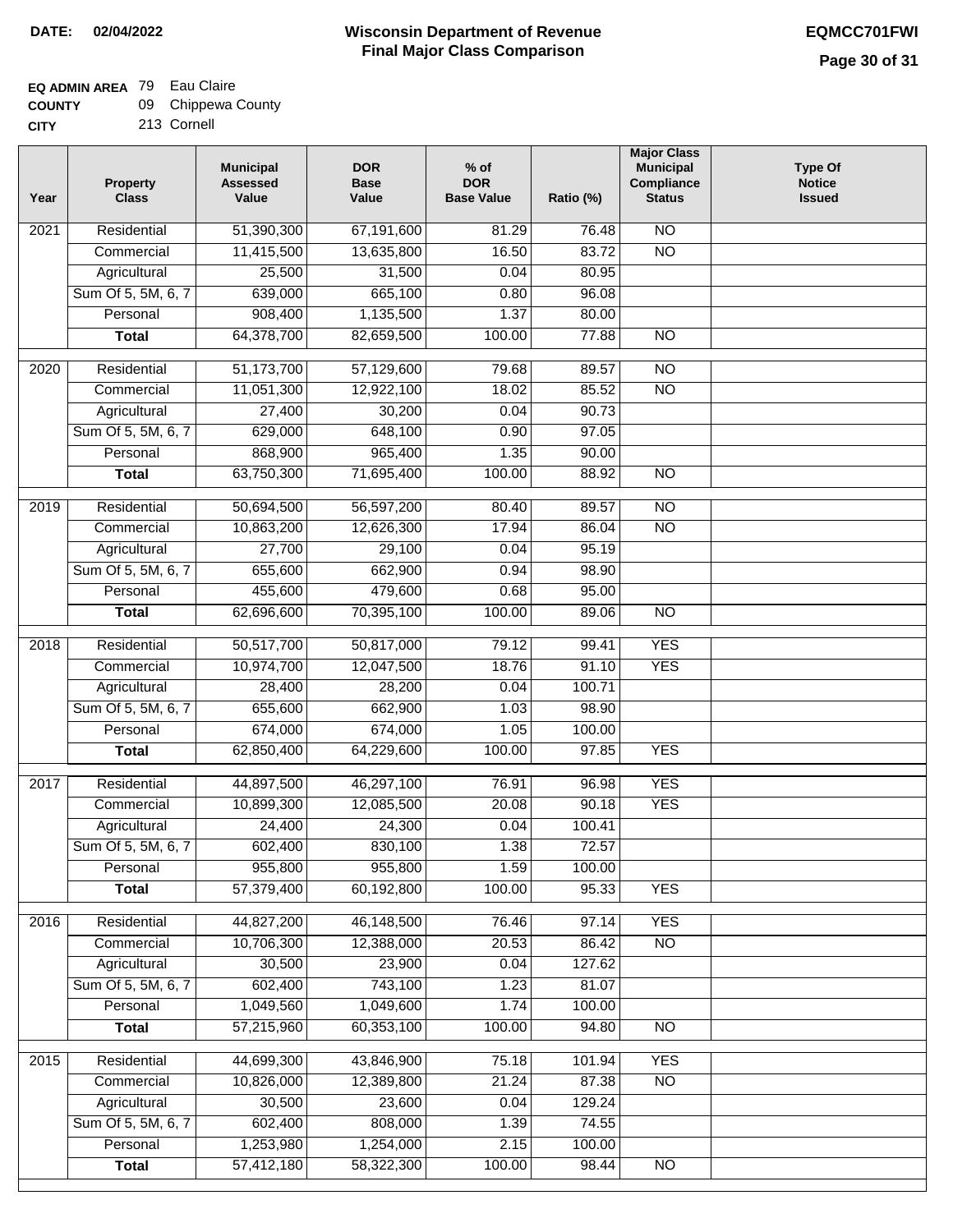**DATE: 02/04/2022**

# Wisconsin Department of Revenue
## Final Major Class Comparison

**EQMCC701FWI**

**EQ ADMIN AREA** 79 Eau Claire
**COUNTY** 09 Chippewa County
**CITY** 213 Cornell

| Year | Property Class | Municipal Assessed Value | DOR Base Value | % of DOR Base Value | Ratio (%) | Major Class Municipal Compliance Status | Type Of Notice Issued |
|---|---|---|---|---|---|---|---|
| 2021 | Residential | 51,390,300 | 67,191,600 | 81.29 | 76.48 | NO | |
| | Commercial | 11,415,500 | 13,635,800 | 16.50 | 83.72 | NO | |
| | Agricultural | 25,500 | 31,500 | 0.04 | 80.95 | | |
| | Sum Of 5, 5M, 6, 7 | 639,000 | 665,100 | 0.80 | 96.08 | | |
| | Personal | 908,400 | 1,135,500 | 1.37 | 80.00 | | |
| | **Total** | 64,378,700 | 82,659,500 | 100.00 | 77.88 | NO | |
| 2020 | Residential | 51,173,700 | 57,129,600 | 79.68 | 89.57 | NO | |
| | Commercial | 11,051,300 | 12,922,100 | 18.02 | 85.52 | NO | |
| | Agricultural | 27,400 | 30,200 | 0.04 | 90.73 | | |
| | Sum Of 5, 5M, 6, 7 | 629,000 | 648,100 | 0.90 | 97.05 | | |
| | Personal | 868,900 | 965,400 | 1.35 | 90.00 | | |
| | **Total** | 63,750,300 | 71,695,400 | 100.00 | 88.92 | NO | |
| 2019 | Residential | 50,694,500 | 56,597,200 | 80.40 | 89.57 | NO | |
| | Commercial | 10,863,200 | 12,626,300 | 17.94 | 86.04 | NO | |
| | Agricultural | 27,700 | 29,100 | 0.04 | 95.19 | | |
| | Sum Of 5, 5M, 6, 7 | 655,600 | 662,900 | 0.94 | 98.90 | | |
| | Personal | 455,600 | 479,600 | 0.68 | 95.00 | | |
| | **Total** | 62,696,600 | 70,395,100 | 100.00 | 89.06 | NO | |
| 2018 | Residential | 50,517,700 | 50,817,000 | 79.12 | 99.41 | YES | |
| | Commercial | 10,974,700 | 12,047,500 | 18.76 | 91.10 | YES | |
| | Agricultural | 28,400 | 28,200 | 0.04 | 100.71 | | |
| | Sum Of 5, 5M, 6, 7 | 655,600 | 662,900 | 1.03 | 98.90 | | |
| | Personal | 674,000 | 674,000 | 1.05 | 100.00 | | |
| | **Total** | 62,850,400 | 64,229,600 | 100.00 | 97.85 | YES | |
| 2017 | Residential | 44,897,500 | 46,297,100 | 76.91 | 96.98 | YES | |
| | Commercial | 10,899,300 | 12,085,500 | 20.08 | 90.18 | YES | |
| | Agricultural | 24,400 | 24,300 | 0.04 | 100.41 | | |
| | Sum Of 5, 5M, 6, 7 | 602,400 | 830,100 | 1.38 | 72.57 | | |
| | Personal | 955,800 | 955,800 | 1.59 | 100.00 | | |
| | **Total** | 57,379,400 | 60,192,800 | 100.00 | 95.33 | YES | |
| 2016 | Residential | 44,827,200 | 46,148,500 | 76.46 | 97.14 | YES | |
| | Commercial | 10,706,300 | 12,388,000 | 20.53 | 86.42 | NO | |
| | Agricultural | 30,500 | 23,900 | 0.04 | 127.62 | | |
| | Sum Of 5, 5M, 6, 7 | 602,400 | 743,100 | 1.23 | 81.07 | | |
| | Personal | 1,049,560 | 1,049,600 | 1.74 | 100.00 | | |
| | **Total** | 57,215,960 | 60,353,100 | 100.00 | 94.80 | NO | |
| 2015 | Residential | 44,699,300 | 43,846,900 | 75.18 | 101.94 | YES | |
| | Commercial | 10,826,000 | 12,389,800 | 21.24 | 87.38 | NO | |
| | Agricultural | 30,500 | 23,600 | 0.04 | 129.24 | | |
| | Sum Of 5, 5M, 6, 7 | 602,400 | 808,000 | 1.39 | 74.55 | | |
| | Personal | 1,253,980 | 1,254,000 | 2.15 | 100.00 | | |
| | **Total** | 57,412,180 | 58,322,300 | 100.00 | 98.44 | NO | |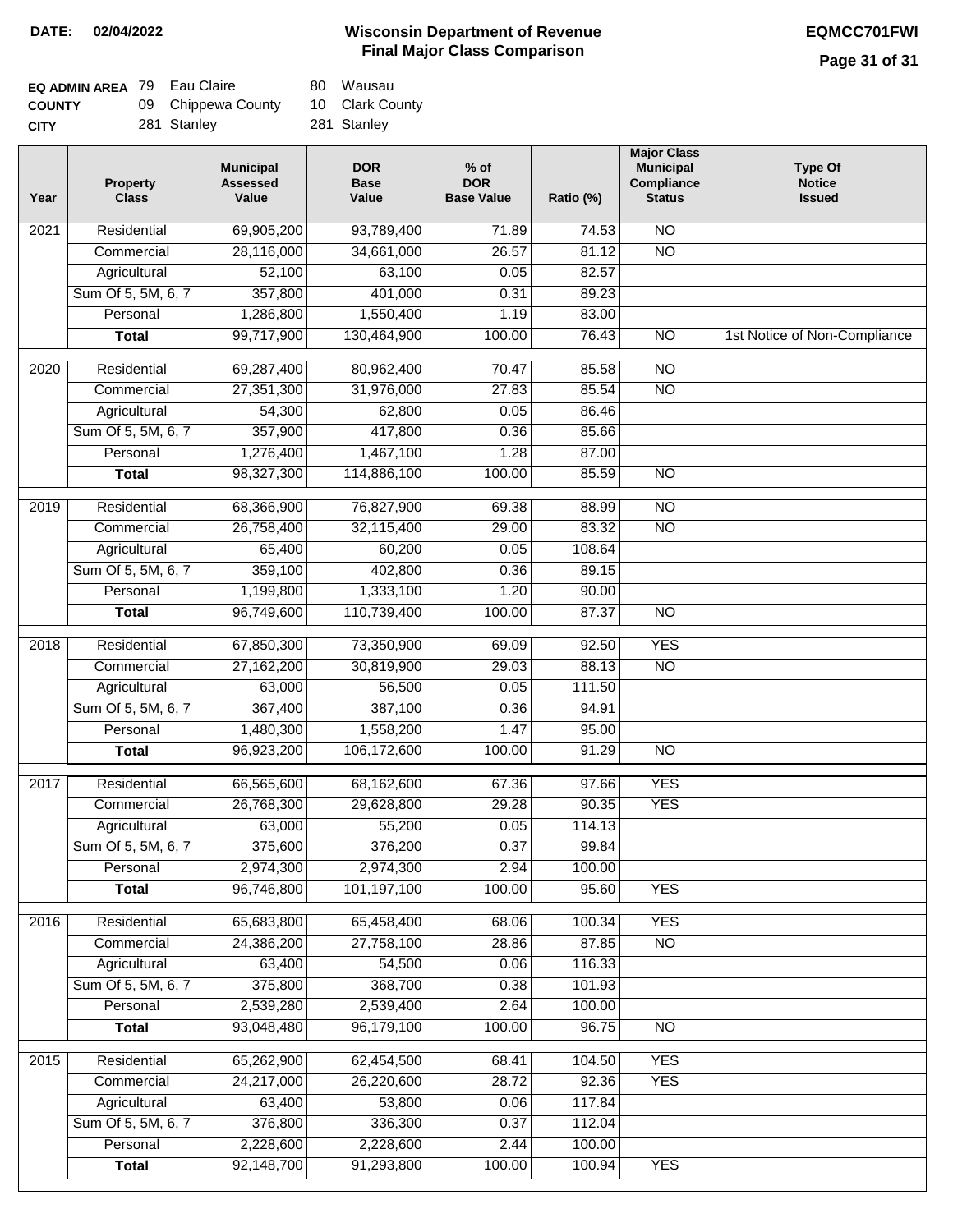**DATE: 02/04/2022**

# Wisconsin Department of Revenue
## Final Major Class Comparison

**EQMCC701FWI**

| | | | | |
|---|---|---|---|---|
| **EQ ADMIN AREA** | 79 | Eau Claire | 80 | Wausau |
| **COUNTY** | 09 | Chippewa County | 10 | Clark County |
| **CITY** | | 281 Stanley | | 281 Stanley |

| Year | Property Class | Municipal Assessed Value | DOR Base Value | % of DOR Base Value | Ratio (%) | Major Class Municipal Compliance Status | Type Of Notice Issued |
|---|---|---|---|---|---|---|---|
| 2021 | Residential | 69,905,200 | 93,789,400 | 71.89 | 74.53 | NO | |
| | Commercial | 28,116,000 | 34,661,000 | 26.57 | 81.12 | NO | |
| | Agricultural | 52,100 | 63,100 | 0.05 | 82.57 | | |
| | Sum Of 5, 5M, 6, 7 | 357,800 | 401,000 | 0.31 | 89.23 | | |
| | Personal | 1,286,800 | 1,550,400 | 1.19 | 83.00 | | |
| | **Total** | 99,717,900 | 130,464,900 | 100.00 | 76.43 | NO | 1st Notice of Non-Compliance |
| 2020 | Residential | 69,287,400 | 80,962,400 | 70.47 | 85.58 | NO | |
| | Commercial | 27,351,300 | 31,976,000 | 27.83 | 85.54 | NO | |
| | Agricultural | 54,300 | 62,800 | 0.05 | 86.46 | | |
| | Sum Of 5, 5M, 6, 7 | 357,900 | 417,800 | 0.36 | 85.66 | | |
| | Personal | 1,276,400 | 1,467,100 | 1.28 | 87.00 | | |
| | **Total** | 98,327,300 | 114,886,100 | 100.00 | 85.59 | NO | |
| 2019 | Residential | 68,366,900 | 76,827,900 | 69.38 | 88.99 | NO | |
| | Commercial | 26,758,400 | 32,115,400 | 29.00 | 83.32 | NO | |
| | Agricultural | 65,400 | 60,200 | 0.05 | 108.64 | | |
| | Sum Of 5, 5M, 6, 7 | 359,100 | 402,800 | 0.36 | 89.15 | | |
| | Personal | 1,199,800 | 1,333,100 | 1.20 | 90.00 | | |
| | **Total** | 96,749,600 | 110,739,400 | 100.00 | 87.37 | NO | |
| 2018 | Residential | 67,850,300 | 73,350,900 | 69.09 | 92.50 | YES | |
| | Commercial | 27,162,200 | 30,819,900 | 29.03 | 88.13 | NO | |
| | Agricultural | 63,000 | 56,500 | 0.05 | 111.50 | | |
| | Sum Of 5, 5M, 6, 7 | 367,400 | 387,100 | 0.36 | 94.91 | | |
| | Personal | 1,480,300 | 1,558,200 | 1.47 | 95.00 | | |
| | **Total** | 96,923,200 | 106,172,600 | 100.00 | 91.29 | NO | |
| 2017 | Residential | 66,565,600 | 68,162,600 | 67.36 | 97.66 | YES | |
| | Commercial | 26,768,300 | 29,628,800 | 29.28 | 90.35 | YES | |
| | Agricultural | 63,000 | 55,200 | 0.05 | 114.13 | | |
| | Sum Of 5, 5M, 6, 7 | 375,600 | 376,200 | 0.37 | 99.84 | | |
| | Personal | 2,974,300 | 2,974,300 | 2.94 | 100.00 | | |
| | **Total** | 96,746,800 | 101,197,100 | 100.00 | 95.60 | YES | |
| 2016 | Residential | 65,683,800 | 65,458,400 | 68.06 | 100.34 | YES | |
| | Commercial | 24,386,200 | 27,758,100 | 28.86 | 87.85 | NO | |
| | Agricultural | 63,400 | 54,500 | 0.06 | 116.33 | | |
| | Sum Of 5, 5M, 6, 7 | 375,800 | 368,700 | 0.38 | 101.93 | | |
| | Personal | 2,539,280 | 2,539,400 | 2.64 | 100.00 | | |
| | **Total** | 93,048,480 | 96,179,100 | 100.00 | 96.75 | NO | |
| 2015 | Residential | 65,262,900 | 62,454,500 | 68.41 | 104.50 | YES | |
| | Commercial | 24,217,000 | 26,220,600 | 28.72 | 92.36 | YES | |
| | Agricultural | 63,400 | 53,800 | 0.06 | 117.84 | | |
| | Sum Of 5, 5M, 6, 7 | 376,800 | 336,300 | 0.37 | 112.04 | | |
| | Personal | 2,228,600 | 2,228,600 | 2.44 | 100.00 | | |
| | **Total** | 92,148,700 | 91,293,800 | 100.00 | 100.94 | YES | |